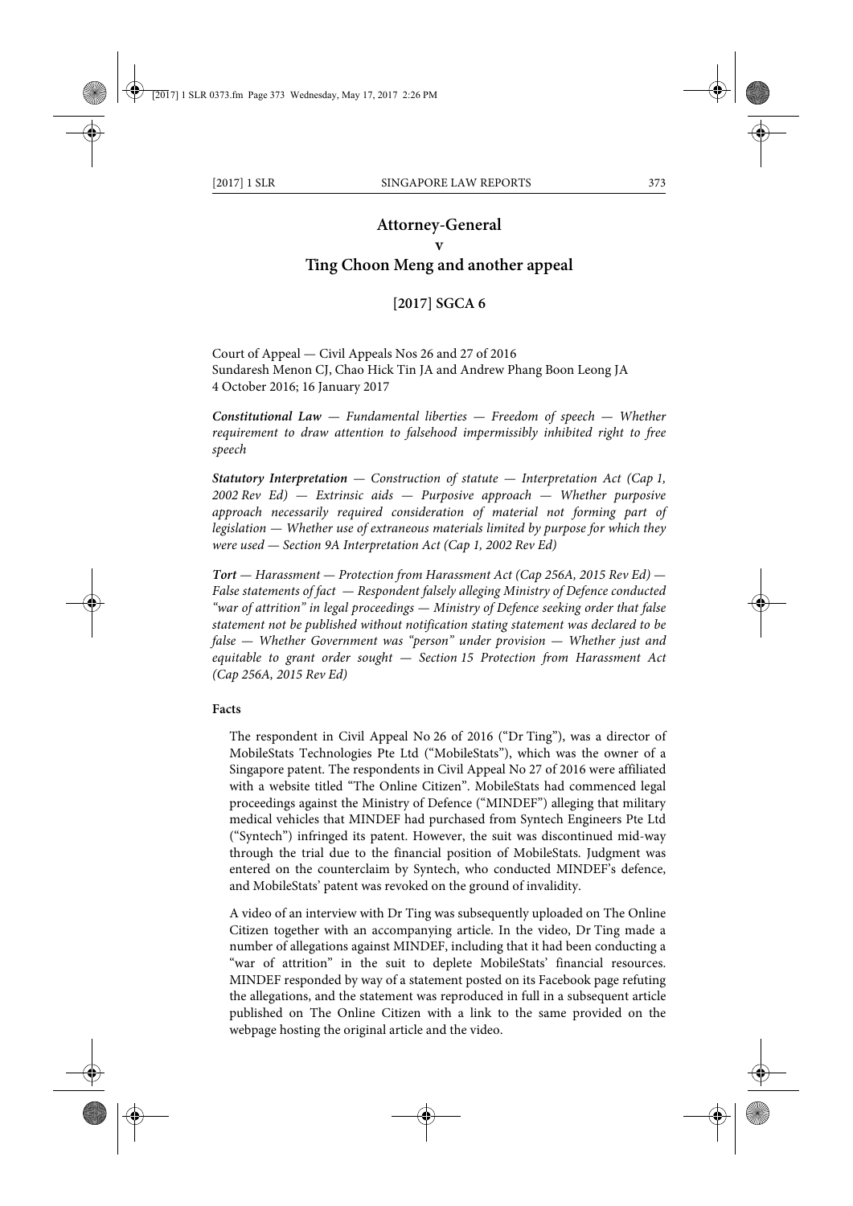# Attorney-General
# v
# Ting Choon Meng and another appeal

## [2017] SGCA 6

Court of Appeal — Civil Appeals Nos 26 and 27 of 2016
Sundaresh Menon CJ, Chao Hick Tin JA and Andrew Phang Boon Leong JA
4 October 2016; 16 January 2017

***Constitutional Law*** *— Fundamental liberties — Freedom of speech — Whether requirement to draw attention to falsehood impermissibly inhibited right to free speech*

***Statutory Interpretation*** *— Construction of statute — Interpretation Act (Cap 1, 2002 Rev Ed) — Extrinsic aids — Purposive approach — Whether purposive approach necessarily required consideration of material not forming part of legislation — Whether use of extraneous materials limited by purpose for which they were used — Section 9A Interpretation Act (Cap 1, 2002 Rev Ed)*

***Tort*** *— Harassment — Protection from Harassment Act (Cap 256A, 2015 Rev Ed) — False statements of fact — Respondent falsely alleging Ministry of Defence conducted "war of attrition" in legal proceedings — Ministry of Defence seeking order that false statement not be published without notification stating statement was declared to be false — Whether Government was "person" under provision — Whether just and equitable to grant order sought — Section 15 Protection from Harassment Act (Cap 256A, 2015 Rev Ed)*

**Facts**

The respondent in Civil Appeal No 26 of 2016 ("Dr Ting"), was a director of MobileStats Technologies Pte Ltd ("MobileStats"), which was the owner of a Singapore patent. The respondents in Civil Appeal No 27 of 2016 were affiliated with a website titled "The Online Citizen". MobileStats had commenced legal proceedings against the Ministry of Defence ("MINDEF") alleging that military medical vehicles that MINDEF had purchased from Syntech Engineers Pte Ltd ("Syntech") infringed its patent. However, the suit was discontinued mid-way through the trial due to the financial position of MobileStats. Judgment was entered on the counterclaim by Syntech, who conducted MINDEF's defence, and MobileStats' patent was revoked on the ground of invalidity.

A video of an interview with Dr Ting was subsequently uploaded on The Online Citizen together with an accompanying article. In the video, Dr Ting made a number of allegations against MINDEF, including that it had been conducting a "war of attrition" in the suit to deplete MobileStats' financial resources. MINDEF responded by way of a statement posted on its Facebook page refuting the allegations, and the statement was reproduced in full in a subsequent article published on The Online Citizen with a link to the same provided on the webpage hosting the original article and the video.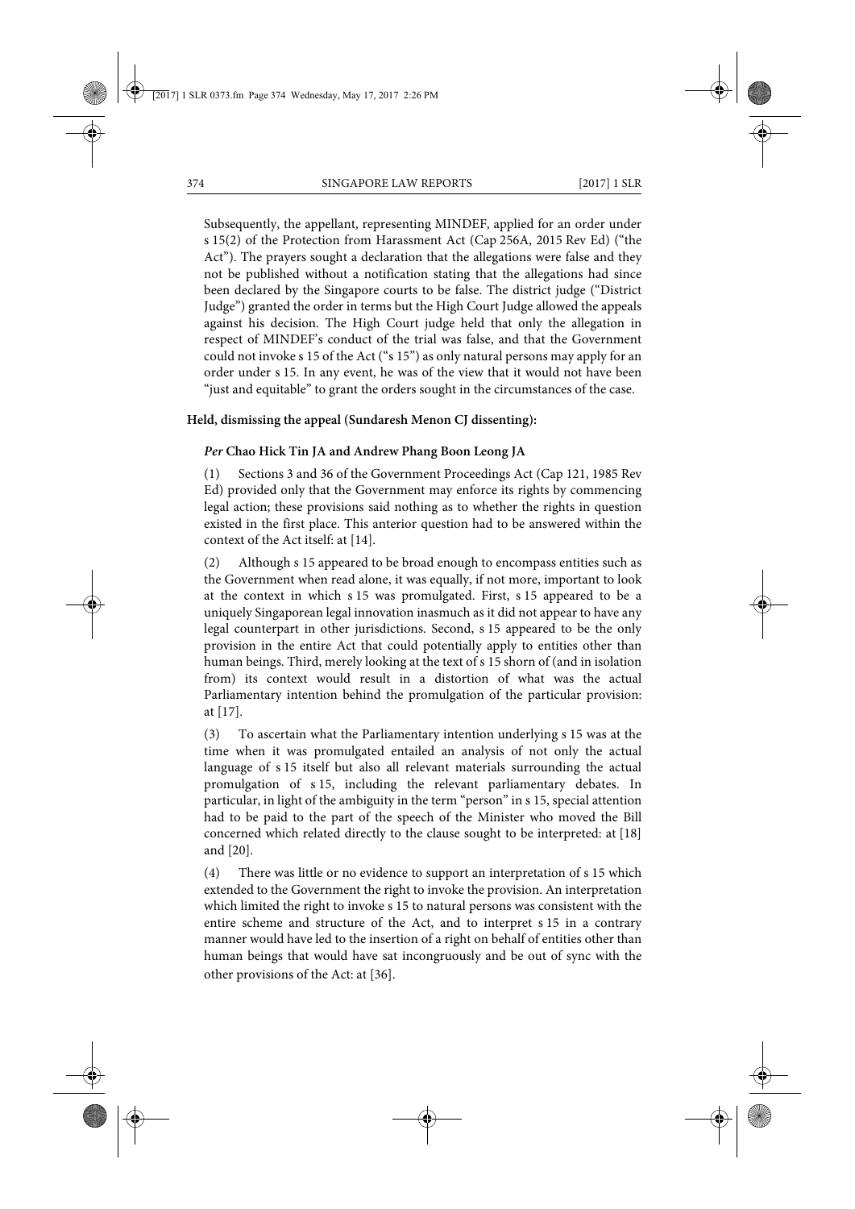Subsequently, the appellant, representing MINDEF, applied for an order under s 15(2) of the Protection from Harassment Act (Cap 256A, 2015 Rev Ed) ("the Act"). The prayers sought a declaration that the allegations were false and they not be published without a notification stating that the allegations had since been declared by the Singapore courts to be false. The district judge ("District Judge") granted the order in terms but the High Court Judge allowed the appeals against his decision. The High Court judge held that only the allegation in respect of MINDEF's conduct of the trial was false, and that the Government could not invoke s 15 of the Act ("s 15") as only natural persons may apply for an order under s 15. In any event, he was of the view that it would not have been "just and equitable" to grant the orders sought in the circumstances of the case.

**Held, dismissing the appeal (Sundaresh Menon CJ dissenting):**

***Per* Chao Hick Tin JA and Andrew Phang Boon Leong JA**

(1) Sections 3 and 36 of the Government Proceedings Act (Cap 121, 1985 Rev Ed) provided only that the Government may enforce its rights by commencing legal action; these provisions said nothing as to whether the rights in question existed in the first place. This anterior question had to be answered within the context of the Act itself: at [14].

(2) Although s 15 appeared to be broad enough to encompass entities such as the Government when read alone, it was equally, if not more, important to look at the context in which s 15 was promulgated. First, s 15 appeared to be a uniquely Singaporean legal innovation inasmuch as it did not appear to have any legal counterpart in other jurisdictions. Second, s 15 appeared to be the only provision in the entire Act that could potentially apply to entities other than human beings. Third, merely looking at the text of s 15 shorn of (and in isolation from) its context would result in a distortion of what was the actual Parliamentary intention behind the promulgation of the particular provision: at [17].

(3) To ascertain what the Parliamentary intention underlying s 15 was at the time when it was promulgated entailed an analysis of not only the actual language of s 15 itself but also all relevant materials surrounding the actual promulgation of s 15, including the relevant parliamentary debates. In particular, in light of the ambiguity in the term "person" in s 15, special attention had to be paid to the part of the speech of the Minister who moved the Bill concerned which related directly to the clause sought to be interpreted: at [18] and [20].

(4) There was little or no evidence to support an interpretation of s 15 which extended to the Government the right to invoke the provision. An interpretation which limited the right to invoke s 15 to natural persons was consistent with the entire scheme and structure of the Act, and to interpret s 15 in a contrary manner would have led to the insertion of a right on behalf of entities other than human beings that would have sat incongruously and be out of sync with the other provisions of the Act: at [36].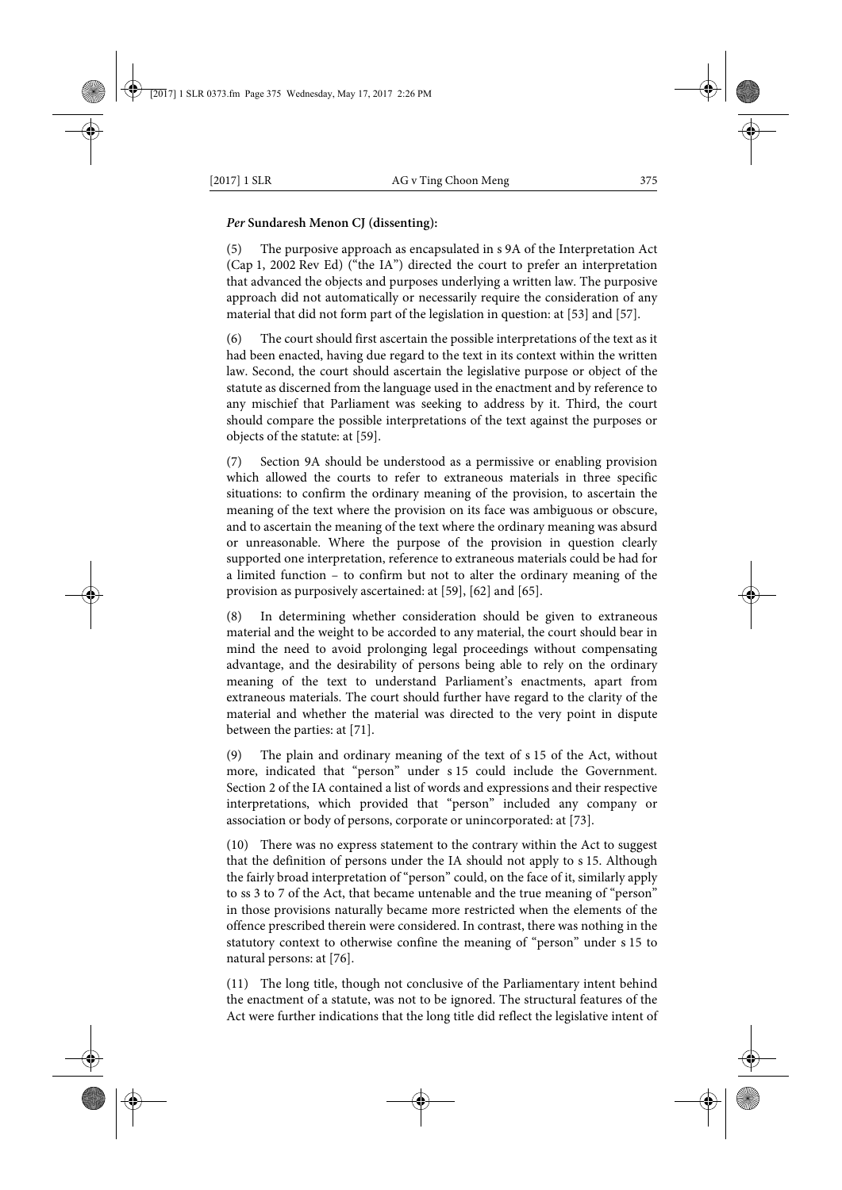***Per* Sundaresh Menon CJ (dissenting):**

(5) The purposive approach as encapsulated in s 9A of the Interpretation Act (Cap 1, 2002 Rev Ed) ("the IA") directed the court to prefer an interpretation that advanced the objects and purposes underlying a written law. The purposive approach did not automatically or necessarily require the consideration of any material that did not form part of the legislation in question: at [53] and [57].

(6) The court should first ascertain the possible interpretations of the text as it had been enacted, having due regard to the text in its context within the written law. Second, the court should ascertain the legislative purpose or object of the statute as discerned from the language used in the enactment and by reference to any mischief that Parliament was seeking to address by it. Third, the court should compare the possible interpretations of the text against the purposes or objects of the statute: at [59].

(7) Section 9A should be understood as a permissive or enabling provision which allowed the courts to refer to extraneous materials in three specific situations: to confirm the ordinary meaning of the provision, to ascertain the meaning of the text where the provision on its face was ambiguous or obscure, and to ascertain the meaning of the text where the ordinary meaning was absurd or unreasonable. Where the purpose of the provision in question clearly supported one interpretation, reference to extraneous materials could be had for a limited function – to confirm but not to alter the ordinary meaning of the provision as purposively ascertained: at [59], [62] and [65].

(8) In determining whether consideration should be given to extraneous material and the weight to be accorded to any material, the court should bear in mind the need to avoid prolonging legal proceedings without compensating advantage, and the desirability of persons being able to rely on the ordinary meaning of the text to understand Parliament's enactments, apart from extraneous materials. The court should further have regard to the clarity of the material and whether the material was directed to the very point in dispute between the parties: at [71].

(9) The plain and ordinary meaning of the text of s 15 of the Act, without more, indicated that "person" under s 15 could include the Government. Section 2 of the IA contained a list of words and expressions and their respective interpretations, which provided that "person" included any company or association or body of persons, corporate or unincorporated: at [73].

(10) There was no express statement to the contrary within the Act to suggest that the definition of persons under the IA should not apply to s 15. Although the fairly broad interpretation of "person" could, on the face of it, similarly apply to ss 3 to 7 of the Act, that became untenable and the true meaning of "person" in those provisions naturally became more restricted when the elements of the offence prescribed therein were considered. In contrast, there was nothing in the statutory context to otherwise confine the meaning of "person" under s 15 to natural persons: at [76].

(11) The long title, though not conclusive of the Parliamentary intent behind the enactment of a statute, was not to be ignored. The structural features of the Act were further indications that the long title did reflect the legislative intent of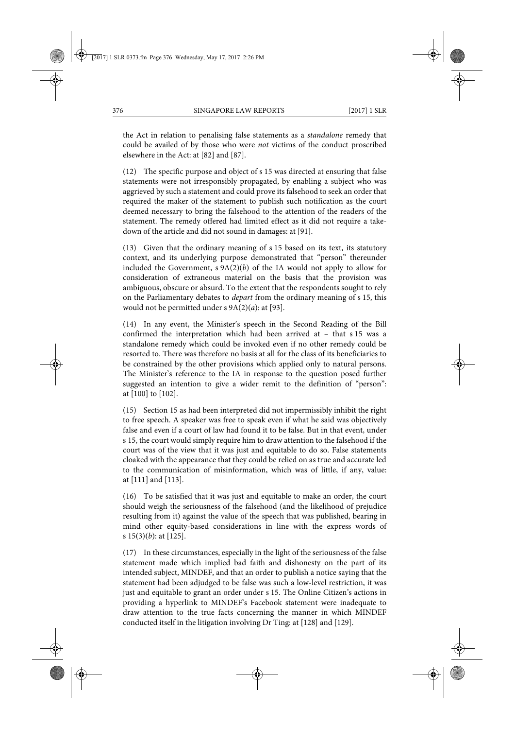the Act in relation to penalising false statements as a *standalone* remedy that could be availed of by those who were *not* victims of the conduct proscribed elsewhere in the Act: at [82] and [87].

(12) The specific purpose and object of s 15 was directed at ensuring that false statements were not irresponsibly propagated, by enabling a subject who was aggrieved by such a statement and could prove its falsehood to seek an order that required the maker of the statement to publish such notification as the court deemed necessary to bring the falsehood to the attention of the readers of the statement. The remedy offered had limited effect as it did not require a take-down of the article and did not sound in damages: at [91].

(13) Given that the ordinary meaning of s 15 based on its text, its statutory context, and its underlying purpose demonstrated that "person" thereunder included the Government, s 9A(2)(*b*) of the IA would not apply to allow for consideration of extraneous material on the basis that the provision was ambiguous, obscure or absurd. To the extent that the respondents sought to rely on the Parliamentary debates to *depart* from the ordinary meaning of s 15, this would not be permitted under s 9A(2)(*a*): at [93].

(14) In any event, the Minister's speech in the Second Reading of the Bill confirmed the interpretation which had been arrived at – that s 15 was a standalone remedy which could be invoked even if no other remedy could be resorted to. There was therefore no basis at all for the class of its beneficiaries to be constrained by the other provisions which applied only to natural persons. The Minister's reference to the IA in response to the question posed further suggested an intention to give a wider remit to the definition of "person": at [100] to [102].

(15) Section 15 as had been interpreted did not impermissibly inhibit the right to free speech. A speaker was free to speak even if what he said was objectively false and even if a court of law had found it to be false. But in that event, under s 15, the court would simply require him to draw attention to the falsehood if the court was of the view that it was just and equitable to do so. False statements cloaked with the appearance that they could be relied on as true and accurate led to the communication of misinformation, which was of little, if any, value: at [111] and [113].

(16) To be satisfied that it was just and equitable to make an order, the court should weigh the seriousness of the falsehood (and the likelihood of prejudice resulting from it) against the value of the speech that was published, bearing in mind other equity-based considerations in line with the express words of s 15(3)(*b*): at [125].

(17) In these circumstances, especially in the light of the seriousness of the false statement made which implied bad faith and dishonesty on the part of its intended subject, MINDEF, and that an order to publish a notice saying that the statement had been adjudged to be false was such a low-level restriction, it was just and equitable to grant an order under s 15. The Online Citizen's actions in providing a hyperlink to MINDEF's Facebook statement were inadequate to draw attention to the true facts concerning the manner in which MINDEF conducted itself in the litigation involving Dr Ting: at [128] and [129].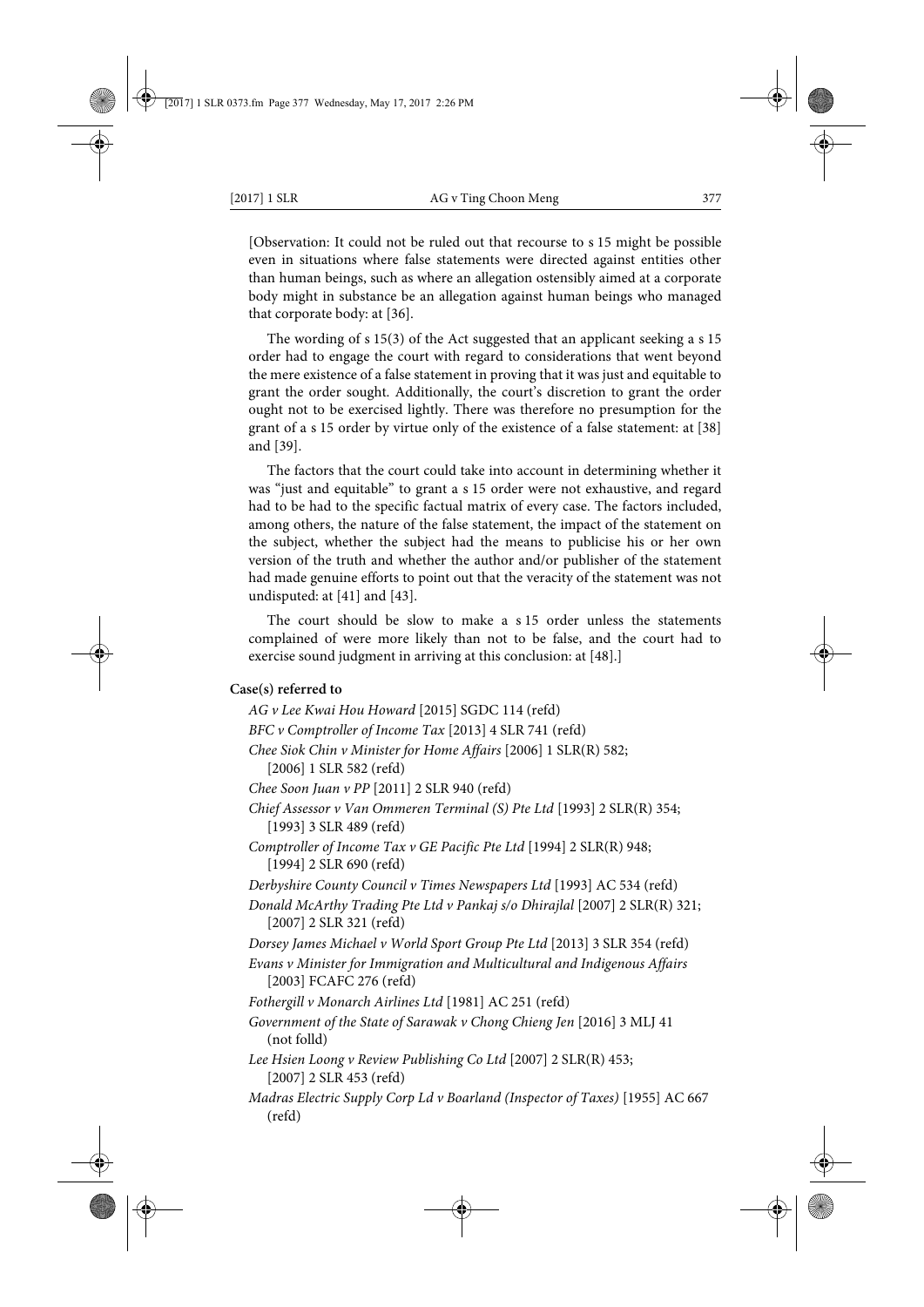[Observation: It could not be ruled out that recourse to s 15 might be possible even in situations where false statements were directed against entities other than human beings, such as where an allegation ostensibly aimed at a corporate body might in substance be an allegation against human beings who managed that corporate body: at [36].

The wording of s 15(3) of the Act suggested that an applicant seeking a s 15 order had to engage the court with regard to considerations that went beyond the mere existence of a false statement in proving that it was just and equitable to grant the order sought. Additionally, the court's discretion to grant the order ought not to be exercised lightly. There was therefore no presumption for the grant of a s 15 order by virtue only of the existence of a false statement: at [38] and [39].

The factors that the court could take into account in determining whether it was "just and equitable" to grant a s 15 order were not exhaustive, and regard had to be had to the specific factual matrix of every case. The factors included, among others, the nature of the false statement, the impact of the statement on the subject, whether the subject had the means to publicise his or her own version of the truth and whether the author and/or publisher of the statement had made genuine efforts to point out that the veracity of the statement was not undisputed: at [41] and [43].

The court should be slow to make a s 15 order unless the statements complained of were more likely than not to be false, and the court had to exercise sound judgment in arriving at this conclusion: at [48].]

**Case(s) referred to**

*AG v Lee Kwai Hou Howard* [2015] SGDC 114 (refd)

*BFC v Comptroller of Income Tax* [2013] 4 SLR 741 (refd)

*Chee Siok Chin v Minister for Home Affairs* [2006] 1 SLR(R) 582; [2006] 1 SLR 582 (refd)

*Chee Soon Juan v PP* [2011] 2 SLR 940 (refd)

*Chief Assessor v Van Ommeren Terminal (S) Pte Ltd* [1993] 2 SLR(R) 354; [1993] 3 SLR 489 (refd)

*Comptroller of Income Tax v GE Pacific Pte Ltd* [1994] 2 SLR(R) 948; [1994] 2 SLR 690 (refd)

*Derbyshire County Council v Times Newspapers Ltd* [1993] AC 534 (refd)

*Donald McArthy Trading Pte Ltd v Pankaj s/o Dhirajlal* [2007] 2 SLR(R) 321; [2007] 2 SLR 321 (refd)

*Dorsey James Michael v World Sport Group Pte Ltd* [2013] 3 SLR 354 (refd)

*Evans v Minister for Immigration and Multicultural and Indigenous Affairs* [2003] FCAFC 276 (refd)

*Fothergill v Monarch Airlines Ltd* [1981] AC 251 (refd)

*Government of the State of Sarawak v Chong Chieng Jen* [2016] 3 MLJ 41 (not folld)

*Lee Hsien Loong v Review Publishing Co Ltd* [2007] 2 SLR(R) 453; [2007] 2 SLR 453 (refd)

*Madras Electric Supply Corp Ld v Boarland (Inspector of Taxes)* [1955] AC 667 (refd)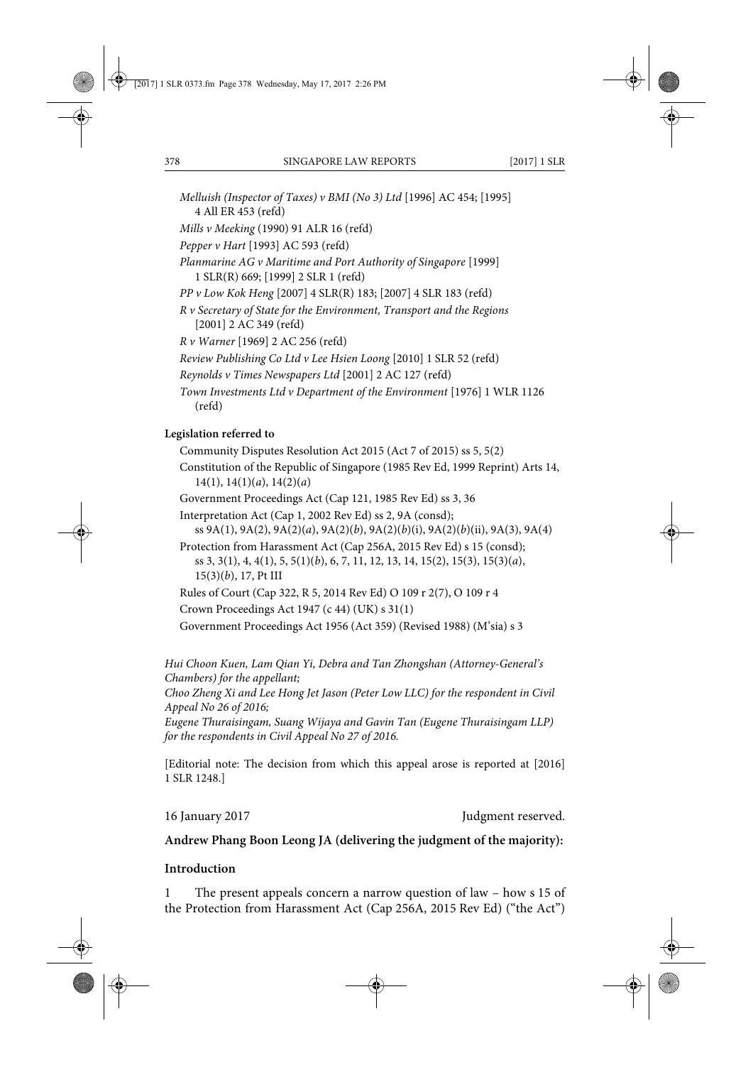*Melluish (Inspector of Taxes) v BMI (No 3) Ltd* [1996] AC 454; [1995] 4 All ER 453 (refd)

*Mills v Meeking* (1990) 91 ALR 16 (refd)

*Pepper v Hart* [1993] AC 593 (refd)

*Planmarine AG v Maritime and Port Authority of Singapore* [1999] 1 SLR(R) 669; [1999] 2 SLR 1 (refd)

*PP v Low Kok Heng* [2007] 4 SLR(R) 183; [2007] 4 SLR 183 (refd)

*R v Secretary of State for the Environment, Transport and the Regions* [2001] 2 AC 349 (refd)

*R v Warner* [1969] 2 AC 256 (refd)

*Review Publishing Co Ltd v Lee Hsien Loong* [2010] 1 SLR 52 (refd)

*Reynolds v Times Newspapers Ltd* [2001] 2 AC 127 (refd)

*Town Investments Ltd v Department of the Environment* [1976] 1 WLR 1126 (refd)

**Legislation referred to**

Community Disputes Resolution Act 2015 (Act 7 of 2015) ss 5, 5(2)

Constitution of the Republic of Singapore (1985 Rev Ed, 1999 Reprint) Arts 14, 14(1), 14(1)(*a*), 14(2)(*a*)

Government Proceedings Act (Cap 121, 1985 Rev Ed) ss 3, 36

Interpretation Act (Cap 1, 2002 Rev Ed) ss 2, 9A (consd); ss 9A(1), 9A(2), 9A(2)(*a*), 9A(2)(*b*), 9A(2)(*b*)(i), 9A(2)(*b*)(ii), 9A(3), 9A(4)

Protection from Harassment Act (Cap 256A, 2015 Rev Ed) s 15 (consd); ss 3, 3(1), 4, 4(1), 5, 5(1)(*b*), 6, 7, 11, 12, 13, 14, 15(2), 15(3), 15(3)(*a*), 15(3)(*b*), 17, Pt III

Rules of Court (Cap 322, R 5, 2014 Rev Ed) O 109 r 2(7), O 109 r 4

Crown Proceedings Act 1947 (c 44) (UK) s 31(1)

Government Proceedings Act 1956 (Act 359) (Revised 1988) (M'sia) s 3

*Hui Choon Kuen, Lam Qian Yi, Debra and Tan Zhongshan (Attorney-General's Chambers) for the appellant;*
*Choo Zheng Xi and Lee Hong Jet Jason (Peter Low LLC) for the respondent in Civil Appeal No 26 of 2016;*
*Eugene Thuraisingam, Suang Wijaya and Gavin Tan (Eugene Thuraisingam LLP) for the respondents in Civil Appeal No 27 of 2016.*

[Editorial note: The decision from which this appeal arose is reported at [2016] 1 SLR 1248.]

16 January 2017 Judgment reserved.

**Andrew Phang Boon Leong JA (delivering the judgment of the majority):**

**Introduction**

1 The present appeals concern a narrow question of law – how s 15 of the Protection from Harassment Act (Cap 256A, 2015 Rev Ed) ("the Act")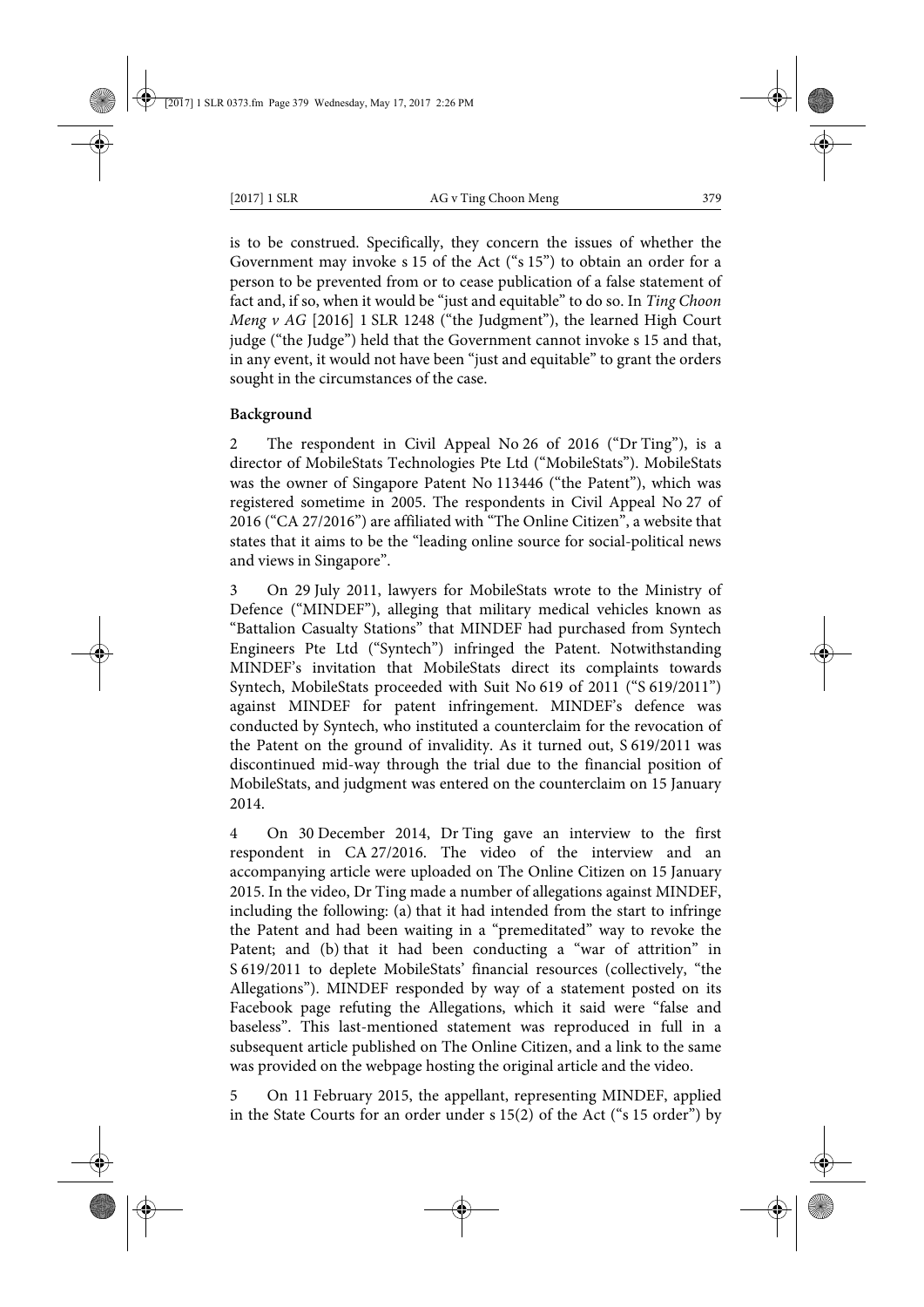is to be construed. Specifically, they concern the issues of whether the Government may invoke s 15 of the Act ("s 15") to obtain an order for a person to be prevented from or to cease publication of a false statement of fact and, if so, when it would be "just and equitable" to do so. In *Ting Choon Meng v AG* [2016] 1 SLR 1248 ("the Judgment"), the learned High Court judge ("the Judge") held that the Government cannot invoke s 15 and that, in any event, it would not have been "just and equitable" to grant the orders sought in the circumstances of the case.

**Background**

2 The respondent in Civil Appeal No 26 of 2016 ("Dr Ting"), is a director of MobileStats Technologies Pte Ltd ("MobileStats"). MobileStats was the owner of Singapore Patent No 113446 ("the Patent"), which was registered sometime in 2005. The respondents in Civil Appeal No 27 of 2016 ("CA 27/2016") are affiliated with "The Online Citizen", a website that states that it aims to be the "leading online source for social-political news and views in Singapore".

3 On 29 July 2011, lawyers for MobileStats wrote to the Ministry of Defence ("MINDEF"), alleging that military medical vehicles known as "Battalion Casualty Stations" that MINDEF had purchased from Syntech Engineers Pte Ltd ("Syntech") infringed the Patent. Notwithstanding MINDEF's invitation that MobileStats direct its complaints towards Syntech, MobileStats proceeded with Suit No 619 of 2011 ("S 619/2011") against MINDEF for patent infringement. MINDEF's defence was conducted by Syntech, who instituted a counterclaim for the revocation of the Patent on the ground of invalidity. As it turned out, S 619/2011 was discontinued mid-way through the trial due to the financial position of MobileStats, and judgment was entered on the counterclaim on 15 January 2014.

4 On 30 December 2014, Dr Ting gave an interview to the first respondent in CA 27/2016. The video of the interview and an accompanying article were uploaded on The Online Citizen on 15 January 2015. In the video, Dr Ting made a number of allegations against MINDEF, including the following: (a) that it had intended from the start to infringe the Patent and had been waiting in a "premeditated" way to revoke the Patent; and (b) that it had been conducting a "war of attrition" in S 619/2011 to deplete MobileStats' financial resources (collectively, "the Allegations"). MINDEF responded by way of a statement posted on its Facebook page refuting the Allegations, which it said were "false and baseless". This last-mentioned statement was reproduced in full in a subsequent article published on The Online Citizen, and a link to the same was provided on the webpage hosting the original article and the video.

5 On 11 February 2015, the appellant, representing MINDEF, applied in the State Courts for an order under s 15(2) of the Act ("s 15 order") by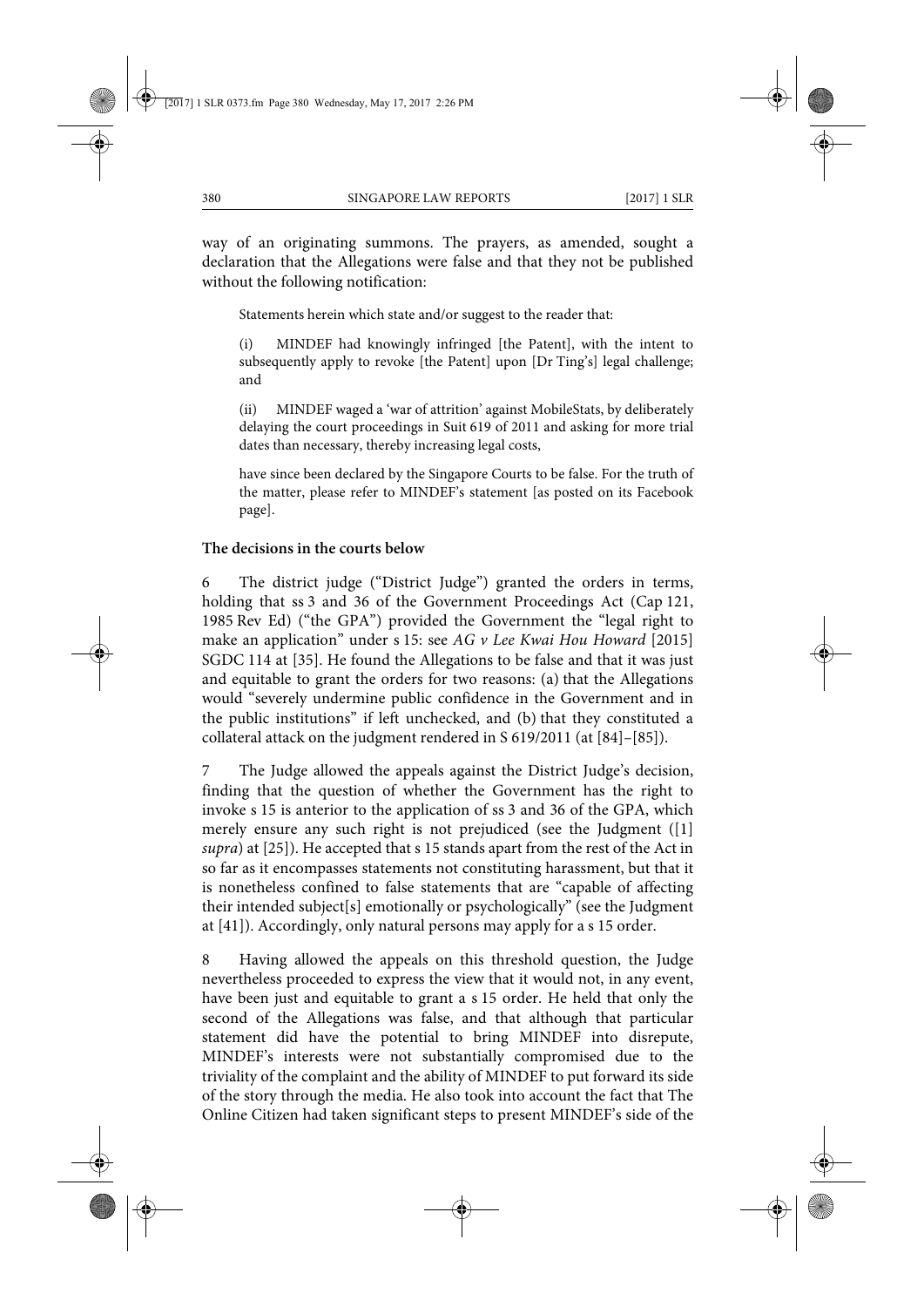way of an originating summons. The prayers, as amended, sought a declaration that the Allegations were false and that they not be published without the following notification:

> Statements herein which state and/or suggest to the reader that:
>
> (i) MINDEF had knowingly infringed [the Patent], with the intent to subsequently apply to revoke [the Patent] upon [Dr Ting's] legal challenge; and
>
> (ii) MINDEF waged a 'war of attrition' against MobileStats, by deliberately delaying the court proceedings in Suit 619 of 2011 and asking for more trial dates than necessary, thereby increasing legal costs,
>
> have since been declared by the Singapore Courts to be false. For the truth of the matter, please refer to MINDEF's statement [as posted on its Facebook page].

**The decisions in the courts below**

6 The district judge ("District Judge") granted the orders in terms, holding that ss 3 and 36 of the Government Proceedings Act (Cap 121, 1985 Rev Ed) ("the GPA") provided the Government the "legal right to make an application" under s 15: see *AG v Lee Kwai Hou Howard* [2015] SGDC 114 at [35]. He found the Allegations to be false and that it was just and equitable to grant the orders for two reasons: (a) that the Allegations would "severely undermine public confidence in the Government and in the public institutions" if left unchecked, and (b) that they constituted a collateral attack on the judgment rendered in S 619/2011 (at [84]–[85]).

7 The Judge allowed the appeals against the District Judge's decision, finding that the question of whether the Government has the right to invoke s 15 is anterior to the application of ss 3 and 36 of the GPA, which merely ensure any such right is not prejudiced (see the Judgment ([1] *supra*) at [25]). He accepted that s 15 stands apart from the rest of the Act in so far as it encompasses statements not constituting harassment, but that it is nonetheless confined to false statements that are "capable of affecting their intended subject[s] emotionally or psychologically" (see the Judgment at [41]). Accordingly, only natural persons may apply for a s 15 order.

8 Having allowed the appeals on this threshold question, the Judge nevertheless proceeded to express the view that it would not, in any event, have been just and equitable to grant a s 15 order. He held that only the second of the Allegations was false, and that although that particular statement did have the potential to bring MINDEF into disrepute, MINDEF's interests were not substantially compromised due to the triviality of the complaint and the ability of MINDEF to put forward its side of the story through the media. He also took into account the fact that The Online Citizen had taken significant steps to present MINDEF's side of the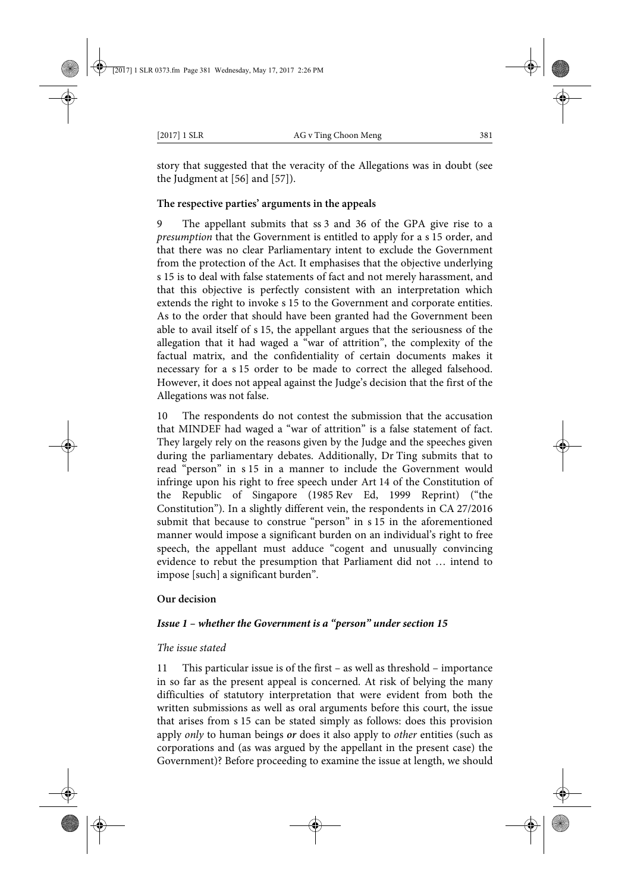story that suggested that the veracity of the Allegations was in doubt (see the Judgment at [56] and [57]).

**The respective parties' arguments in the appeals**

9 The appellant submits that ss 3 and 36 of the GPA give rise to a *presumption* that the Government is entitled to apply for a s 15 order, and that there was no clear Parliamentary intent to exclude the Government from the protection of the Act. It emphasises that the objective underlying s 15 is to deal with false statements of fact and not merely harassment, and that this objective is perfectly consistent with an interpretation which extends the right to invoke s 15 to the Government and corporate entities. As to the order that should have been granted had the Government been able to avail itself of s 15, the appellant argues that the seriousness of the allegation that it had waged a "war of attrition", the complexity of the factual matrix, and the confidentiality of certain documents makes it necessary for a s 15 order to be made to correct the alleged falsehood. However, it does not appeal against the Judge's decision that the first of the Allegations was not false.

10 The respondents do not contest the submission that the accusation that MINDEF had waged a "war of attrition" is a false statement of fact. They largely rely on the reasons given by the Judge and the speeches given during the parliamentary debates. Additionally, Dr Ting submits that to read "person" in s 15 in a manner to include the Government would infringe upon his right to free speech under Art 14 of the Constitution of the Republic of Singapore (1985 Rev Ed, 1999 Reprint) ("the Constitution"). In a slightly different vein, the respondents in CA 27/2016 submit that because to construe "person" in s 15 in the aforementioned manner would impose a significant burden on an individual's right to free speech, the appellant must adduce "cogent and unusually convincing evidence to rebut the presumption that Parliament did not … intend to impose [such] a significant burden".

**Our decision**

***Issue 1 – whether the Government is a "person" under section 15***

*The issue stated*

11 This particular issue is of the first – as well as threshold – importance in so far as the present appeal is concerned. At risk of belying the many difficulties of statutory interpretation that were evident from both the written submissions as well as oral arguments before this court, the issue that arises from s 15 can be stated simply as follows: does this provision apply *only* to human beings ***or*** does it also apply to *other* entities (such as corporations and (as was argued by the appellant in the present case) the Government)? Before proceeding to examine the issue at length, we should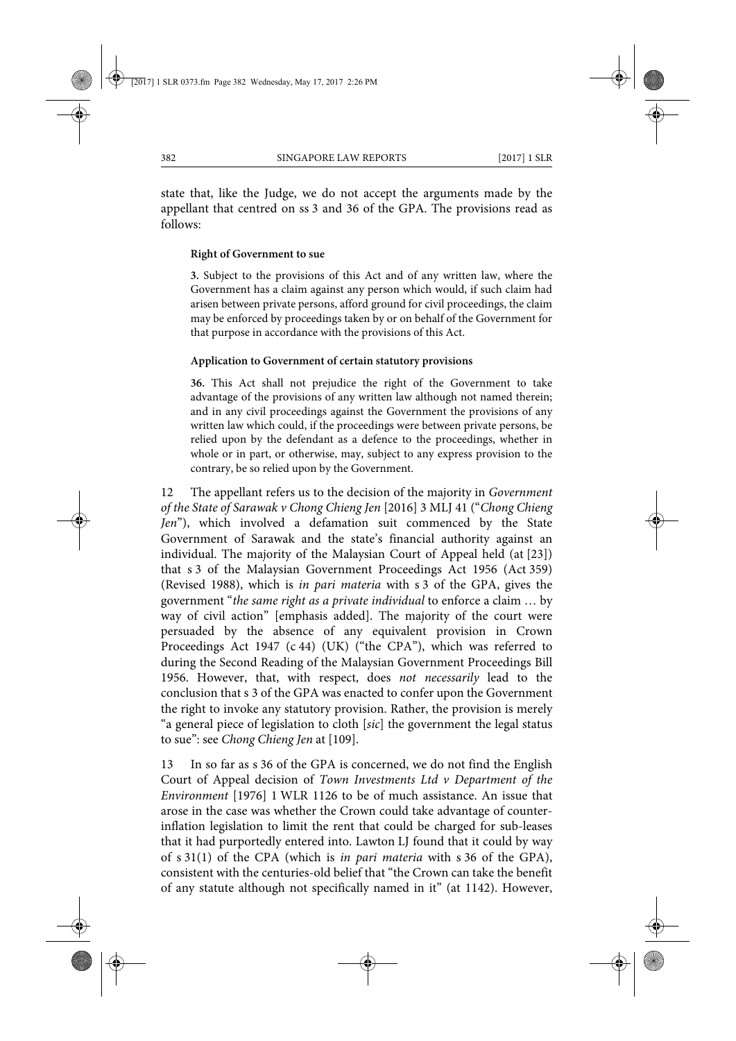state that, like the Judge, we do not accept the arguments made by the appellant that centred on ss 3 and 36 of the GPA. The provisions read as follows:

> **Right of Government to sue**
>
> **3.** Subject to the provisions of this Act and of any written law, where the Government has a claim against any person which would, if such claim had arisen between private persons, afford ground for civil proceedings, the claim may be enforced by proceedings taken by or on behalf of the Government for that purpose in accordance with the provisions of this Act.
>
> **Application to Government of certain statutory provisions**
>
> **36.** This Act shall not prejudice the right of the Government to take advantage of the provisions of any written law although not named therein; and in any civil proceedings against the Government the provisions of any written law which could, if the proceedings were between private persons, be relied upon by the defendant as a defence to the proceedings, whether in whole or in part, or otherwise, may, subject to any express provision to the contrary, be so relied upon by the Government.

12 The appellant refers us to the decision of the majority in *Government of the State of Sarawak v Chong Chieng Jen* [2016] 3 MLJ 41 ("*Chong Chieng Jen*"), which involved a defamation suit commenced by the State Government of Sarawak and the state's financial authority against an individual. The majority of the Malaysian Court of Appeal held (at [23]) that s 3 of the Malaysian Government Proceedings Act 1956 (Act 359) (Revised 1988), which is *in pari materia* with s 3 of the GPA, gives the government "*the same right as a private individual* to enforce a claim … by way of civil action" [emphasis added]. The majority of the court were persuaded by the absence of any equivalent provision in Crown Proceedings Act 1947 (c 44) (UK) ("the CPA"), which was referred to during the Second Reading of the Malaysian Government Proceedings Bill 1956. However, that, with respect, does *not necessarily* lead to the conclusion that s 3 of the GPA was enacted to confer upon the Government the right to invoke any statutory provision. Rather, the provision is merely "a general piece of legislation to cloth [*sic*] the government the legal status to sue": see *Chong Chieng Jen* at [109].

13 In so far as s 36 of the GPA is concerned, we do not find the English Court of Appeal decision of *Town Investments Ltd v Department of the Environment* [1976] 1 WLR 1126 to be of much assistance. An issue that arose in the case was whether the Crown could take advantage of counter-inflation legislation to limit the rent that could be charged for sub-leases that it had purportedly entered into. Lawton LJ found that it could by way of s 31(1) of the CPA (which is *in pari materia* with s 36 of the GPA), consistent with the centuries-old belief that "the Crown can take the benefit of any statute although not specifically named in it" (at 1142). However,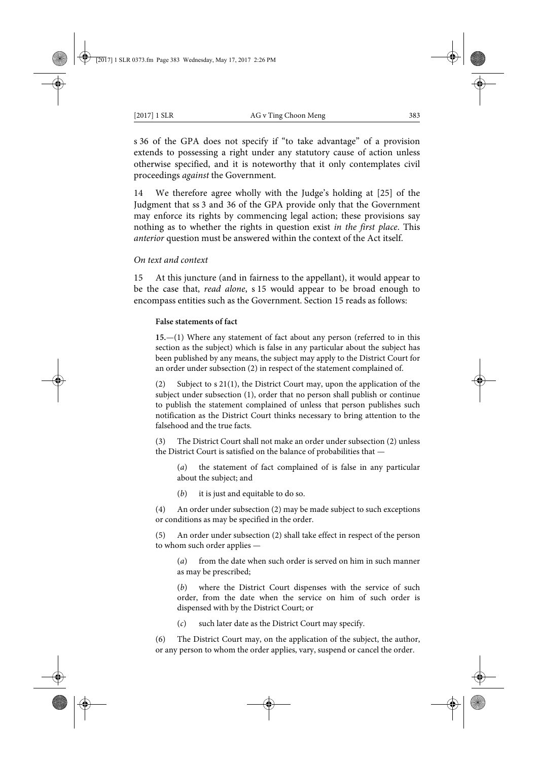s 36 of the GPA does not specify if "to take advantage" of a provision extends to possessing a right under any statutory cause of action unless otherwise specified, and it is noteworthy that it only contemplates civil proceedings *against* the Government.

14 We therefore agree wholly with the Judge's holding at [25] of the Judgment that ss 3 and 36 of the GPA provide only that the Government may enforce its rights by commencing legal action; these provisions say nothing as to whether the rights in question exist *in the first place*. This *anterior* question must be answered within the context of the Act itself.

*On text and context*

15 At this juncture (and in fairness to the appellant), it would appear to be the case that, *read alone*, s 15 would appear to be broad enough to encompass entities such as the Government. Section 15 reads as follows:

> **False statements of fact**
>
> **15.**—(1) Where any statement of fact about any person (referred to in this section as the subject) which is false in any particular about the subject has been published by any means, the subject may apply to the District Court for an order under subsection (2) in respect of the statement complained of.
>
> (2) Subject to s 21(1), the District Court may, upon the application of the subject under subsection (1), order that no person shall publish or continue to publish the statement complained of unless that person publishes such notification as the District Court thinks necessary to bring attention to the falsehood and the true facts.
>
> (3) The District Court shall not make an order under subsection (2) unless the District Court is satisfied on the balance of probabilities that —
>
> (*a*) the statement of fact complained of is false in any particular about the subject; and
>
> (*b*) it is just and equitable to do so.
>
> (4) An order under subsection (2) may be made subject to such exceptions or conditions as may be specified in the order.
>
> (5) An order under subsection (2) shall take effect in respect of the person to whom such order applies —
>
> (*a*) from the date when such order is served on him in such manner as may be prescribed;
>
> (*b*) where the District Court dispenses with the service of such order, from the date when the service on him of such order is dispensed with by the District Court; or
>
> (*c*) such later date as the District Court may specify.
>
> (6) The District Court may, on the application of the subject, the author, or any person to whom the order applies, vary, suspend or cancel the order.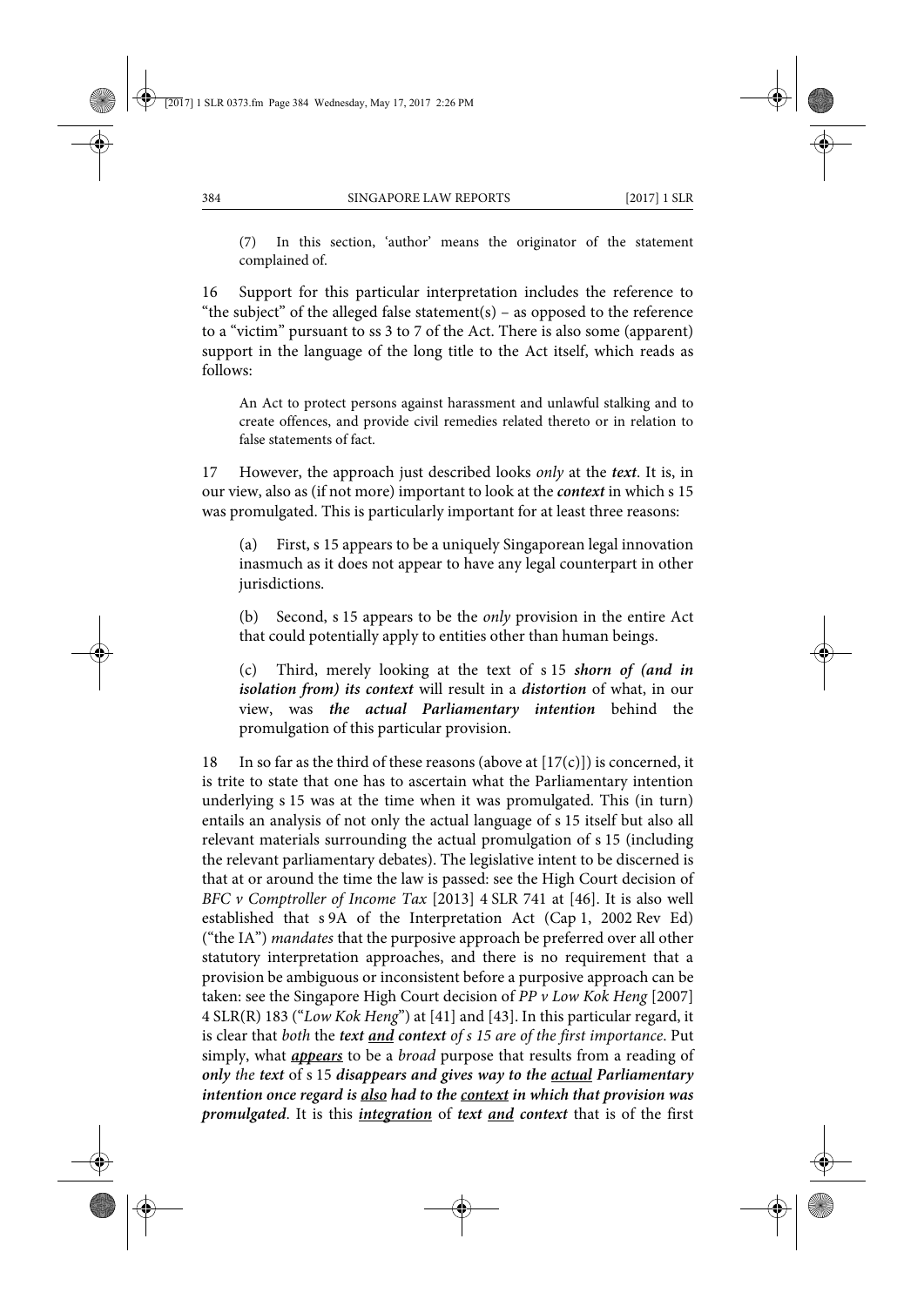(7) In this section, 'author' means the originator of the statement complained of.

16 Support for this particular interpretation includes the reference to "the subject" of the alleged false statement(s) – as opposed to the reference to a "victim" pursuant to ss 3 to 7 of the Act. There is also some (apparent) support in the language of the long title to the Act itself, which reads as follows:

> An Act to protect persons against harassment and unlawful stalking and to create offences, and provide civil remedies related thereto or in relation to false statements of fact.

17 However, the approach just described looks *only* at the ***text***. It is, in our view, also as (if not more) important to look at the ***context*** in which s 15 was promulgated. This is particularly important for at least three reasons:

> (a) First, s 15 appears to be a uniquely Singaporean legal innovation inasmuch as it does not appear to have any legal counterpart in other jurisdictions.
>
> (b) Second, s 15 appears to be the *only* provision in the entire Act that could potentially apply to entities other than human beings.
>
> (c) Third, merely looking at the text of s 15 ***shorn of (and in isolation from) its context*** will result in a ***distortion*** of what, in our view, was ***the actual Parliamentary intention*** behind the promulgation of this particular provision.

18 In so far as the third of these reasons (above at [17(c)]) is concerned, it is trite to state that one has to ascertain what the Parliamentary intention underlying s 15 was at the time when it was promulgated. This (in turn) entails an analysis of not only the actual language of s 15 itself but also all relevant materials surrounding the actual promulgation of s 15 (including the relevant parliamentary debates). The legislative intent to be discerned is that at or around the time the law is passed: see the High Court decision of *BFC v Comptroller of Income Tax* [2013] 4 SLR 741 at [46]. It is also well established that s 9A of the Interpretation Act (Cap 1, 2002 Rev Ed) ("the IA") *mandates* that the purposive approach be preferred over all other statutory interpretation approaches, and there is no requirement that a provision be ambiguous or inconsistent before a purposive approach can be taken: see the Singapore High Court decision of *PP v Low Kok Heng* [2007] 4 SLR(R) 183 ("*Low Kok Heng*") at [41] and [43]. In this particular regard, it is clear that *both* the ***text <u>and</u>*** ***context*** *of s 15 are of the first importance*. Put simply, what ***<u>appears</u>*** to be a *broad* purpose that results from a reading of ***only*** *the* ***text*** of s 15 ***disappears and gives way to the <u>actual</u> Parliamentary intention once regard is <u>also</u> had to the <u>context</u> in which that provision was promulgated***. It is this ***<u>integration</u>*** of ***text <u>and</u> context*** that is of the first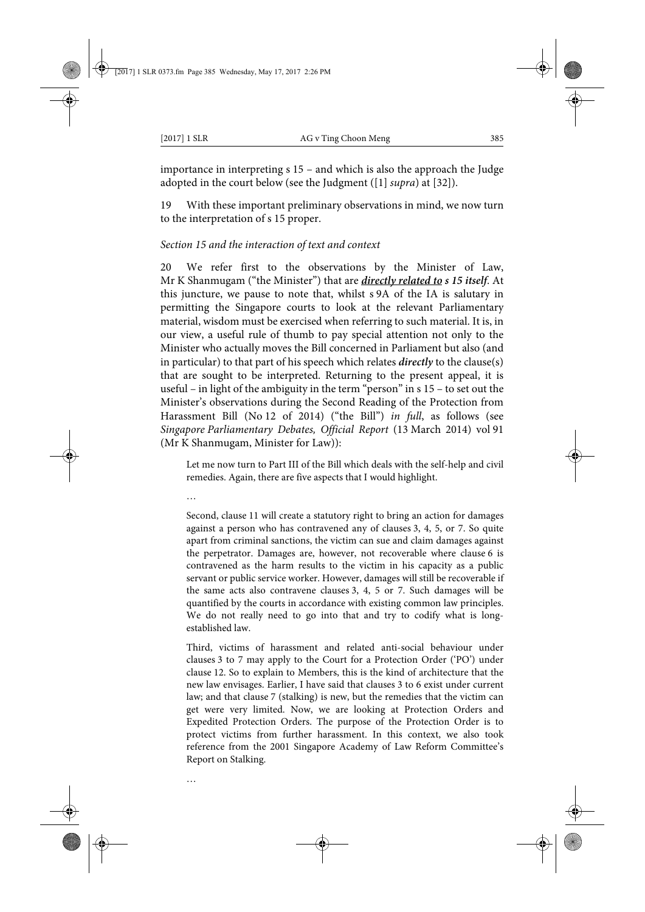importance in interpreting s 15 – and which is also the approach the Judge adopted in the court below (see the Judgment ([1] *supra*) at [32]).

19 With these important preliminary observations in mind, we now turn to the interpretation of s 15 proper.

*Section 15 and the interaction of text and context*

20 We refer first to the observations by the Minister of Law, Mr K Shanmugam ("the Minister") that are ***directly related to*** ***s 15 itself***. At this juncture, we pause to note that, whilst s 9A of the IA is salutary in permitting the Singapore courts to look at the relevant Parliamentary material, wisdom must be exercised when referring to such material. It is, in our view, a useful rule of thumb to pay special attention not only to the Minister who actually moves the Bill concerned in Parliament but also (and in particular) to that part of his speech which relates ***directly*** to the clause(s) that are sought to be interpreted. Returning to the present appeal, it is useful – in light of the ambiguity in the term "person" in s 15 – to set out the Minister's observations during the Second Reading of the Protection from Harassment Bill (No 12 of 2014) ("the Bill") *in full*, as follows (see *Singapore Parliamentary Debates, Official Report* (13 March 2014) vol 91 (Mr K Shanmugam, Minister for Law)):

> Let me now turn to Part III of the Bill which deals with the self-help and civil remedies. Again, there are five aspects that I would highlight.
>
> …
>
> Second, clause 11 will create a statutory right to bring an action for damages against a person who has contravened any of clauses 3, 4, 5, or 7. So quite apart from criminal sanctions, the victim can sue and claim damages against the perpetrator. Damages are, however, not recoverable where clause 6 is contravened as the harm results to the victim in his capacity as a public servant or public service worker. However, damages will still be recoverable if the same acts also contravene clauses 3, 4, 5 or 7. Such damages will be quantified by the courts in accordance with existing common law principles. We do not really need to go into that and try to codify what is long-established law.
>
> Third, victims of harassment and related anti-social behaviour under clauses 3 to 7 may apply to the Court for a Protection Order ('PO') under clause 12. So to explain to Members, this is the kind of architecture that the new law envisages. Earlier, I have said that clauses 3 to 6 exist under current law; and that clause 7 (stalking) is new, but the remedies that the victim can get were very limited. Now, we are looking at Protection Orders and Expedited Protection Orders. The purpose of the Protection Order is to protect victims from further harassment. In this context, we also took reference from the 2001 Singapore Academy of Law Reform Committee's Report on Stalking.
>
> …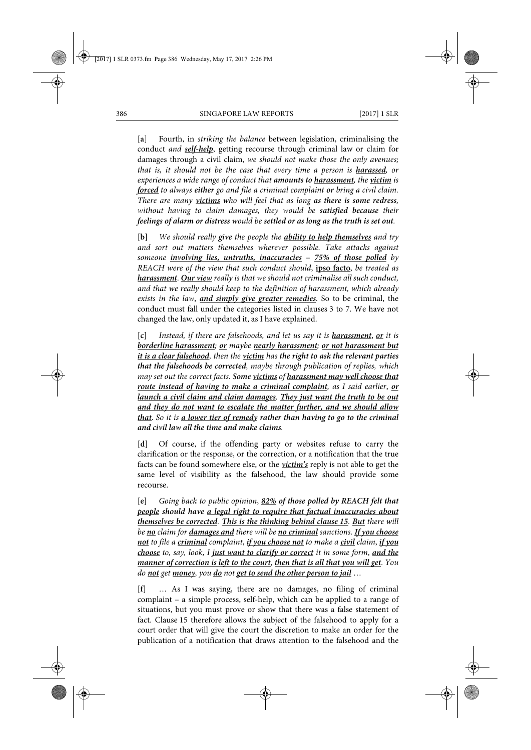[**a**] Fourth, in *striking the balance* between legislation, criminalising the conduct *and* ***<u>self-help</u>***, getting recourse through criminal law or claim for damages through a civil claim, *we should not make those the only avenues; that is, it should not be the case that every time a person is* ***<u>harassed</u>****, or experiences a wide range of conduct that* ***amounts to <u>harassment</u>****, the* ***<u>victim</u>*** *is* ***<u>forced</u>*** *to always* ***either*** *go and file a criminal complaint* ***or*** *bring a civil claim. There are many* ***<u>victims</u>*** *who will feel that as long* ***as there is some redress****, without having to claim damages, they would be* ***satisfied because*** *their* ***feelings of alarm or distress*** *would be* ***settled or as long as the truth is set out****.*

[**b**] *We should really* ***give*** *the people the* ***<u>ability to help themselves</u>*** *and try and sort out matters themselves wherever possible. Take attacks against someone* ***<u>involving lies, untruths, inaccuracies</u>*** *–* ***<u>75% of those polled</u>*** *by REACH were of the view that such conduct should*, **<u>ipso facto</u>**, *be treated as* ***<u>harassment</u>****.* ***<u>Our view</u>*** *really is that we should not criminalise all such conduct, and that we really should keep to the definition of harassment, which already exists in the law*, ***<u>and simply give greater remedies</u>****.* So to be criminal, the conduct must fall under the categories listed in clauses 3 to 7. We have not changed the law, only updated it, as I have explained.

[**c**] *Instead, if there are falsehoods, and let us say it is* ***<u>harassment</u>****,* ***<u>or</u>*** *it is* ***<u>borderline harassment</u>****;* ***<u>or</u>*** *maybe* ***<u>nearly harassment</u>****;* ***<u>or not harassment but it is a clear falsehood</u>****, then the* ***<u>victim</u>*** *has* ***the right to ask the relevant parties that the falsehoods be corrected****, maybe through publication of replies, which may set out the correct facts.* ***Some <u>victims</u>*** *of* ***<u>harassment may well choose that route instead of having to make a criminal complaint</u>****, as I said earlier*, ***<u>or launch a civil claim and claim damages</u>****.* ***<u>They just want the truth to be out and they do not want to escalate the matter further, and we should allow that</u>****. So it is* ***<u>a lower tier of remedy</u>*** ***rather than having to go to the criminal and civil law all the time and make claims****.*

[**d**] Of course, if the offending party or websites refuse to carry the clarification or the response, or the correction, or a notification that the true facts can be found somewhere else, or the ***<u>victim's</u>*** reply is not able to get the same level of visibility as the falsehood, the law should provide some recourse.

[**e**] *Going back to public opinion*, ***<u>82%</u>*** ***of those polled by REACH felt that <u>people</u> should have <u>a legal right to require that factual inaccuracies about themselves be corrected</u>****.* ***<u>This is the thinking behind clause 15</u>****.* ***<u>But</u>*** *there will be* ***<u>no</u>*** *claim for* ***<u>damages and</u>*** *there will be* ***<u>no criminal</u>*** *sanctions.* ***<u>If you choose not</u>*** *to file a* ***<u>criminal</u>*** *complaint*, ***<u>if you choose not</u>*** *to make a* ***<u>civil</u>*** *claim*, ***<u>if you choose</u>*** *to, say, look, I* ***<u>just want to clarify or correct</u>*** *it in some form*, ***<u>and the manner of correction is left to the court</u>****,* ***<u>then that is all that you will get</u>****. You do* ***<u>not</u>*** *get* ***<u>money</u>****, you* ***<u>do</u>*** *not* ***<u>get to send the other person to jail</u>*** *…*

[**f**] … As I was saying, there are no damages, no filing of criminal complaint – a simple process, self-help, which can be applied to a range of situations, but you must prove or show that there was a false statement of fact. Clause 15 therefore allows the subject of the falsehood to apply for a court order that will give the court the discretion to make an order for the publication of a notification that draws attention to the falsehood and the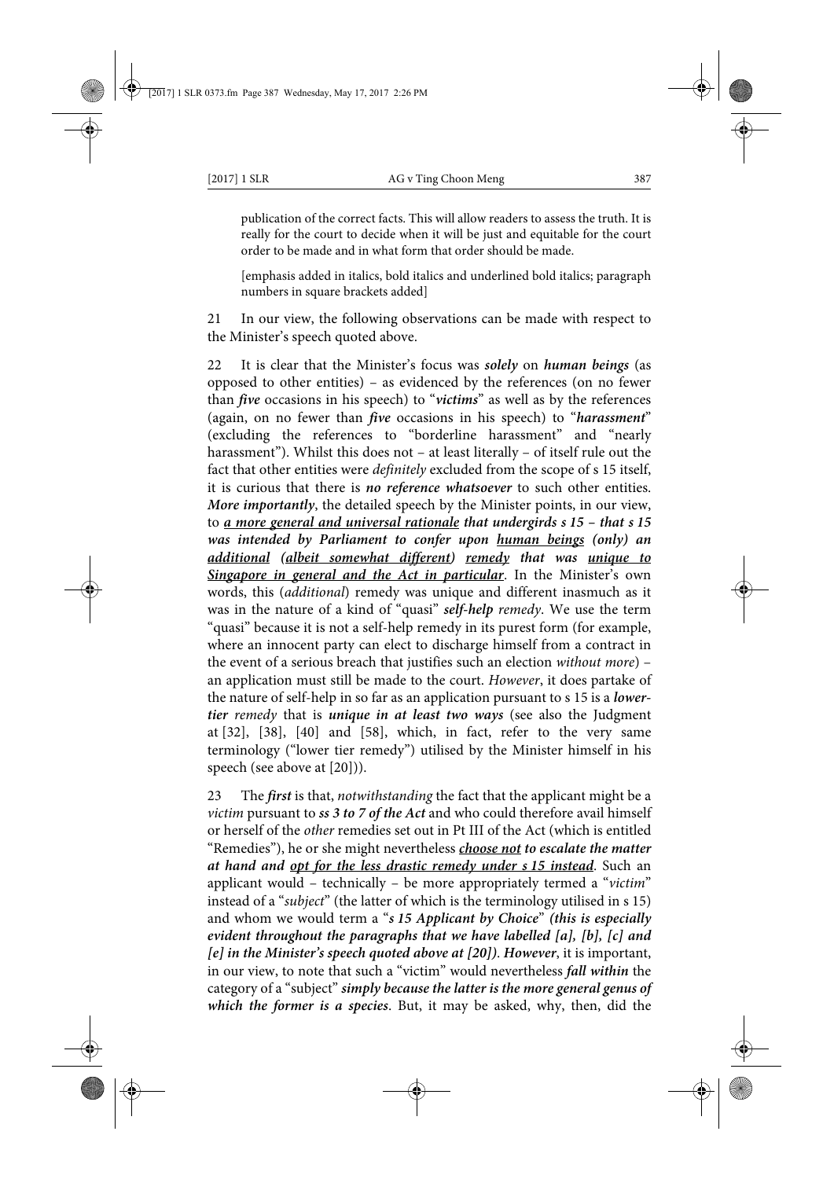> publication of the correct facts. This will allow readers to assess the truth. It is really for the court to decide when it will be just and equitable for the court order to be made and in what form that order should be made.
>
> [emphasis added in italics, bold italics and underlined bold italics; paragraph numbers in square brackets added]

21 In our view, the following observations can be made with respect to the Minister's speech quoted above.

22 It is clear that the Minister's focus was ***solely*** on ***human beings*** (as opposed to other entities) – as evidenced by the references (on no fewer than ***five*** occasions in his speech) to "***victims***" as well as by the references (again, on no fewer than ***five*** occasions in his speech) to "***harassment***" (excluding the references to "borderline harassment" and "nearly harassment"). Whilst this does not – at least literally – of itself rule out the fact that other entities were *definitely* excluded from the scope of s 15 itself, it is curious that there is ***no reference whatsoever*** to such other entities. ***More importantly***, the detailed speech by the Minister points, in our view, to ***<u>a more general and universal rationale</u> that undergirds s 15 – that s 15 was intended by Parliament to confer upon <u>human beings</u> (only) an <u>additional</u> (<u>albeit somewhat different</u>) <u>remedy</u> that was <u>unique to Singapore in general and the Act in particular</u>***. In the Minister's own words, this (*additional*) remedy was unique and different inasmuch as it was in the nature of a kind of "quasi" ***self-help*** *remedy*. We use the term "quasi" because it is not a self-help remedy in its purest form (for example, where an innocent party can elect to discharge himself from a contract in the event of a serious breach that justifies such an election *without more*) – an application must still be made to the court. *However*, it does partake of the nature of self-help in so far as an application pursuant to s 15 is a ***lower-tier*** *remedy* that is ***unique in at least two ways*** (see also the Judgment at [32], [38], [40] and [58], which, in fact, refer to the very same terminology ("lower tier remedy") utilised by the Minister himself in his speech (see above at [20])).

23 The ***first*** is that, *notwithstanding* the fact that the applicant might be a *victim* pursuant to ***ss 3 to 7 of the Act*** and who could therefore avail himself or herself of the *other* remedies set out in Pt III of the Act (which is entitled "Remedies"), he or she might nevertheless ***<u>choose not</u> to escalate the matter at hand and <u>opt for the less drastic remedy under s 15 instead</u>***. Such an applicant would – technically – be more appropriately termed a "*victim*" instead of a "*subject*" (the latter of which is the terminology utilised in s 15) and whom we would term a "***s 15 Applicant by Choice***" ***(this is especially evident throughout the paragraphs that we have labelled [a], [b], [c] and [e] in the Minister's speech quoted above at [20])***. ***However***, it is important, in our view, to note that such a "victim" would nevertheless ***fall within*** the category of a "subject" ***simply because the latter is the more general genus of which the former is a species***. But, it may be asked, why, then, did the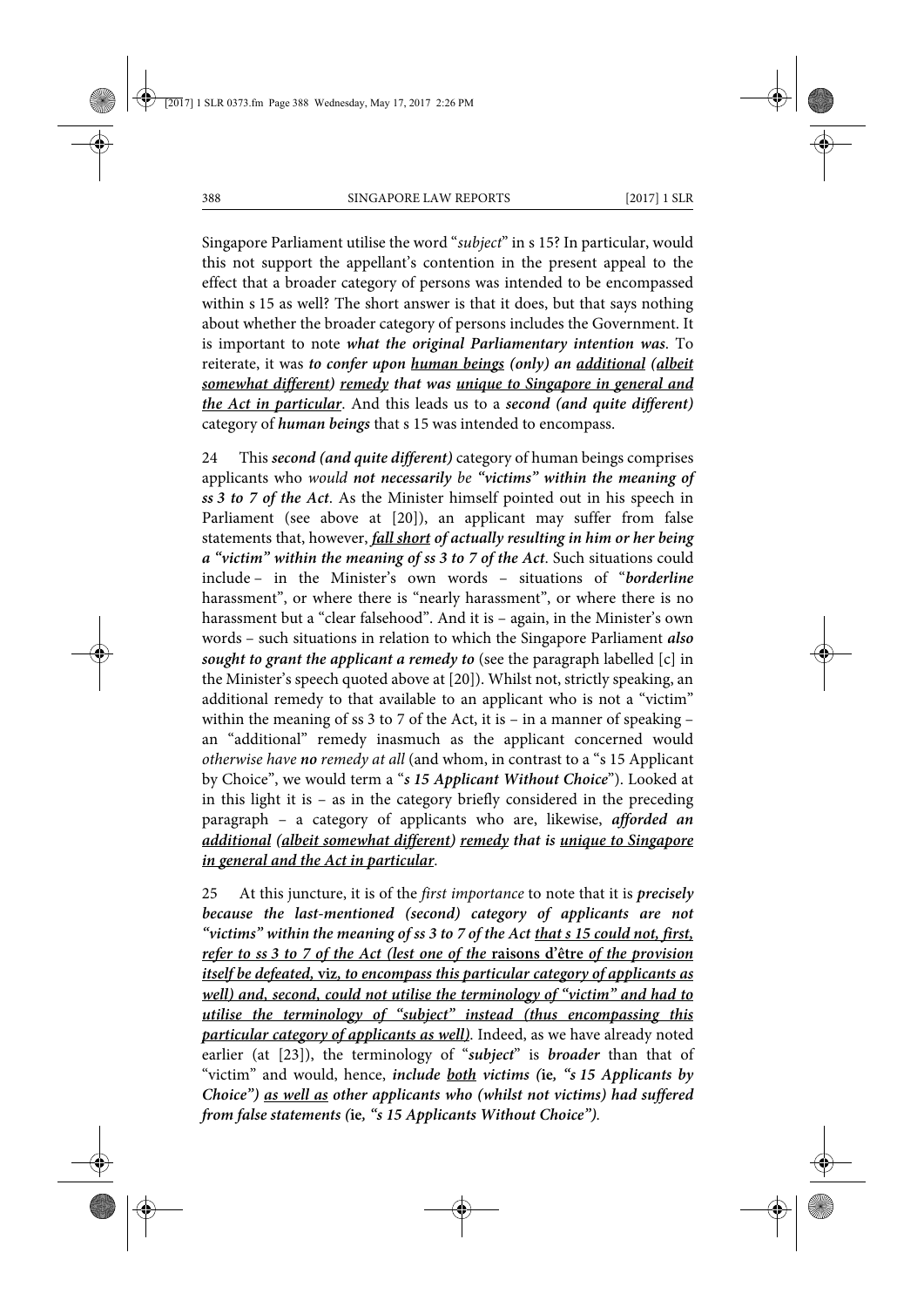Singapore Parliament utilise the word "*subject*" in s 15? In particular, would this not support the appellant's contention in the present appeal to the effect that a broader category of persons was intended to be encompassed within s 15 as well? The short answer is that it does, but that says nothing about whether the broader category of persons includes the Government. It is important to note ***what the original Parliamentary intention was***. To reiterate, it was ***to confer upon <u>human beings</u> (only) an <u>additional</u> <u>(albeit somewhat different)</u> <u>remedy</u> that was <u>unique to Singapore in general and the Act in particular</u>***. And this leads us to a ***second (and quite different)*** category of ***human beings*** that s 15 was intended to encompass.

24 This ***second (and quite different)*** category of human beings comprises applicants who *would* ***not necessarily*** *be* ***"victims" within the meaning of ss 3 to 7 of the Act***. As the Minister himself pointed out in his speech in Parliament (see above at [20]), an applicant may suffer from false statements that, however, ***<u>fall short</u> of actually resulting in him or her being a "victim" within the meaning of ss 3 to 7 of the Act***. Such situations could include – in the Minister's own words – situations of "***borderline*** harassment", or where there is "nearly harassment", or where there is no harassment but a "clear falsehood". And it is – again, in the Minister's own words – such situations in relation to which the Singapore Parliament ***also sought to grant the applicant a remedy to*** (see the paragraph labelled [c] in the Minister's speech quoted above at [20]). Whilst not, strictly speaking, an additional remedy to that available to an applicant who is not a "victim" within the meaning of ss 3 to 7 of the Act, it is – in a manner of speaking – an "additional" remedy inasmuch as the applicant concerned would *otherwise have* ***no*** *remedy at all* (and whom, in contrast to a "s 15 Applicant by Choice", we would term a "***s 15 Applicant Without Choice***"). Looked at in this light it is – as in the category briefly considered in the preceding paragraph – a category of applicants who are, likewise, ***afforded an <u>additional</u> <u>(albeit somewhat different)</u> <u>remedy</u> that is <u>unique to Singapore in general and the Act in particular</u>***.

25 At this juncture, it is of the *first importance* to note that it is ***precisely because the last-mentioned (second) category of applicants are not "victims" within the meaning of ss 3 to 7 of the Act <u>that s 15 could not, first, refer to ss 3 to 7 of the Act (lest one of the</u>*** **<u>raisons d'être</u>** ***<u>of the provision itself be defeated,</u>*** **<u>viz</u>*****<u>, to encompass this particular category of applicants as well) and, second, could not utilise the terminology of "victim" and had to utilise the terminology of "subject" instead (thus encompassing this particular category of applicants as well)</u>***. Indeed, as we have already noted earlier (at [23]), the terminology of "***subject***" is ***broader*** than that of "victim" and would, hence, ***include <u>both</u> victims (*****ie*****, "s 15 Applicants by Choice") <u>as well as</u> other applicants who (whilst not victims) had suffered from false statements (*****ie*****, "s 15 Applicants Without Choice")***.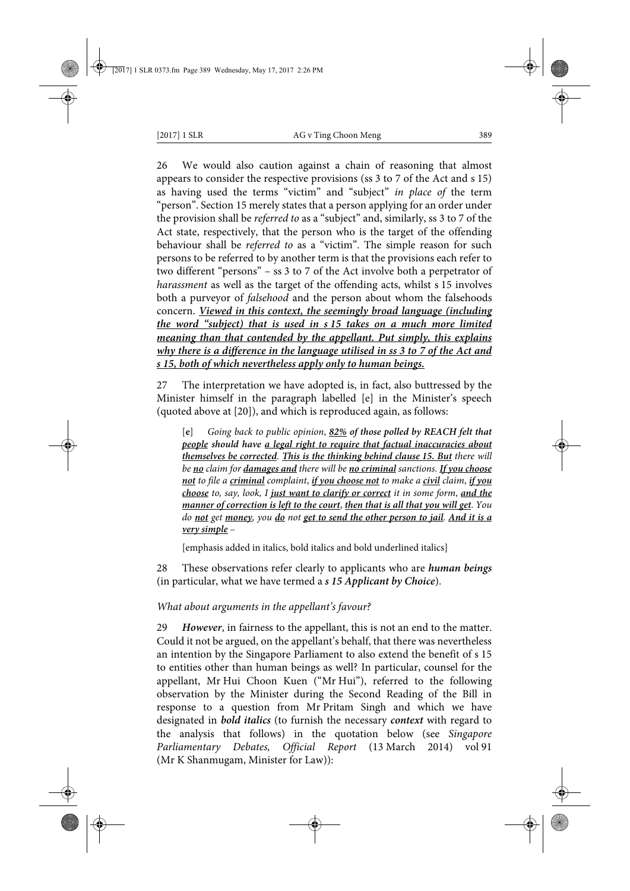26 We would also caution against a chain of reasoning that almost appears to consider the respective provisions (ss 3 to 7 of the Act and s 15) as having used the terms "victim" and "subject" *in place of* the term "person". Section 15 merely states that a person applying for an order under the provision shall be *referred to* as a "subject" and, similarly, ss 3 to 7 of the Act state, respectively, that the person who is the target of the offending behaviour shall be *referred to* as a "victim". The simple reason for such persons to be referred to by another term is that the provisions each refer to two different "persons" – ss 3 to 7 of the Act involve both a perpetrator of *harassment* as well as the target of the offending acts, whilst s 15 involves both a purveyor of *falsehood* and the person about whom the falsehoods concern. ***<u>Viewed in this context, the seemingly broad language (including the word "subject) that is used in s 15 takes on a much more limited meaning than that contended by the appellant. Put simply, this explains why there is a difference in the language utilised in ss 3 to 7 of the Act and s 15, both of which nevertheless apply only to human beings.</u>***

27 The interpretation we have adopted is, in fact, also buttressed by the Minister himself in the paragraph labelled [e] in the Minister's speech (quoted above at [20]), and which is reproduced again, as follows:

> [**e**] *Going back to public opinion*, ***<u>82%</u> of those polled by REACH felt that <u>people</u> should have <u>a legal right to require that factual inaccuracies about themselves be corrected</u>***. ***<u>This is the thinking behind clause 15. But</u>*** *there will be* ***<u>no</u>*** *claim for* ***<u>damages and</u>*** *there will be* ***<u>no criminal</u>*** *sanctions.* ***<u>If you choose not</u>*** *to file a* ***<u>criminal</u>*** *complaint*, ***<u>if you choose not</u>*** *to make a* ***<u>civil</u>*** *claim*, ***<u>if you choose</u>*** *to, say, look, I* ***<u>just want to clarify or correct</u>*** *it in some form*, ***<u>and the manner of correction is left to the court</u>***, ***<u>then that is all that you will get</u>***. *You do* ***<u>not</u>*** *get* ***<u>money</u>***, *you* ***<u>do</u>*** *not* ***<u>get to send the other person to jail</u>***. ***<u>And it is a very simple</u>*** –
>
> [emphasis added in italics, bold italics and bold underlined italics]

28 These observations refer clearly to applicants who are ***human beings*** (in particular, what we have termed a ***s 15 Applicant by Choice***).

*What about arguments in the appellant's favour?*

29 ***However***, in fairness to the appellant, this is not an end to the matter. Could it not be argued, on the appellant's behalf, that there was nevertheless an intention by the Singapore Parliament to also extend the benefit of s 15 to entities other than human beings as well? In particular, counsel for the appellant, Mr Hui Choon Kuen ("Mr Hui"), referred to the following observation by the Minister during the Second Reading of the Bill in response to a question from Mr Pritam Singh and which we have designated in ***bold italics*** (to furnish the necessary ***context*** with regard to the analysis that follows) in the quotation below (see *Singapore Parliamentary Debates, Official Report* (13 March 2014) vol 91 (Mr K Shanmugam, Minister for Law)):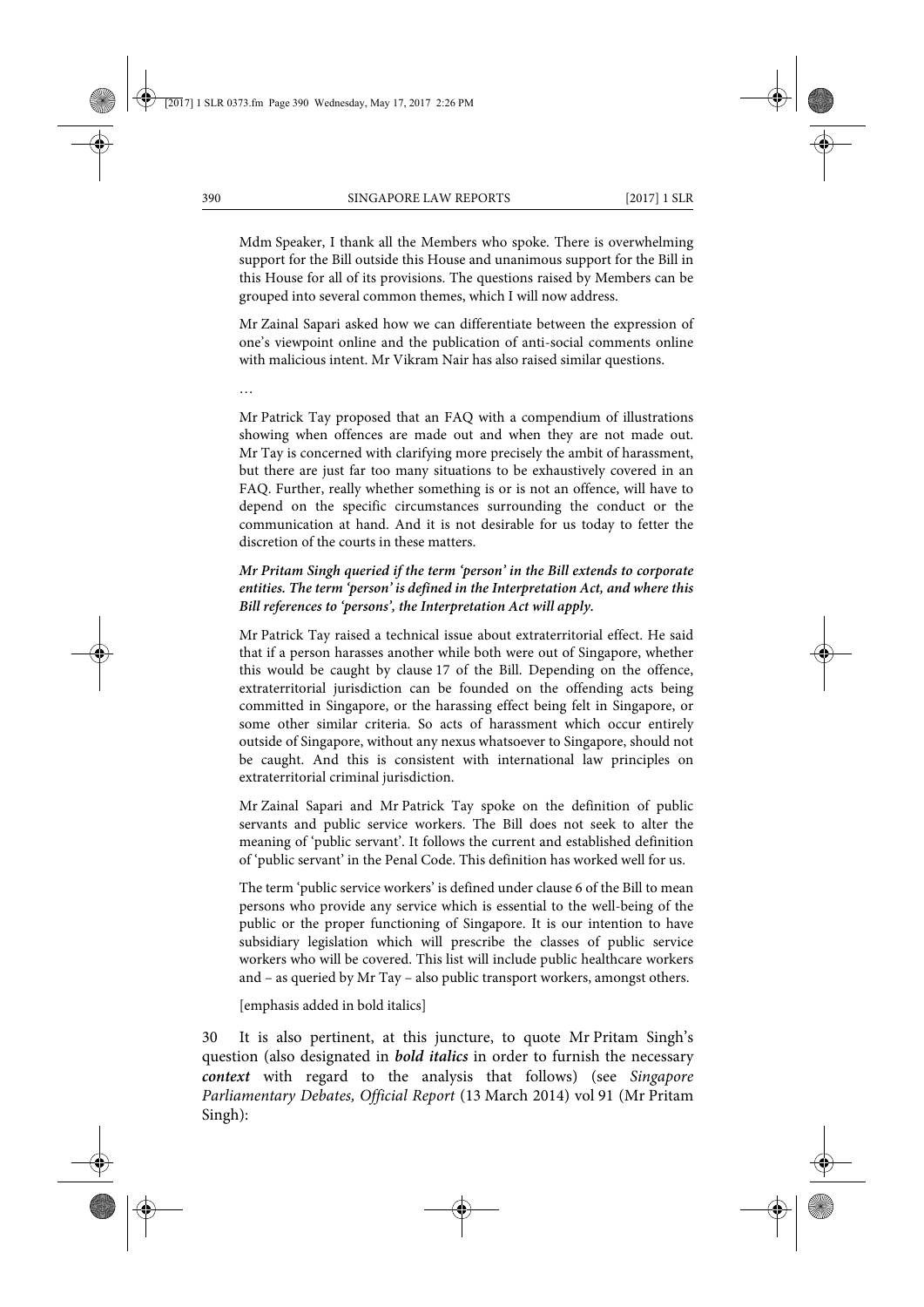> Mdm Speaker, I thank all the Members who spoke. There is overwhelming support for the Bill outside this House and unanimous support for the Bill in this House for all of its provisions. The questions raised by Members can be grouped into several common themes, which I will now address.
>
> Mr Zainal Sapari asked how we can differentiate between the expression of one's viewpoint online and the publication of anti-social comments online with malicious intent. Mr Vikram Nair has also raised similar questions.
>
> …
>
> Mr Patrick Tay proposed that an FAQ with a compendium of illustrations showing when offences are made out and when they are not made out. Mr Tay is concerned with clarifying more precisely the ambit of harassment, but there are just far too many situations to be exhaustively covered in an FAQ. Further, really whether something is or is not an offence, will have to depend on the specific circumstances surrounding the conduct or the communication at hand. And it is not desirable for us today to fetter the discretion of the courts in these matters.
>
> ***Mr Pritam Singh queried if the term 'person' in the Bill extends to corporate entities. The term 'person' is defined in the Interpretation Act, and where this Bill references to 'persons', the Interpretation Act will apply.***
>
> Mr Patrick Tay raised a technical issue about extraterritorial effect. He said that if a person harasses another while both were out of Singapore, whether this would be caught by clause 17 of the Bill. Depending on the offence, extraterritorial jurisdiction can be founded on the offending acts being committed in Singapore, or the harassing effect being felt in Singapore, or some other similar criteria. So acts of harassment which occur entirely outside of Singapore, without any nexus whatsoever to Singapore, should not be caught. And this is consistent with international law principles on extraterritorial criminal jurisdiction.
>
> Mr Zainal Sapari and Mr Patrick Tay spoke on the definition of public servants and public service workers. The Bill does not seek to alter the meaning of 'public servant'. It follows the current and established definition of 'public servant' in the Penal Code. This definition has worked well for us.
>
> The term 'public service workers' is defined under clause 6 of the Bill to mean persons who provide any service which is essential to the well-being of the public or the proper functioning of Singapore. It is our intention to have subsidiary legislation which will prescribe the classes of public service workers who will be covered. This list will include public healthcare workers and – as queried by Mr Tay – also public transport workers, amongst others.
>
> [emphasis added in bold italics]

30 It is also pertinent, at this juncture, to quote Mr Pritam Singh's question (also designated in ***bold italics*** in order to furnish the necessary ***context*** with regard to the analysis that follows) (see *Singapore Parliamentary Debates, Official Report* (13 March 2014) vol 91 (Mr Pritam Singh):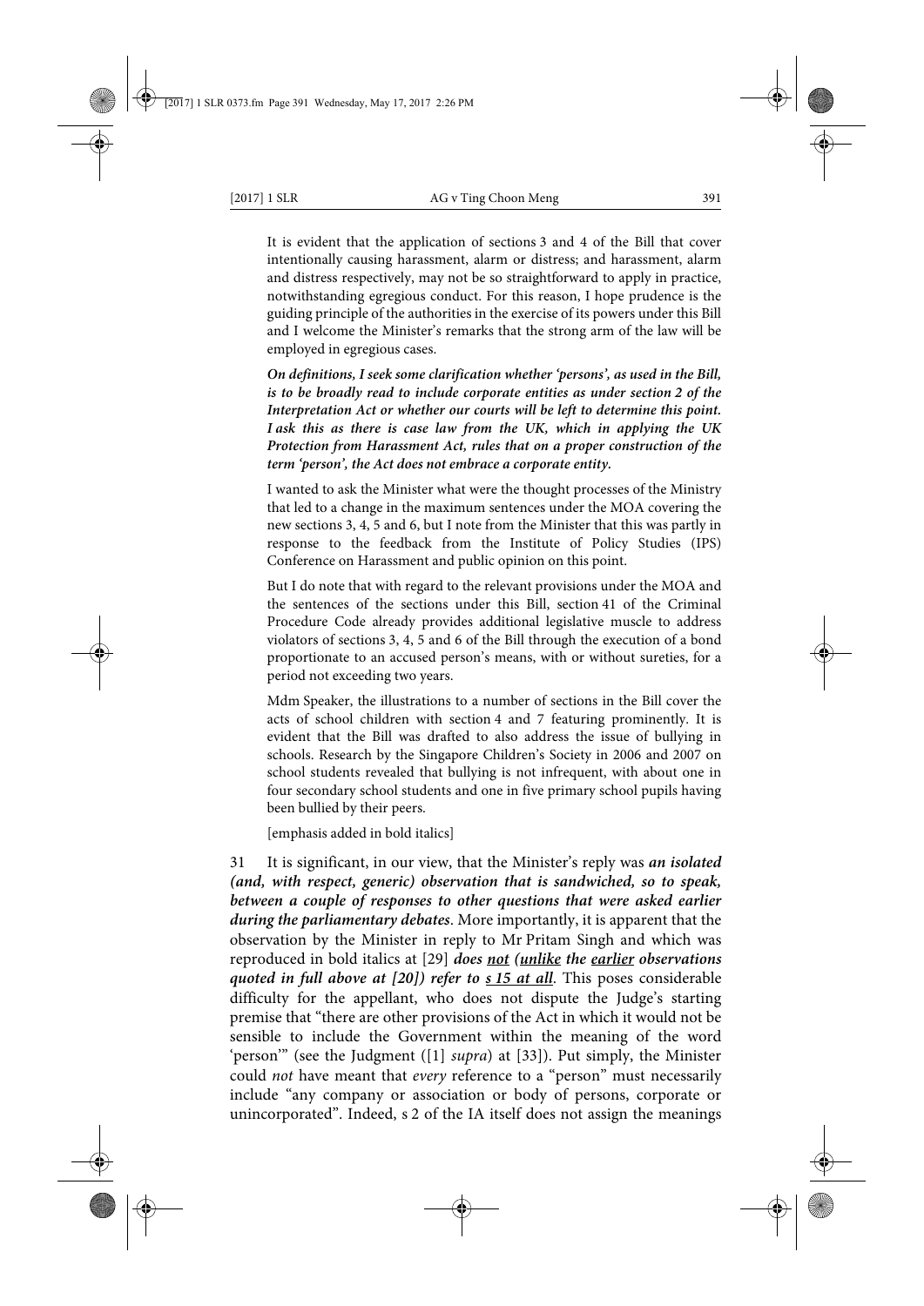> It is evident that the application of sections 3 and 4 of the Bill that cover intentionally causing harassment, alarm or distress; and harassment, alarm and distress respectively, may not be so straightforward to apply in practice, notwithstanding egregious conduct. For this reason, I hope prudence is the guiding principle of the authorities in the exercise of its powers under this Bill and I welcome the Minister's remarks that the strong arm of the law will be employed in egregious cases.
>
> ***On definitions, I seek some clarification whether 'persons', as used in the Bill, is to be broadly read to include corporate entities as under section 2 of the Interpretation Act or whether our courts will be left to determine this point. I ask this as there is case law from the UK, which in applying the UK Protection from Harassment Act, rules that on a proper construction of the term 'person', the Act does not embrace a corporate entity.***
>
> I wanted to ask the Minister what were the thought processes of the Ministry that led to a change in the maximum sentences under the MOA covering the new sections 3, 4, 5 and 6, but I note from the Minister that this was partly in response to the feedback from the Institute of Policy Studies (IPS) Conference on Harassment and public opinion on this point.
>
> But I do note that with regard to the relevant provisions under the MOA and the sentences of the sections under this Bill, section 41 of the Criminal Procedure Code already provides additional legislative muscle to address violators of sections 3, 4, 5 and 6 of the Bill through the execution of a bond proportionate to an accused person's means, with or without sureties, for a period not exceeding two years.
>
> Mdm Speaker, the illustrations to a number of sections in the Bill cover the acts of school children with section 4 and 7 featuring prominently. It is evident that the Bill was drafted to also address the issue of bullying in schools. Research by the Singapore Children's Society in 2006 and 2007 on school students revealed that bullying is not infrequent, with about one in four secondary school students and one in five primary school pupils having been bullied by their peers.
>
> [emphasis added in bold italics]

31 It is significant, in our view, that the Minister's reply was ***an isolated (and, with respect, generic) observation that is sandwiched, so to speak, between a couple of responses to other questions that were asked earlier during the parliamentary debates***. More importantly, it is apparent that the observation by the Minister in reply to Mr Pritam Singh and which was reproduced in bold italics at [29] ***does <u>not</u> (<u>unlike</u> the <u>earlier</u> observations quoted in full above at [20]) refer to <u>s 15 at all</u>***. This poses considerable difficulty for the appellant, who does not dispute the Judge's starting premise that "there are other provisions of the Act in which it would not be sensible to include the Government within the meaning of the word 'person'" (see the Judgment ([1] *supra*) at [33]). Put simply, the Minister could *not* have meant that *every* reference to a "person" must necessarily include "any company or association or body of persons, corporate or unincorporated". Indeed, s 2 of the IA itself does not assign the meanings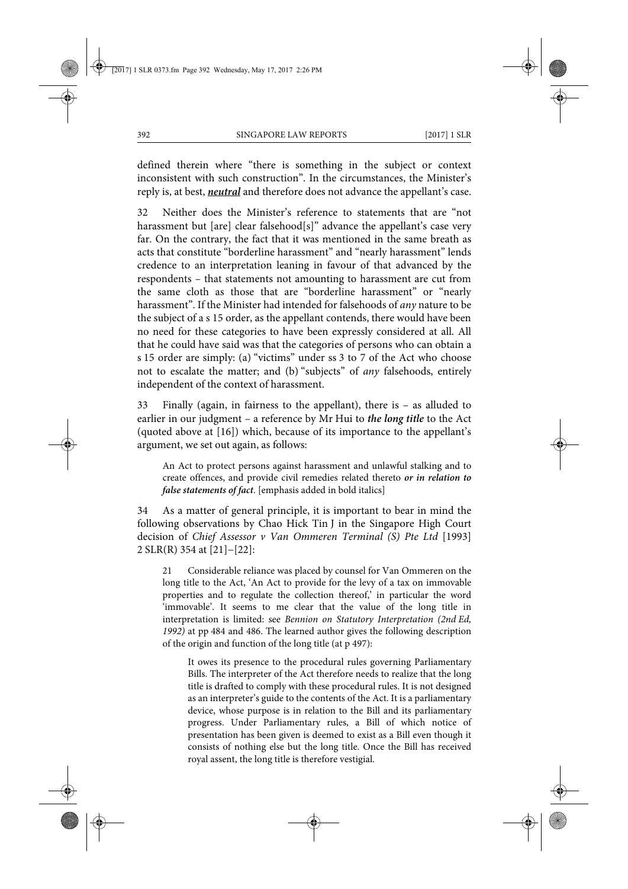defined therein where "there is something in the subject or context inconsistent with such construction". In the circumstances, the Minister's reply is, at best, ***neutral*** and therefore does not advance the appellant's case.

32 Neither does the Minister's reference to statements that are "not harassment but [are] clear falsehood[s]" advance the appellant's case very far. On the contrary, the fact that it was mentioned in the same breath as acts that constitute "borderline harassment" and "nearly harassment" lends credence to an interpretation leaning in favour of that advanced by the respondents – that statements not amounting to harassment are cut from the same cloth as those that are "borderline harassment" or "nearly harassment". If the Minister had intended for falsehoods of *any* nature to be the subject of a s 15 order, as the appellant contends, there would have been no need for these categories to have been expressly considered at all. All that he could have said was that the categories of persons who can obtain a s 15 order are simply: (a) "victims" under ss 3 to 7 of the Act who choose not to escalate the matter; and (b) "subjects" of *any* falsehoods, entirely independent of the context of harassment.

33 Finally (again, in fairness to the appellant), there is – as alluded to earlier in our judgment – a reference by Mr Hui to ***the long title*** to the Act (quoted above at [16]) which, because of its importance to the appellant's argument, we set out again, as follows:

> An Act to protect persons against harassment and unlawful stalking and to create offences, and provide civil remedies related thereto ***or in relation to false statements of fact***. [emphasis added in bold italics]

34 As a matter of general principle, it is important to bear in mind the following observations by Chao Hick Tin J in the Singapore High Court decision of *Chief Assessor v Van Ommeren Terminal (S) Pte Ltd* [1993] 2 SLR(R) 354 at [21]–[22]:

> 21 Considerable reliance was placed by counsel for Van Ommeren on the long title to the Act, 'An Act to provide for the levy of a tax on immovable properties and to regulate the collection thereof,' in particular the word 'immovable'. It seems to me clear that the value of the long title in interpretation is limited: see *Bennion on Statutory Interpretation (2nd Ed, 1992)* at pp 484 and 486. The learned author gives the following description of the origin and function of the long title (at p 497):
>
> > It owes its presence to the procedural rules governing Parliamentary Bills. The interpreter of the Act therefore needs to realize that the long title is drafted to comply with these procedural rules. It is not designed as an interpreter's guide to the contents of the Act. It is a parliamentary device, whose purpose is in relation to the Bill and its parliamentary progress. Under Parliamentary rules, a Bill of which notice of presentation has been given is deemed to exist as a Bill even though it consists of nothing else but the long title. Once the Bill has received royal assent, the long title is therefore vestigial.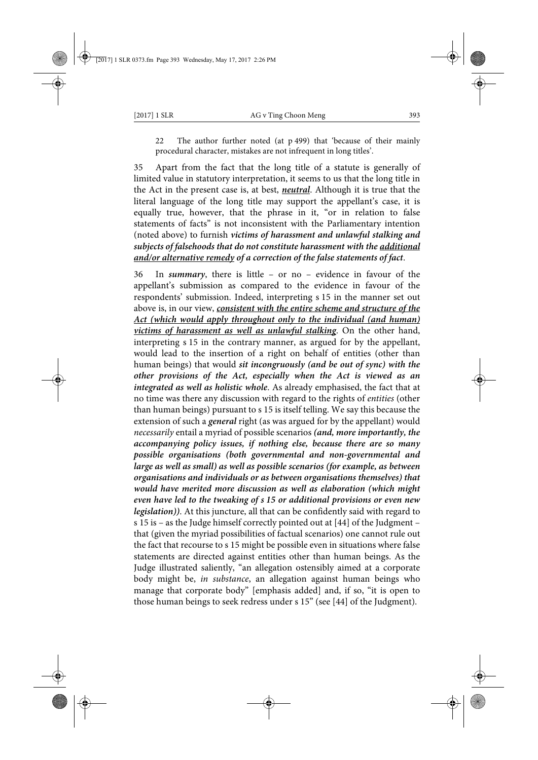> 22 The author further noted (at p 499) that 'because of their mainly procedural character, mistakes are not infrequent in long titles'.

35 Apart from the fact that the long title of a statute is generally of limited value in statutory interpretation, it seems to us that the long title in the Act in the present case is, at best, ***neutral***. Although it is true that the literal language of the long title may support the appellant's case, it is equally true, however, that the phrase in it, "or in relation to false statements of facts" is not inconsistent with the Parliamentary intention (noted above) to furnish ***victims of harassment and unlawful stalking and subjects of falsehoods that do not constitute harassment with the additional and/or alternative remedy of a correction of the false statements of fact***.

36 In ***summary***, there is little – or no – evidence in favour of the appellant's submission as compared to the evidence in favour of the respondents' submission. Indeed, interpreting s 15 in the manner set out above is, in our view, ***consistent with the entire scheme and structure of the Act (which would apply throughout only to the individual (and human) victims of harassment as well as unlawful stalking***. On the other hand, interpreting s 15 in the contrary manner, as argued for by the appellant, would lead to the insertion of a right on behalf of entities (other than human beings) that would ***sit incongruously (and be out of sync) with the other provisions of the Act, especially when the Act is viewed as an integrated as well as holistic whole***. As already emphasised, the fact that at no time was there any discussion with regard to the rights of *entities* (other than human beings) pursuant to s 15 is itself telling. We say this because the extension of such a ***general*** right (as was argued for by the appellant) would *necessarily* entail a myriad of possible scenarios ***(and, more importantly, the accompanying policy issues, if nothing else, because there are so many possible organisations (both governmental and non-governmental and large as well as small) as well as possible scenarios (for example, as between organisations and individuals or as between organisations themselves) that would have merited more discussion as well as elaboration (which might even have led to the tweaking of s 15 or additional provisions or even new legislation))***. At this juncture, all that can be confidently said with regard to s 15 is – as the Judge himself correctly pointed out at [44] of the Judgment – that (given the myriad possibilities of factual scenarios) one cannot rule out the fact that recourse to s 15 might be possible even in situations where false statements are directed against entities other than human beings. As the Judge illustrated saliently, "an allegation ostensibly aimed at a corporate body might be, *in substance*, an allegation against human beings who manage that corporate body" [emphasis added] and, if so, "it is open to those human beings to seek redress under s 15" (see [44] of the Judgment).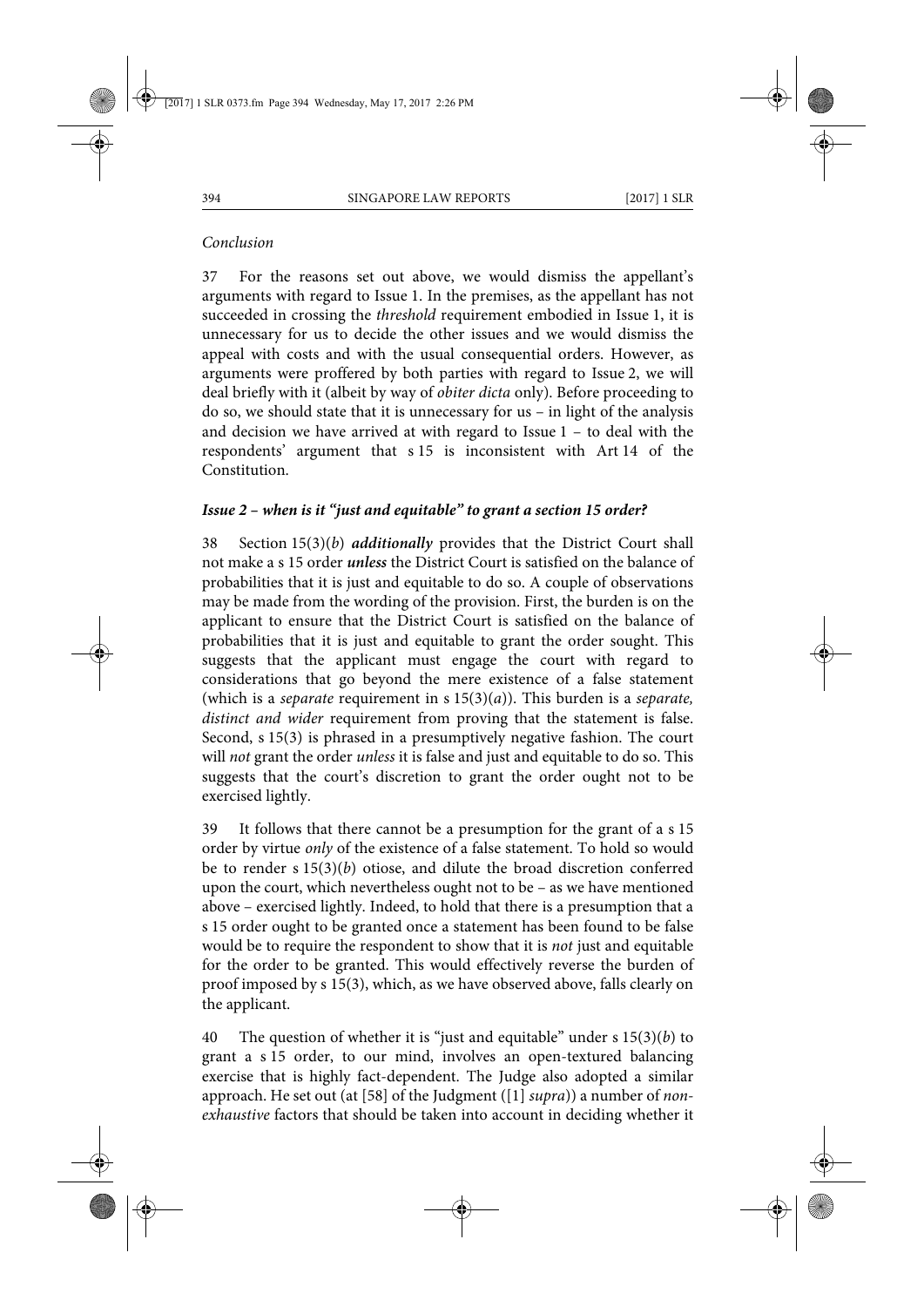*Conclusion*

37 For the reasons set out above, we would dismiss the appellant's arguments with regard to Issue 1. In the premises, as the appellant has not succeeded in crossing the *threshold* requirement embodied in Issue 1, it is unnecessary for us to decide the other issues and we would dismiss the appeal with costs and with the usual consequential orders. However, as arguments were proffered by both parties with regard to Issue 2, we will deal briefly with it (albeit by way of *obiter dicta* only). Before proceeding to do so, we should state that it is unnecessary for us – in light of the analysis and decision we have arrived at with regard to Issue 1 – to deal with the respondents' argument that s 15 is inconsistent with Art 14 of the Constitution.

### *Issue 2 – when is it "just and equitable" to grant a section 15 order?*

38 Section 15(3)(*b*) ***additionally*** provides that the District Court shall not make a s 15 order ***unless*** the District Court is satisfied on the balance of probabilities that it is just and equitable to do so. A couple of observations may be made from the wording of the provision. First, the burden is on the applicant to ensure that the District Court is satisfied on the balance of probabilities that it is just and equitable to grant the order sought. This suggests that the applicant must engage the court with regard to considerations that go beyond the mere existence of a false statement (which is a *separate* requirement in s 15(3)(*a*)). This burden is a *separate, distinct and wider* requirement from proving that the statement is false. Second, s 15(3) is phrased in a presumptively negative fashion. The court will *not* grant the order *unless* it is false and just and equitable to do so. This suggests that the court's discretion to grant the order ought not to be exercised lightly.

39 It follows that there cannot be a presumption for the grant of a s 15 order by virtue *only* of the existence of a false statement. To hold so would be to render s 15(3)(*b*) otiose, and dilute the broad discretion conferred upon the court, which nevertheless ought not to be – as we have mentioned above – exercised lightly. Indeed, to hold that there is a presumption that a s 15 order ought to be granted once a statement has been found to be false would be to require the respondent to show that it is *not* just and equitable for the order to be granted. This would effectively reverse the burden of proof imposed by s 15(3), which, as we have observed above, falls clearly on the applicant.

40 The question of whether it is "just and equitable" under s 15(3)(*b*) to grant a s 15 order, to our mind, involves an open-textured balancing exercise that is highly fact-dependent. The Judge also adopted a similar approach. He set out (at [58] of the Judgment ([1] *supra*)) a number of *non-exhaustive* factors that should be taken into account in deciding whether it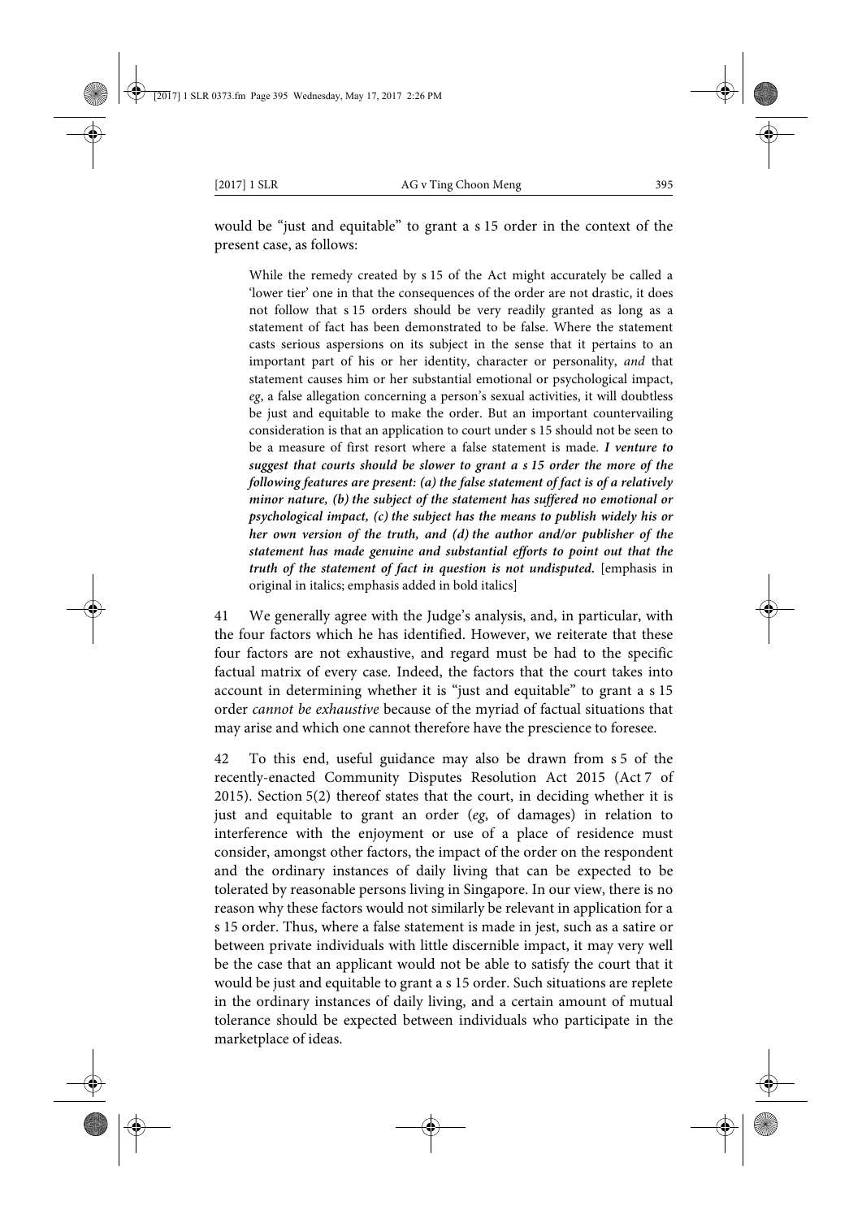would be "just and equitable" to grant a s 15 order in the context of the present case, as follows:

> While the remedy created by s 15 of the Act might accurately be called a 'lower tier' one in that the consequences of the order are not drastic, it does not follow that s 15 orders should be very readily granted as long as a statement of fact has been demonstrated to be false. Where the statement casts serious aspersions on its subject in the sense that it pertains to an important part of his or her identity, character or personality, *and* that statement causes him or her substantial emotional or psychological impact, *eg*, a false allegation concerning a person's sexual activities, it will doubtless be just and equitable to make the order. But an important countervailing consideration is that an application to court under s 15 should not be seen to be a measure of first resort where a false statement is made. ***I venture to suggest that courts should be slower to grant a s 15 order the more of the following features are present: (a) the false statement of fact is of a relatively minor nature, (b) the subject of the statement has suffered no emotional or psychological impact, (c) the subject has the means to publish widely his or her own version of the truth, and (d) the author and/or publisher of the statement has made genuine and substantial efforts to point out that the truth of the statement of fact in question is not undisputed.*** [emphasis in original in italics; emphasis added in bold italics]

41 We generally agree with the Judge's analysis, and, in particular, with the four factors which he has identified. However, we reiterate that these four factors are not exhaustive, and regard must be had to the specific factual matrix of every case. Indeed, the factors that the court takes into account in determining whether it is "just and equitable" to grant a s 15 order *cannot be exhaustive* because of the myriad of factual situations that may arise and which one cannot therefore have the prescience to foresee.

42 To this end, useful guidance may also be drawn from s 5 of the recently-enacted Community Disputes Resolution Act 2015 (Act 7 of 2015). Section 5(2) thereof states that the court, in deciding whether it is just and equitable to grant an order (*eg*, of damages) in relation to interference with the enjoyment or use of a place of residence must consider, amongst other factors, the impact of the order on the respondent and the ordinary instances of daily living that can be expected to be tolerated by reasonable persons living in Singapore. In our view, there is no reason why these factors would not similarly be relevant in application for a s 15 order. Thus, where a false statement is made in jest, such as a satire or between private individuals with little discernible impact, it may very well be the case that an applicant would not be able to satisfy the court that it would be just and equitable to grant a s 15 order. Such situations are replete in the ordinary instances of daily living, and a certain amount of mutual tolerance should be expected between individuals who participate in the marketplace of ideas.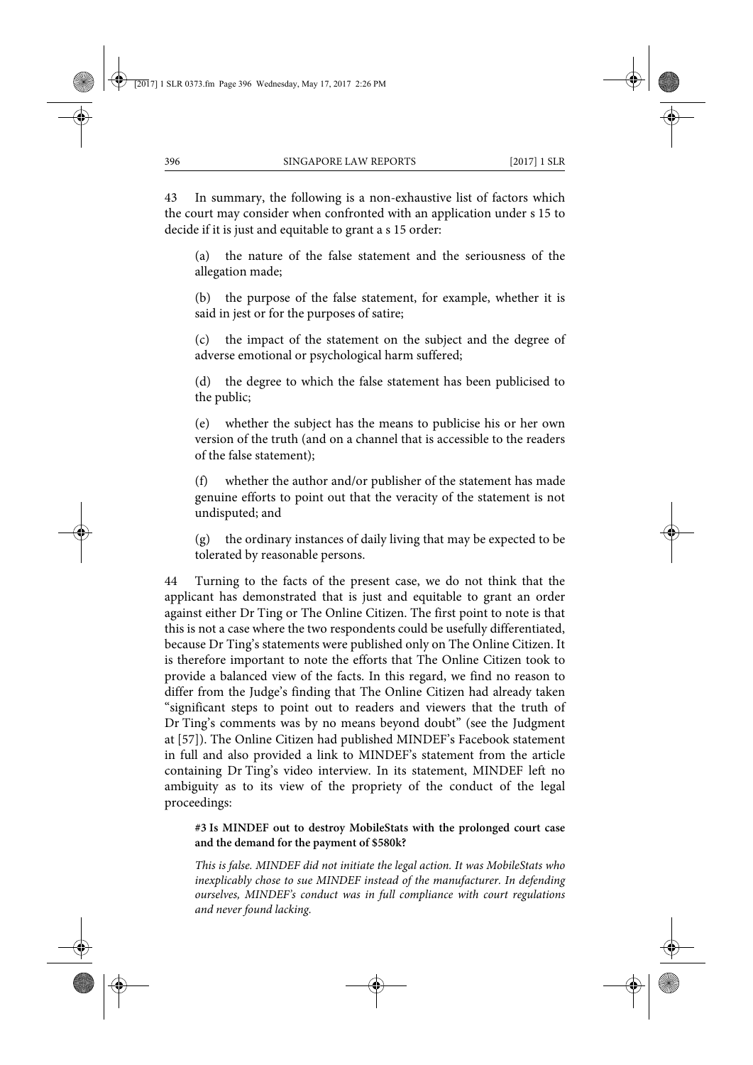43 In summary, the following is a non-exhaustive list of factors which the court may consider when confronted with an application under s 15 to decide if it is just and equitable to grant a s 15 order:

(a) the nature of the false statement and the seriousness of the allegation made;

(b) the purpose of the false statement, for example, whether it is said in jest or for the purposes of satire;

(c) the impact of the statement on the subject and the degree of adverse emotional or psychological harm suffered;

(d) the degree to which the false statement has been publicised to the public;

(e) whether the subject has the means to publicise his or her own version of the truth (and on a channel that is accessible to the readers of the false statement);

(f) whether the author and/or publisher of the statement has made genuine efforts to point out that the veracity of the statement is not undisputed; and

(g) the ordinary instances of daily living that may be expected to be tolerated by reasonable persons.

44 Turning to the facts of the present case, we do not think that the applicant has demonstrated that is just and equitable to grant an order against either Dr Ting or The Online Citizen. The first point to note is that this is not a case where the two respondents could be usefully differentiated, because Dr Ting's statements were published only on The Online Citizen. It is therefore important to note the efforts that The Online Citizen took to provide a balanced view of the facts. In this regard, we find no reason to differ from the Judge's finding that The Online Citizen had already taken "significant steps to point out to readers and viewers that the truth of Dr Ting's comments was by no means beyond doubt" (see the Judgment at [57]). The Online Citizen had published MINDEF's Facebook statement in full and also provided a link to MINDEF's statement from the article containing Dr Ting's video interview. In its statement, MINDEF left no ambiguity as to its view of the propriety of the conduct of the legal proceedings:

> **#3 Is MINDEF out to destroy MobileStats with the prolonged court case and the demand for the payment of $580k?**
>
> *This is false. MINDEF did not initiate the legal action. It was MobileStats who inexplicably chose to sue MINDEF instead of the manufacturer. In defending ourselves, MINDEF's conduct was in full compliance with court regulations and never found lacking.*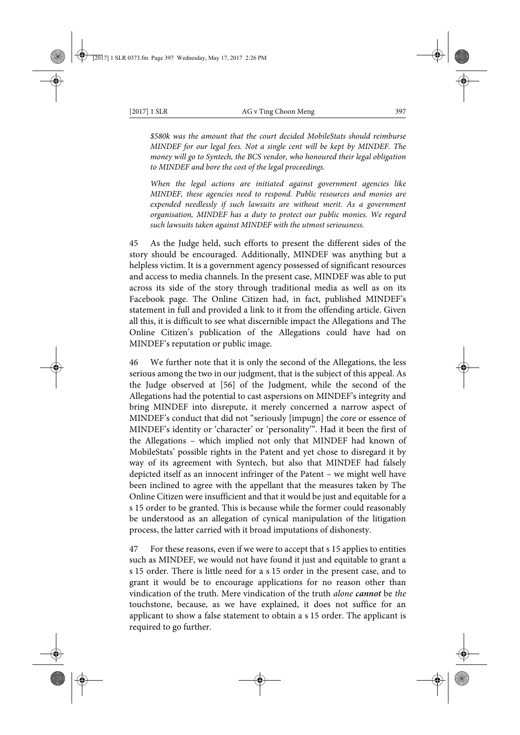*$580k was the amount that the court decided MobileStats should reimburse MINDEF for our legal fees. Not a single cent will be kept by MINDEF. The money will go to Syntech, the BCS vendor, who honoured their legal obligation to MINDEF and bore the cost of the legal proceedings.*

*When the legal actions are initiated against government agencies like MINDEF, these agencies need to respond. Public resources and monies are expended needlessly if such lawsuits are without merit. As a government organisation, MINDEF has a duty to protect our public monies. We regard such lawsuits taken against MINDEF with the utmost seriousness.*

45 As the Judge held, such efforts to present the different sides of the story should be encouraged. Additionally, MINDEF was anything but a helpless victim. It is a government agency possessed of significant resources and access to media channels. In the present case, MINDEF was able to put across its side of the story through traditional media as well as on its Facebook page. The Online Citizen had, in fact, published MINDEF's statement in full and provided a link to it from the offending article. Given all this, it is difficult to see what discernible impact the Allegations and The Online Citizen's publication of the Allegations could have had on MINDEF's reputation or public image.

46 We further note that it is only the second of the Allegations, the less serious among the two in our judgment, that is the subject of this appeal. As the Judge observed at [56] of the Judgment, while the second of the Allegations had the potential to cast aspersions on MINDEF's integrity and bring MINDEF into disrepute, it merely concerned a narrow aspect of MINDEF's conduct that did not "seriously [impugn] the core or essence of MINDEF's identity or 'character' or 'personality'". Had it been the first of the Allegations – which implied not only that MINDEF had known of MobileStats' possible rights in the Patent and yet chose to disregard it by way of its agreement with Syntech, but also that MINDEF had falsely depicted itself as an innocent infringer of the Patent – we might well have been inclined to agree with the appellant that the measures taken by The Online Citizen were insufficient and that it would be just and equitable for a s 15 order to be granted. This is because while the former could reasonably be understood as an allegation of cynical manipulation of the litigation process, the latter carried with it broad imputations of dishonesty.

47 For these reasons, even if we were to accept that s 15 applies to entities such as MINDEF, we would not have found it just and equitable to grant a s 15 order. There is little need for a s 15 order in the present case, and to grant it would be to encourage applications for no reason other than vindication of the truth. Mere vindication of the truth *alone* ***cannot*** be *the* touchstone, because, as we have explained, it does not suffice for an applicant to show a false statement to obtain a s 15 order. The applicant is required to go further.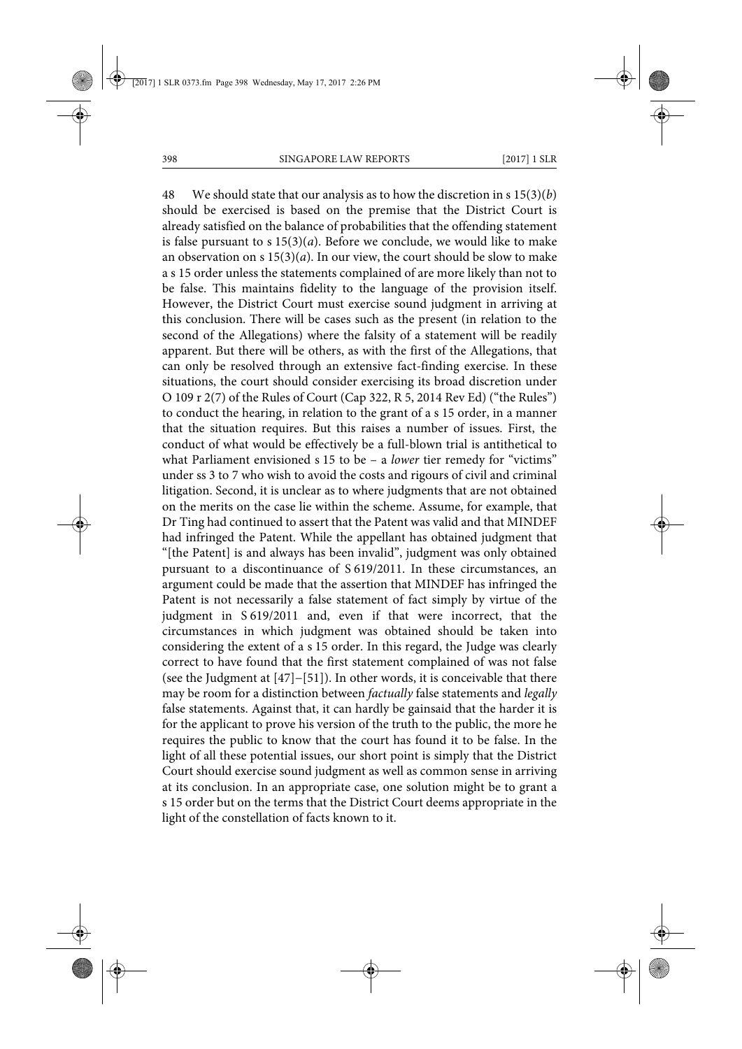48 We should state that our analysis as to how the discretion in s 15(3)(*b*) should be exercised is based on the premise that the District Court is already satisfied on the balance of probabilities that the offending statement is false pursuant to s 15(3)(*a*). Before we conclude, we would like to make an observation on s 15(3)(*a*). In our view, the court should be slow to make a s 15 order unless the statements complained of are more likely than not to be false. This maintains fidelity to the language of the provision itself. However, the District Court must exercise sound judgment in arriving at this conclusion. There will be cases such as the present (in relation to the second of the Allegations) where the falsity of a statement will be readily apparent. But there will be others, as with the first of the Allegations, that can only be resolved through an extensive fact-finding exercise. In these situations, the court should consider exercising its broad discretion under O 109 r 2(7) of the Rules of Court (Cap 322, R 5, 2014 Rev Ed) ("the Rules") to conduct the hearing, in relation to the grant of a s 15 order, in a manner that the situation requires. But this raises a number of issues. First, the conduct of what would be effectively be a full-blown trial is antithetical to what Parliament envisioned s 15 to be – a *lower* tier remedy for "victims" under ss 3 to 7 who wish to avoid the costs and rigours of civil and criminal litigation. Second, it is unclear as to where judgments that are not obtained on the merits on the case lie within the scheme. Assume, for example, that Dr Ting had continued to assert that the Patent was valid and that MINDEF had infringed the Patent. While the appellant has obtained judgment that "[the Patent] is and always has been invalid", judgment was only obtained pursuant to a discontinuance of S 619/2011. In these circumstances, an argument could be made that the assertion that MINDEF has infringed the Patent is not necessarily a false statement of fact simply by virtue of the judgment in S 619/2011 and, even if that were incorrect, that the circumstances in which judgment was obtained should be taken into considering the extent of a s 15 order. In this regard, the Judge was clearly correct to have found that the first statement complained of was not false (see the Judgment at [47]–[51]). In other words, it is conceivable that there may be room for a distinction between *factually* false statements and *legally* false statements. Against that, it can hardly be gainsaid that the harder it is for the applicant to prove his version of the truth to the public, the more he requires the public to know that the court has found it to be false. In the light of all these potential issues, our short point is simply that the District Court should exercise sound judgment as well as common sense in arriving at its conclusion. In an appropriate case, one solution might be to grant a s 15 order but on the terms that the District Court deems appropriate in the light of the constellation of facts known to it.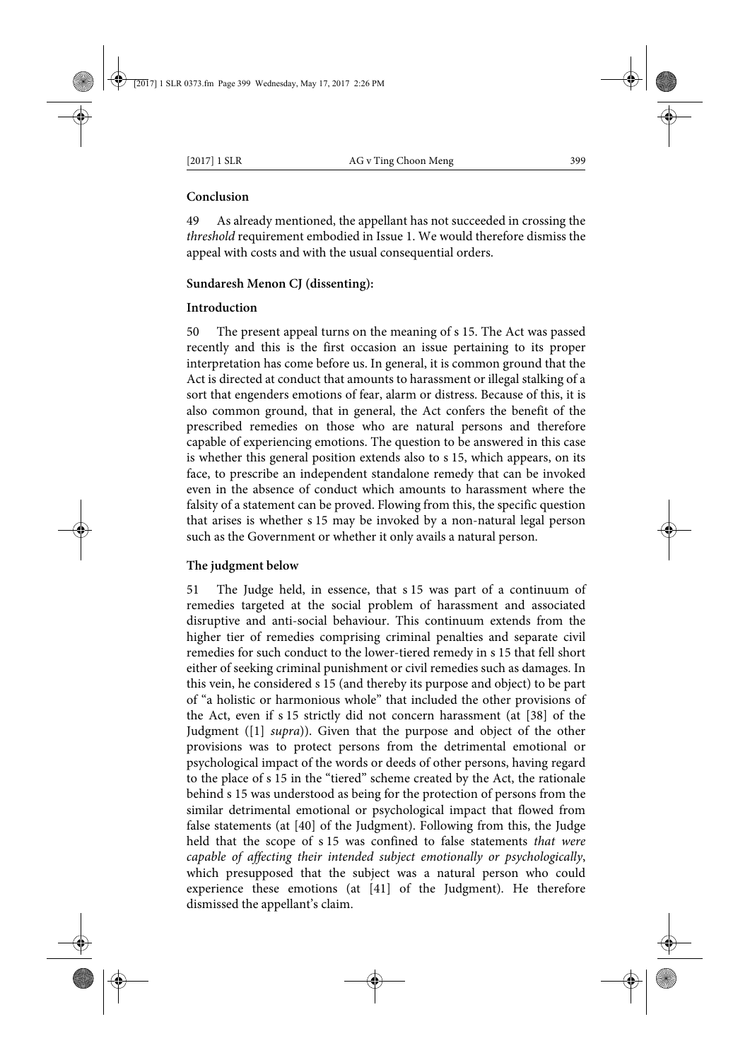### Conclusion

49 As already mentioned, the appellant has not succeeded in crossing the *threshold* requirement embodied in Issue 1. We would therefore dismiss the appeal with costs and with the usual consequential orders.

### Sundaresh Menon CJ (dissenting):

### Introduction

50 The present appeal turns on the meaning of s 15. The Act was passed recently and this is the first occasion an issue pertaining to its proper interpretation has come before us. In general, it is common ground that the Act is directed at conduct that amounts to harassment or illegal stalking of a sort that engenders emotions of fear, alarm or distress. Because of this, it is also common ground, that in general, the Act confers the benefit of the prescribed remedies on those who are natural persons and therefore capable of experiencing emotions. The question to be answered in this case is whether this general position extends also to s 15, which appears, on its face, to prescribe an independent standalone remedy that can be invoked even in the absence of conduct which amounts to harassment where the falsity of a statement can be proved. Flowing from this, the specific question that arises is whether s 15 may be invoked by a non-natural legal person such as the Government or whether it only avails a natural person.

### The judgment below

51 The Judge held, in essence, that s 15 was part of a continuum of remedies targeted at the social problem of harassment and associated disruptive and anti-social behaviour. This continuum extends from the higher tier of remedies comprising criminal penalties and separate civil remedies for such conduct to the lower-tiered remedy in s 15 that fell short either of seeking criminal punishment or civil remedies such as damages. In this vein, he considered s 15 (and thereby its purpose and object) to be part of "a holistic or harmonious whole" that included the other provisions of the Act, even if s 15 strictly did not concern harassment (at [38] of the Judgment ([1] *supra*)). Given that the purpose and object of the other provisions was to protect persons from the detrimental emotional or psychological impact of the words or deeds of other persons, having regard to the place of s 15 in the "tiered" scheme created by the Act, the rationale behind s 15 was understood as being for the protection of persons from the similar detrimental emotional or psychological impact that flowed from false statements (at [40] of the Judgment). Following from this, the Judge held that the scope of s 15 was confined to false statements *that were capable of affecting their intended subject emotionally or psychologically*, which presupposed that the subject was a natural person who could experience these emotions (at [41] of the Judgment). He therefore dismissed the appellant's claim.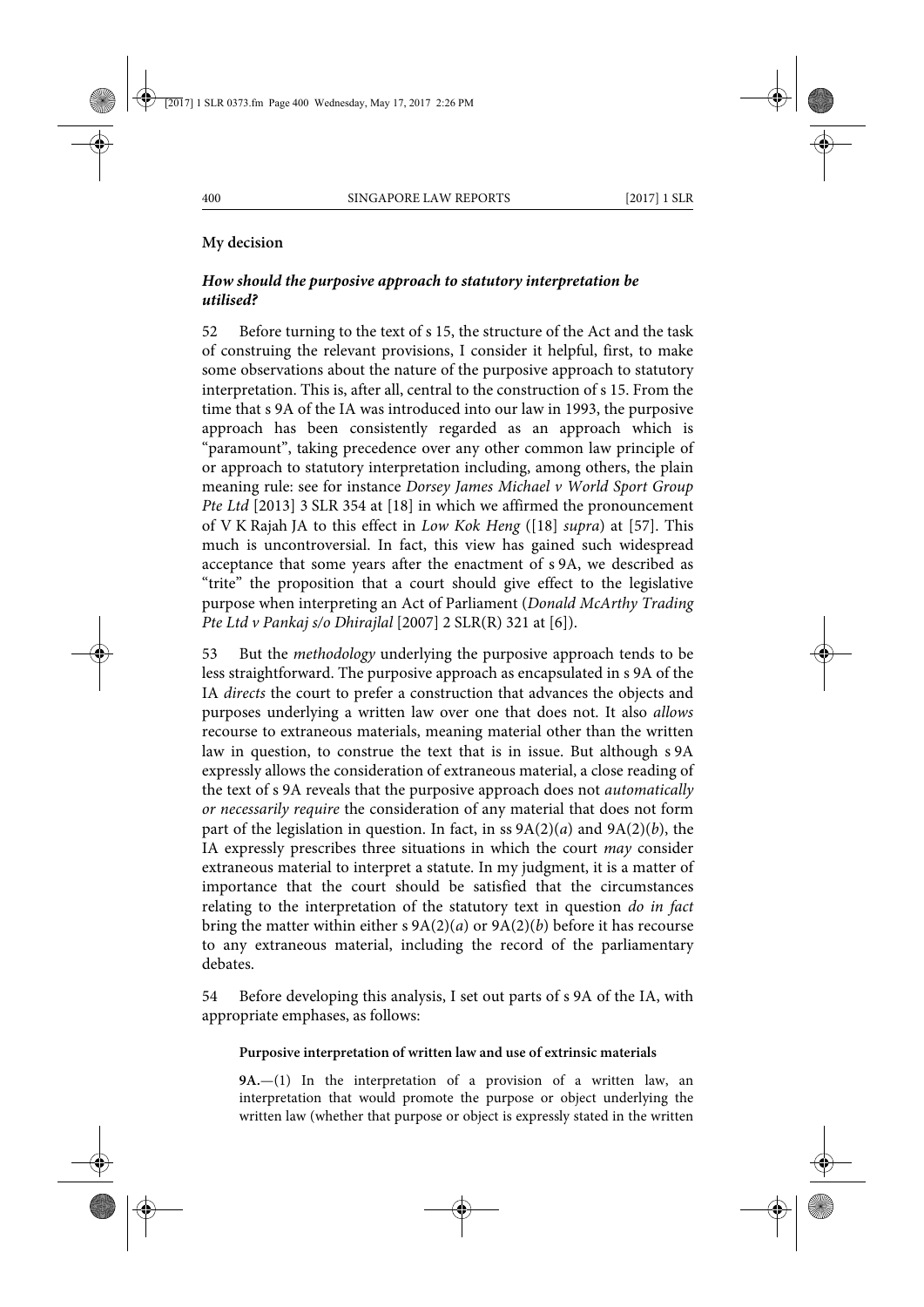**My decision**

***How should the purposive approach to statutory interpretation be utilised?***

52 Before turning to the text of s 15, the structure of the Act and the task of construing the relevant provisions, I consider it helpful, first, to make some observations about the nature of the purposive approach to statutory interpretation. This is, after all, central to the construction of s 15. From the time that s 9A of the IA was introduced into our law in 1993, the purposive approach has been consistently regarded as an approach which is "paramount", taking precedence over any other common law principle of or approach to statutory interpretation including, among others, the plain meaning rule: see for instance *Dorsey James Michael v World Sport Group Pte Ltd* [2013] 3 SLR 354 at [18] in which we affirmed the pronouncement of V K Rajah JA to this effect in *Low Kok Heng* ([18] *supra*) at [57]. This much is uncontroversial. In fact, this view has gained such widespread acceptance that some years after the enactment of s 9A, we described as "trite" the proposition that a court should give effect to the legislative purpose when interpreting an Act of Parliament (*Donald McArthy Trading Pte Ltd v Pankaj s/o Dhirajlal* [2007] 2 SLR(R) 321 at [6]).

53 But the *methodology* underlying the purposive approach tends to be less straightforward. The purposive approach as encapsulated in s 9A of the IA *directs* the court to prefer a construction that advances the objects and purposes underlying a written law over one that does not. It also *allows* recourse to extraneous materials, meaning material other than the written law in question, to construe the text that is in issue. But although s 9A expressly allows the consideration of extraneous material, a close reading of the text of s 9A reveals that the purposive approach does not *automatically or necessarily require* the consideration of any material that does not form part of the legislation in question. In fact, in ss 9A(2)(*a*) and 9A(2)(*b*), the IA expressly prescribes three situations in which the court *may* consider extraneous material to interpret a statute. In my judgment, it is a matter of importance that the court should be satisfied that the circumstances relating to the interpretation of the statutory text in question *do in fact* bring the matter within either s 9A(2)(*a*) or 9A(2)(*b*) before it has recourse to any extraneous material, including the record of the parliamentary debates.

54 Before developing this analysis, I set out parts of s 9A of the IA, with appropriate emphases, as follows:

> **Purposive interpretation of written law and use of extrinsic materials**
>
> **9A.**—(1) In the interpretation of a provision of a written law, an interpretation that would promote the purpose or object underlying the written law (whether that purpose or object is expressly stated in the written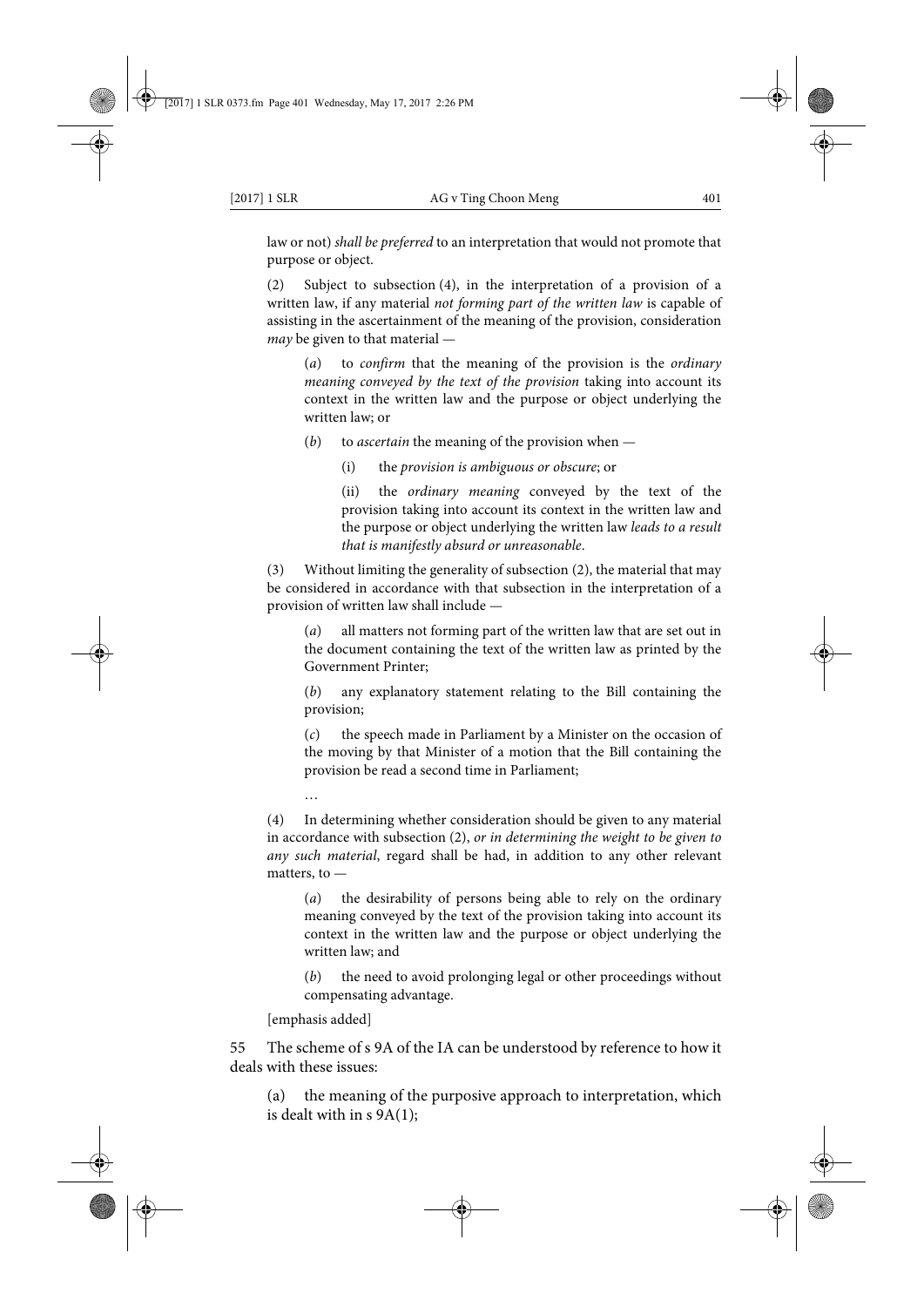law or not) *shall be preferred* to an interpretation that would not promote that purpose or object.

(2) Subject to subsection (4), in the interpretation of a provision of a written law, if any material *not forming part of the written law* is capable of assisting in the ascertainment of the meaning of the provision, consideration *may* be given to that material —

> (*a*) to *confirm* that the meaning of the provision is the *ordinary meaning conveyed by the text of the provision* taking into account its context in the written law and the purpose or object underlying the written law; or
>
> (*b*) to *ascertain* the meaning of the provision when —
>
> > (i) the *provision is ambiguous or obscure*; or
> >
> > (ii) the *ordinary meaning* conveyed by the text of the provision taking into account its context in the written law and the purpose or object underlying the written law *leads to a result that is manifestly absurd or unreasonable*.

(3) Without limiting the generality of subsection (2), the material that may be considered in accordance with that subsection in the interpretation of a provision of written law shall include —

> (*a*) all matters not forming part of the written law that are set out in the document containing the text of the written law as printed by the Government Printer;
>
> (*b*) any explanatory statement relating to the Bill containing the provision;
>
> (*c*) the speech made in Parliament by a Minister on the occasion of the moving by that Minister of a motion that the Bill containing the provision be read a second time in Parliament;
>
> …

(4) In determining whether consideration should be given to any material in accordance with subsection (2), *or in determining the weight to be given to any such material*, regard shall be had, in addition to any other relevant matters, to —

> (*a*) the desirability of persons being able to rely on the ordinary meaning conveyed by the text of the provision taking into account its context in the written law and the purpose or object underlying the written law; and
>
> (*b*) the need to avoid prolonging legal or other proceedings without compensating advantage.

[emphasis added]

55 The scheme of s 9A of the IA can be understood by reference to how it deals with these issues:

> (a) the meaning of the purposive approach to interpretation, which is dealt with in s 9A(1);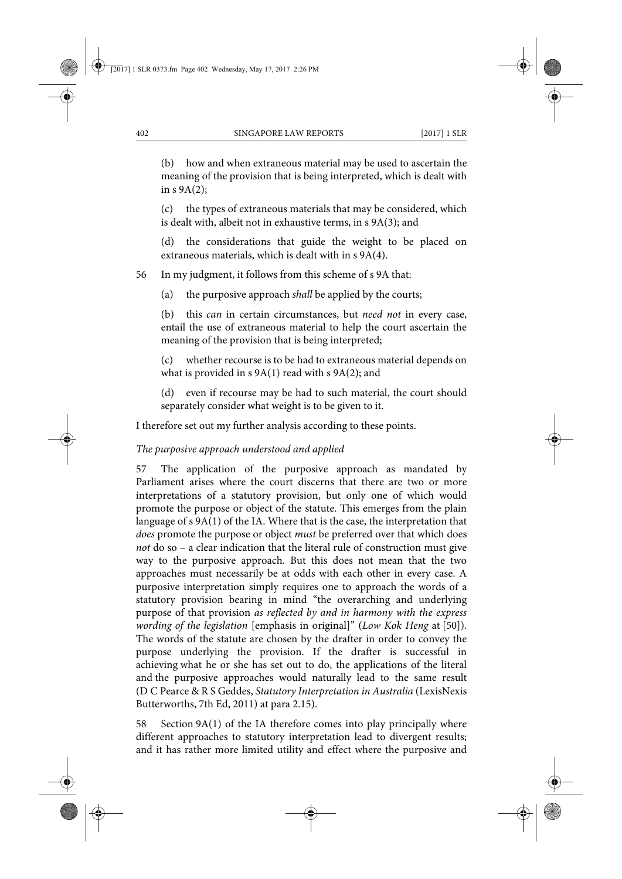(b) how and when extraneous material may be used to ascertain the meaning of the provision that is being interpreted, which is dealt with in s 9A(2);

(c) the types of extraneous materials that may be considered, which is dealt with, albeit not in exhaustive terms, in s 9A(3); and

(d) the considerations that guide the weight to be placed on extraneous materials, which is dealt with in s 9A(4).

56 In my judgment, it follows from this scheme of s 9A that:

(a) the purposive approach *shall* be applied by the courts;

(b) this *can* in certain circumstances, but *need not* in every case, entail the use of extraneous material to help the court ascertain the meaning of the provision that is being interpreted;

(c) whether recourse is to be had to extraneous material depends on what is provided in s 9A(1) read with s 9A(2); and

(d) even if recourse may be had to such material, the court should separately consider what weight is to be given to it.

I therefore set out my further analysis according to these points.

*The purposive approach understood and applied*

57 The application of the purposive approach as mandated by Parliament arises where the court discerns that there are two or more interpretations of a statutory provision, but only one of which would promote the purpose or object of the statute. This emerges from the plain language of s 9A(1) of the IA. Where that is the case, the interpretation that *does* promote the purpose or object *must* be preferred over that which does *not* do so – a clear indication that the literal rule of construction must give way to the purposive approach. But this does not mean that the two approaches must necessarily be at odds with each other in every case. A purposive interpretation simply requires one to approach the words of a statutory provision bearing in mind "the overarching and underlying purpose of that provision *as reflected by and in harmony with the express wording of the legislation* [emphasis in original]" (*Low Kok Heng* at [50]). The words of the statute are chosen by the drafter in order to convey the purpose underlying the provision. If the drafter is successful in achieving what he or she has set out to do, the applications of the literal and the purposive approaches would naturally lead to the same result (D C Pearce & R S Geddes, *Statutory Interpretation in Australia* (LexisNexis Butterworths, 7th Ed, 2011) at para 2.15).

58 Section 9A(1) of the IA therefore comes into play principally where different approaches to statutory interpretation lead to divergent results; and it has rather more limited utility and effect where the purposive and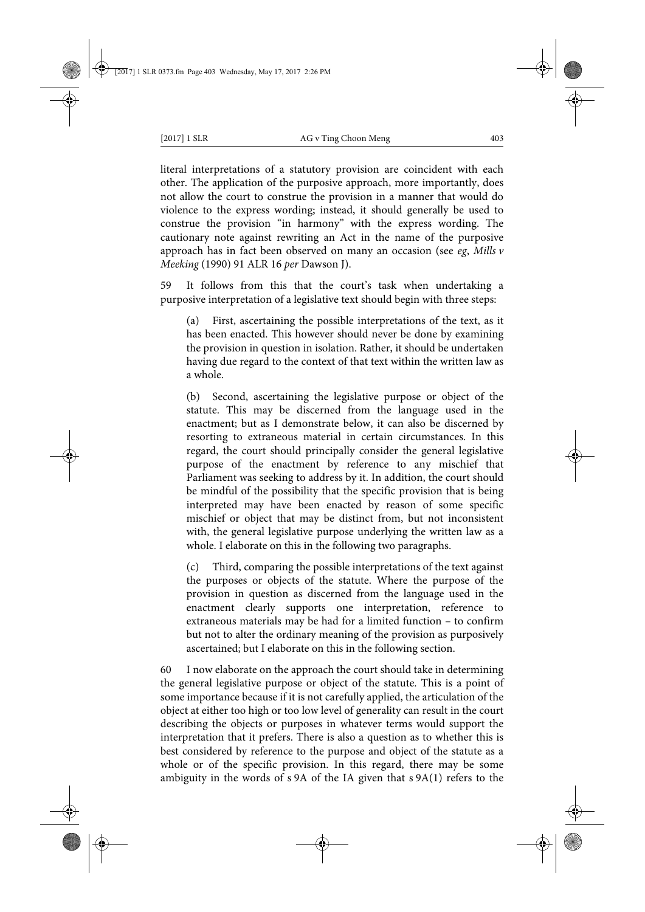literal interpretations of a statutory provision are coincident with each other. The application of the purposive approach, more importantly, does not allow the court to construe the provision in a manner that would do violence to the express wording; instead, it should generally be used to construe the provision "in harmony" with the express wording. The cautionary note against rewriting an Act in the name of the purposive approach has in fact been observed on many an occasion (see *eg*, *Mills v Meeking* (1990) 91 ALR 16 *per* Dawson J).

59 It follows from this that the court's task when undertaking a purposive interpretation of a legislative text should begin with three steps:

(a) First, ascertaining the possible interpretations of the text, as it has been enacted. This however should never be done by examining the provision in question in isolation. Rather, it should be undertaken having due regard to the context of that text within the written law as a whole.

(b) Second, ascertaining the legislative purpose or object of the statute. This may be discerned from the language used in the enactment; but as I demonstrate below, it can also be discerned by resorting to extraneous material in certain circumstances. In this regard, the court should principally consider the general legislative purpose of the enactment by reference to any mischief that Parliament was seeking to address by it. In addition, the court should be mindful of the possibility that the specific provision that is being interpreted may have been enacted by reason of some specific mischief or object that may be distinct from, but not inconsistent with, the general legislative purpose underlying the written law as a whole. I elaborate on this in the following two paragraphs.

(c) Third, comparing the possible interpretations of the text against the purposes or objects of the statute. Where the purpose of the provision in question as discerned from the language used in the enactment clearly supports one interpretation, reference to extraneous materials may be had for a limited function – to confirm but not to alter the ordinary meaning of the provision as purposively ascertained; but I elaborate on this in the following section.

60 I now elaborate on the approach the court should take in determining the general legislative purpose or object of the statute. This is a point of some importance because if it is not carefully applied, the articulation of the object at either too high or too low level of generality can result in the court describing the objects or purposes in whatever terms would support the interpretation that it prefers. There is also a question as to whether this is best considered by reference to the purpose and object of the statute as a whole or of the specific provision. In this regard, there may be some ambiguity in the words of s 9A of the IA given that s 9A(1) refers to the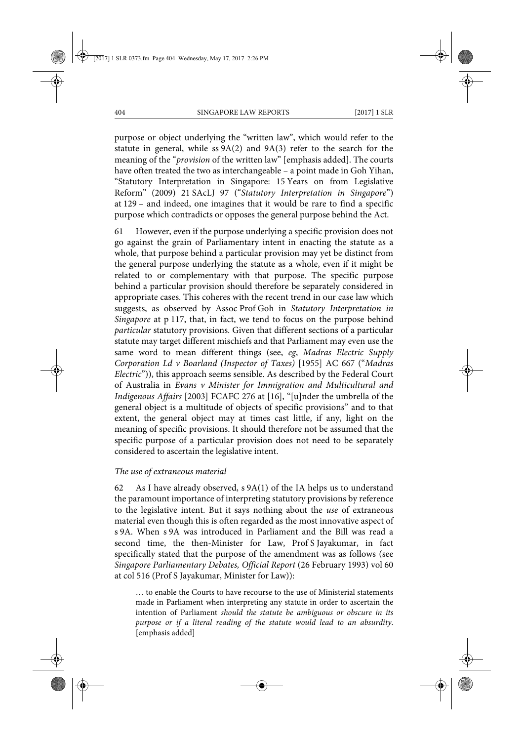purpose or object underlying the "written law", which would refer to the statute in general, while ss 9A(2) and 9A(3) refer to the search for the meaning of the "*provision* of the written law" [emphasis added]. The courts have often treated the two as interchangeable – a point made in Goh Yihan, "Statutory Interpretation in Singapore: 15 Years on from Legislative Reform" (2009) 21 SAcLJ 97 ("*Statutory Interpretation in Singapore*") at 129 – and indeed, one imagines that it would be rare to find a specific purpose which contradicts or opposes the general purpose behind the Act.

61 However, even if the purpose underlying a specific provision does not go against the grain of Parliamentary intent in enacting the statute as a whole, that purpose behind a particular provision may yet be distinct from the general purpose underlying the statute as a whole, even if it might be related to or complementary with that purpose. The specific purpose behind a particular provision should therefore be separately considered in appropriate cases. This coheres with the recent trend in our case law which suggests, as observed by Assoc Prof Goh in *Statutory Interpretation in Singapore* at p 117, that, in fact, we tend to focus on the purpose behind *particular* statutory provisions. Given that different sections of a particular statute may target different mischiefs and that Parliament may even use the same word to mean different things (see, *eg*, *Madras Electric Supply Corporation Ld v Boarland (Inspector of Taxes)* [1955] AC 667 ("*Madras Electric*")), this approach seems sensible. As described by the Federal Court of Australia in *Evans v Minister for Immigration and Multicultural and Indigenous Affairs* [2003] FCAFC 276 at [16], "[u]nder the umbrella of the general object is a multitude of objects of specific provisions" and to that extent, the general object may at times cast little, if any, light on the meaning of specific provisions. It should therefore not be assumed that the specific purpose of a particular provision does not need to be separately considered to ascertain the legislative intent.

*The use of extraneous material*

62 As I have already observed, s 9A(1) of the IA helps us to understand the paramount importance of interpreting statutory provisions by reference to the legislative intent. But it says nothing about the *use* of extraneous material even though this is often regarded as the most innovative aspect of s 9A. When s 9A was introduced in Parliament and the Bill was read a second time, the then-Minister for Law, Prof S Jayakumar, in fact specifically stated that the purpose of the amendment was as follows (see *Singapore Parliamentary Debates, Official Report* (26 February 1993) vol 60 at col 516 (Prof S Jayakumar, Minister for Law)):

> … to enable the Courts to have recourse to the use of Ministerial statements made in Parliament when interpreting any statute in order to ascertain the intention of Parliament *should the statute be ambiguous or obscure in its purpose or if a literal reading of the statute would lead to an absurdity*. [emphasis added]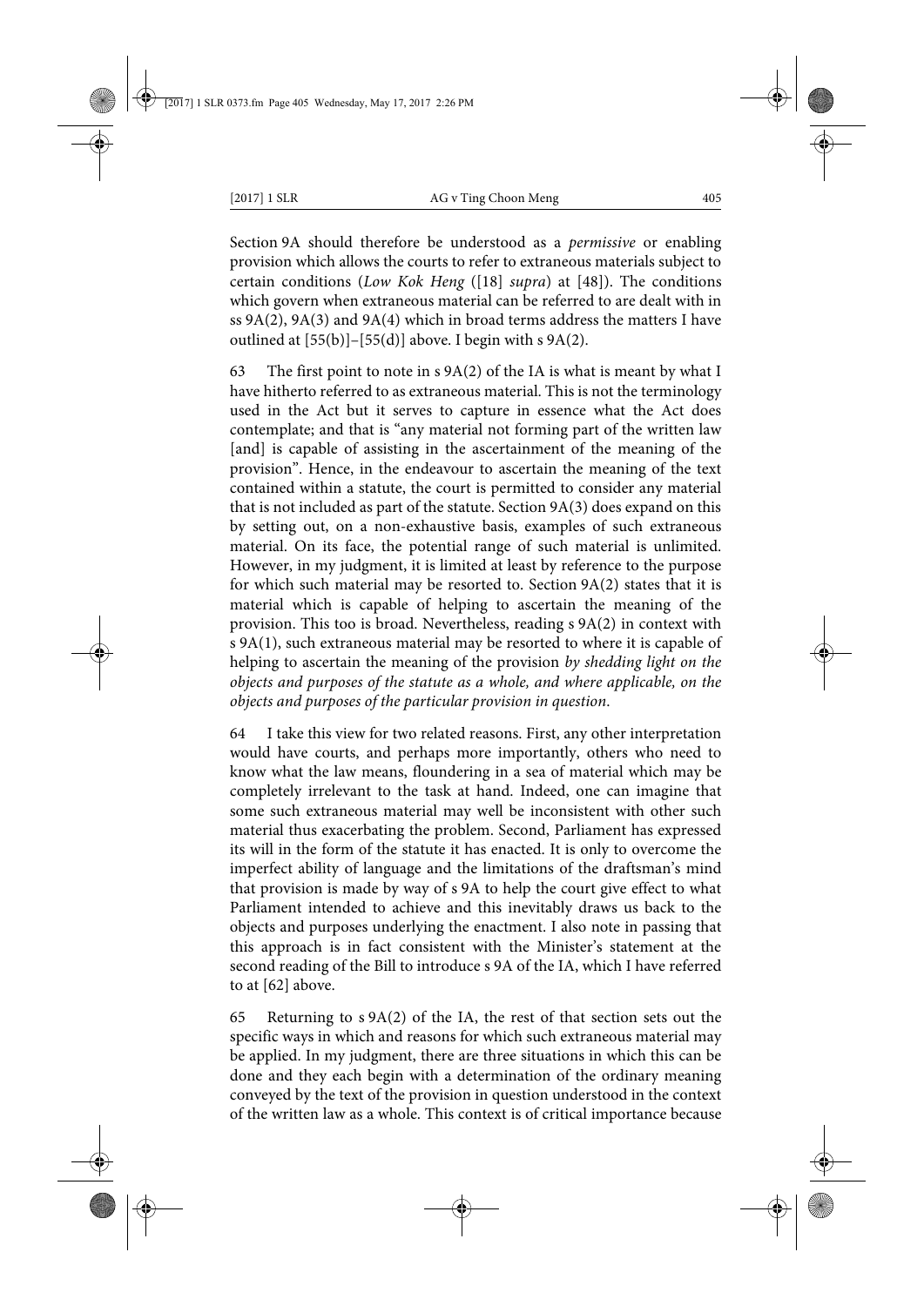Section 9A should therefore be understood as a *permissive* or enabling provision which allows the courts to refer to extraneous materials subject to certain conditions (*Low Kok Heng* ([18] *supra*) at [48]). The conditions which govern when extraneous material can be referred to are dealt with in ss 9A(2), 9A(3) and 9A(4) which in broad terms address the matters I have outlined at [55(b)]–[55(d)] above. I begin with s 9A(2).

63 The first point to note in s 9A(2) of the IA is what is meant by what I have hitherto referred to as extraneous material. This is not the terminology used in the Act but it serves to capture in essence what the Act does contemplate; and that is "any material not forming part of the written law [and] is capable of assisting in the ascertainment of the meaning of the provision". Hence, in the endeavour to ascertain the meaning of the text contained within a statute, the court is permitted to consider any material that is not included as part of the statute. Section 9A(3) does expand on this by setting out, on a non-exhaustive basis, examples of such extraneous material. On its face, the potential range of such material is unlimited. However, in my judgment, it is limited at least by reference to the purpose for which such material may be resorted to. Section 9A(2) states that it is material which is capable of helping to ascertain the meaning of the provision. This too is broad. Nevertheless, reading s 9A(2) in context with s 9A(1), such extraneous material may be resorted to where it is capable of helping to ascertain the meaning of the provision *by shedding light on the objects and purposes of the statute as a whole, and where applicable, on the objects and purposes of the particular provision in question*.

64 I take this view for two related reasons. First, any other interpretation would have courts, and perhaps more importantly, others who need to know what the law means, floundering in a sea of material which may be completely irrelevant to the task at hand. Indeed, one can imagine that some such extraneous material may well be inconsistent with other such material thus exacerbating the problem. Second, Parliament has expressed its will in the form of the statute it has enacted. It is only to overcome the imperfect ability of language and the limitations of the draftsman's mind that provision is made by way of s 9A to help the court give effect to what Parliament intended to achieve and this inevitably draws us back to the objects and purposes underlying the enactment. I also note in passing that this approach is in fact consistent with the Minister's statement at the second reading of the Bill to introduce s 9A of the IA, which I have referred to at [62] above.

65 Returning to s 9A(2) of the IA, the rest of that section sets out the specific ways in which and reasons for which such extraneous material may be applied. In my judgment, there are three situations in which this can be done and they each begin with a determination of the ordinary meaning conveyed by the text of the provision in question understood in the context of the written law as a whole. This context is of critical importance because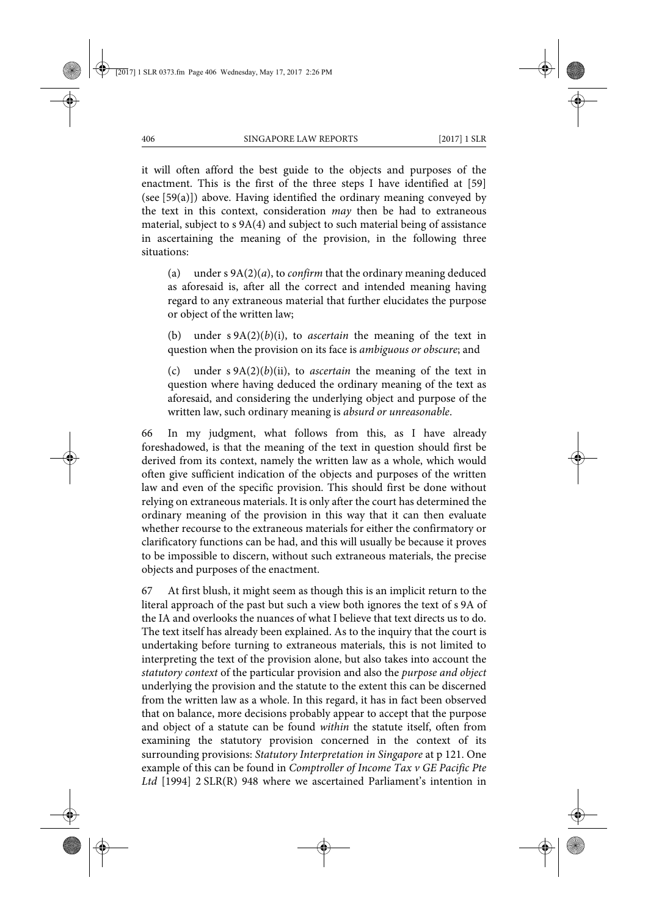it will often afford the best guide to the objects and purposes of the enactment. This is the first of the three steps I have identified at [59] (see [59(a)]) above. Having identified the ordinary meaning conveyed by the text in this context, consideration *may* then be had to extraneous material, subject to s 9A(4) and subject to such material being of assistance in ascertaining the meaning of the provision, in the following three situations:

> (a) under s 9A(2)(*a*), to *confirm* that the ordinary meaning deduced as aforesaid is, after all the correct and intended meaning having regard to any extraneous material that further elucidates the purpose or object of the written law;
>
> (b) under s 9A(2)(*b*)(i), to *ascertain* the meaning of the text in question when the provision on its face is *ambiguous or obscure*; and
>
> (c) under s 9A(2)(*b*)(ii), to *ascertain* the meaning of the text in question where having deduced the ordinary meaning of the text as aforesaid, and considering the underlying object and purpose of the written law, such ordinary meaning is *absurd or unreasonable*.

66 In my judgment, what follows from this, as I have already foreshadowed, is that the meaning of the text in question should first be derived from its context, namely the written law as a whole, which would often give sufficient indication of the objects and purposes of the written law and even of the specific provision. This should first be done without relying on extraneous materials. It is only after the court has determined the ordinary meaning of the provision in this way that it can then evaluate whether recourse to the extraneous materials for either the confirmatory or clarificatory functions can be had, and this will usually be because it proves to be impossible to discern, without such extraneous materials, the precise objects and purposes of the enactment.

67 At first blush, it might seem as though this is an implicit return to the literal approach of the past but such a view both ignores the text of s 9A of the IA and overlooks the nuances of what I believe that text directs us to do. The text itself has already been explained. As to the inquiry that the court is undertaking before turning to extraneous materials, this is not limited to interpreting the text of the provision alone, but also takes into account the *statutory context* of the particular provision and also the *purpose and object* underlying the provision and the statute to the extent this can be discerned from the written law as a whole. In this regard, it has in fact been observed that on balance, more decisions probably appear to accept that the purpose and object of a statute can be found *within* the statute itself, often from examining the statutory provision concerned in the context of its surrounding provisions: *Statutory Interpretation in Singapore* at p 121. One example of this can be found in *Comptroller of Income Tax v GE Pacific Pte Ltd* [1994] 2 SLR(R) 948 where we ascertained Parliament's intention in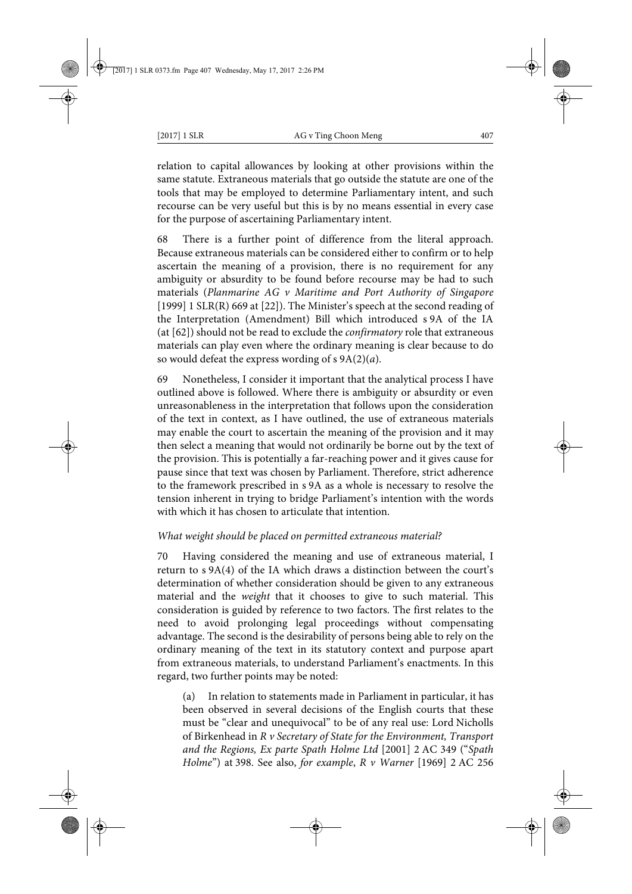relation to capital allowances by looking at other provisions within the same statute. Extraneous materials that go outside the statute are one of the tools that may be employed to determine Parliamentary intent, and such recourse can be very useful but this is by no means essential in every case for the purpose of ascertaining Parliamentary intent.

68 There is a further point of difference from the literal approach. Because extraneous materials can be considered either to confirm or to help ascertain the meaning of a provision, there is no requirement for any ambiguity or absurdity to be found before recourse may be had to such materials (*Planmarine AG v Maritime and Port Authority of Singapore* [1999] 1 SLR(R) 669 at [22]). The Minister's speech at the second reading of the Interpretation (Amendment) Bill which introduced s 9A of the IA (at [62]) should not be read to exclude the *confirmatory* role that extraneous materials can play even where the ordinary meaning is clear because to do so would defeat the express wording of s 9A(2)(*a*).

69 Nonetheless, I consider it important that the analytical process I have outlined above is followed. Where there is ambiguity or absurdity or even unreasonableness in the interpretation that follows upon the consideration of the text in context, as I have outlined, the use of extraneous materials may enable the court to ascertain the meaning of the provision and it may then select a meaning that would not ordinarily be borne out by the text of the provision. This is potentially a far-reaching power and it gives cause for pause since that text was chosen by Parliament. Therefore, strict adherence to the framework prescribed in s 9A as a whole is necessary to resolve the tension inherent in trying to bridge Parliament's intention with the words with which it has chosen to articulate that intention.

*What weight should be placed on permitted extraneous material?*

70 Having considered the meaning and use of extraneous material, I return to s 9A(4) of the IA which draws a distinction between the court's determination of whether consideration should be given to any extraneous material and the *weight* that it chooses to give to such material. This consideration is guided by reference to two factors. The first relates to the need to avoid prolonging legal proceedings without compensating advantage. The second is the desirability of persons being able to rely on the ordinary meaning of the text in its statutory context and purpose apart from extraneous materials, to understand Parliament's enactments. In this regard, two further points may be noted:

(a) In relation to statements made in Parliament in particular, it has been observed in several decisions of the English courts that these must be "clear and unequivocal" to be of any real use: Lord Nicholls of Birkenhead in *R v Secretary of State for the Environment, Transport and the Regions, Ex parte Spath Holme Ltd* [2001] 2 AC 349 ("*Spath Holme*") at 398. See also, *for example*, *R v Warner* [1969] 2 AC 256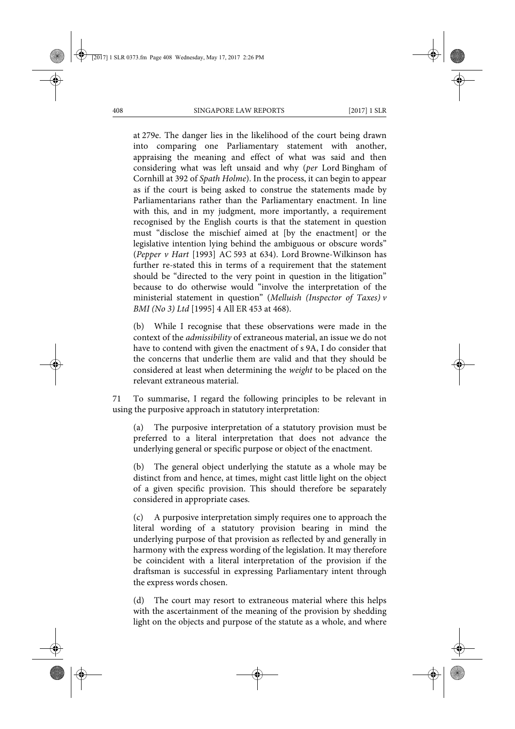at 279e. The danger lies in the likelihood of the court being drawn into comparing one Parliamentary statement with another, appraising the meaning and effect of what was said and then considering what was left unsaid and why (*per* Lord Bingham of Cornhill at 392 of *Spath Holme*). In the process, it can begin to appear as if the court is being asked to construe the statements made by Parliamentarians rather than the Parliamentary enactment. In line with this, and in my judgment, more importantly, a requirement recognised by the English courts is that the statement in question must "disclose the mischief aimed at [by the enactment] or the legislative intention lying behind the ambiguous or obscure words" (*Pepper v Hart* [1993] AC 593 at 634). Lord Browne-Wilkinson has further re-stated this in terms of a requirement that the statement should be "directed to the very point in question in the litigation" because to do otherwise would "involve the interpretation of the ministerial statement in question" (*Melluish (Inspector of Taxes) v BMI (No 3) Ltd* [1995] 4 All ER 453 at 468).

(b) While I recognise that these observations were made in the context of the *admissibility* of extraneous material, an issue we do not have to contend with given the enactment of s 9A, I do consider that the concerns that underlie them are valid and that they should be considered at least when determining the *weight* to be placed on the relevant extraneous material.

71 To summarise, I regard the following principles to be relevant in using the purposive approach in statutory interpretation:

(a) The purposive interpretation of a statutory provision must be preferred to a literal interpretation that does not advance the underlying general or specific purpose or object of the enactment.

(b) The general object underlying the statute as a whole may be distinct from and hence, at times, might cast little light on the object of a given specific provision. This should therefore be separately considered in appropriate cases.

(c) A purposive interpretation simply requires one to approach the literal wording of a statutory provision bearing in mind the underlying purpose of that provision as reflected by and generally in harmony with the express wording of the legislation. It may therefore be coincident with a literal interpretation of the provision if the draftsman is successful in expressing Parliamentary intent through the express words chosen.

(d) The court may resort to extraneous material where this helps with the ascertainment of the meaning of the provision by shedding light on the objects and purpose of the statute as a whole, and where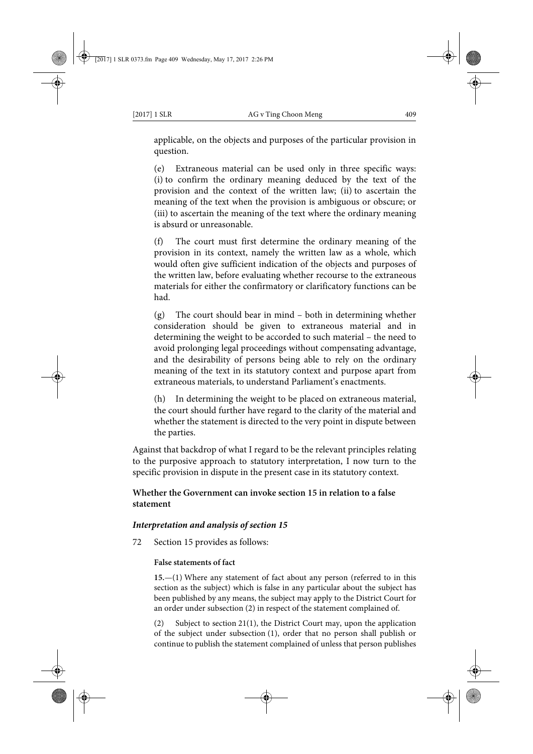applicable, on the objects and purposes of the particular provision in question.

(e) Extraneous material can be used only in three specific ways: (i) to confirm the ordinary meaning deduced by the text of the provision and the context of the written law; (ii) to ascertain the meaning of the text when the provision is ambiguous or obscure; or (iii) to ascertain the meaning of the text where the ordinary meaning is absurd or unreasonable.

(f) The court must first determine the ordinary meaning of the provision in its context, namely the written law as a whole, which would often give sufficient indication of the objects and purposes of the written law, before evaluating whether recourse to the extraneous materials for either the confirmatory or clarificatory functions can be had.

(g) The court should bear in mind – both in determining whether consideration should be given to extraneous material and in determining the weight to be accorded to such material – the need to avoid prolonging legal proceedings without compensating advantage, and the desirability of persons being able to rely on the ordinary meaning of the text in its statutory context and purpose apart from extraneous materials, to understand Parliament's enactments.

(h) In determining the weight to be placed on extraneous material, the court should further have regard to the clarity of the material and whether the statement is directed to the very point in dispute between the parties.

Against that backdrop of what I regard to be the relevant principles relating to the purposive approach to statutory interpretation, I now turn to the specific provision in dispute in the present case in its statutory context.

### Whether the Government can invoke section 15 in relation to a false statement

#### *Interpretation and analysis of section 15*

72 Section 15 provides as follows:

> **False statements of fact**
>
> **15.**—(1) Where any statement of fact about any person (referred to in this section as the subject) which is false in any particular about the subject has been published by any means, the subject may apply to the District Court for an order under subsection (2) in respect of the statement complained of.
>
> (2) Subject to section 21(1), the District Court may, upon the application of the subject under subsection (1), order that no person shall publish or continue to publish the statement complained of unless that person publishes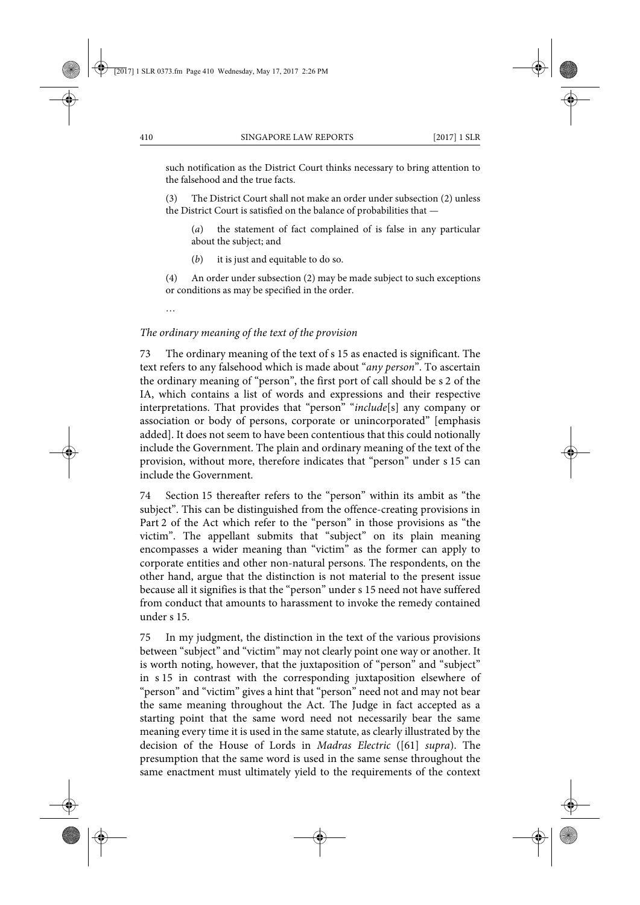such notification as the District Court thinks necessary to bring attention to the falsehood and the true facts.

(3) The District Court shall not make an order under subsection (2) unless the District Court is satisfied on the balance of probabilities that —

(*a*) the statement of fact complained of is false in any particular about the subject; and

(*b*) it is just and equitable to do so.

(4) An order under subsection (2) may be made subject to such exceptions or conditions as may be specified in the order.

…

*The ordinary meaning of the text of the provision*

73 The ordinary meaning of the text of s 15 as enacted is significant. The text refers to any falsehood which is made about "*any person*". To ascertain the ordinary meaning of "person", the first port of call should be s 2 of the IA, which contains a list of words and expressions and their respective interpretations. That provides that "person" "*include*[s] any company or association or body of persons, corporate or unincorporated" [emphasis added]. It does not seem to have been contentious that this could notionally include the Government. The plain and ordinary meaning of the text of the provision, without more, therefore indicates that "person" under s 15 can include the Government.

74 Section 15 thereafter refers to the "person" within its ambit as "the subject". This can be distinguished from the offence-creating provisions in Part 2 of the Act which refer to the "person" in those provisions as "the victim". The appellant submits that "subject" on its plain meaning encompasses a wider meaning than "victim" as the former can apply to corporate entities and other non-natural persons. The respondents, on the other hand, argue that the distinction is not material to the present issue because all it signifies is that the "person" under s 15 need not have suffered from conduct that amounts to harassment to invoke the remedy contained under s 15.

75 In my judgment, the distinction in the text of the various provisions between "subject" and "victim" may not clearly point one way or another. It is worth noting, however, that the juxtaposition of "person" and "subject" in s 15 in contrast with the corresponding juxtaposition elsewhere of "person" and "victim" gives a hint that "person" need not and may not bear the same meaning throughout the Act. The Judge in fact accepted as a starting point that the same word need not necessarily bear the same meaning every time it is used in the same statute, as clearly illustrated by the decision of the House of Lords in *Madras Electric* ([61] *supra*). The presumption that the same word is used in the same sense throughout the same enactment must ultimately yield to the requirements of the context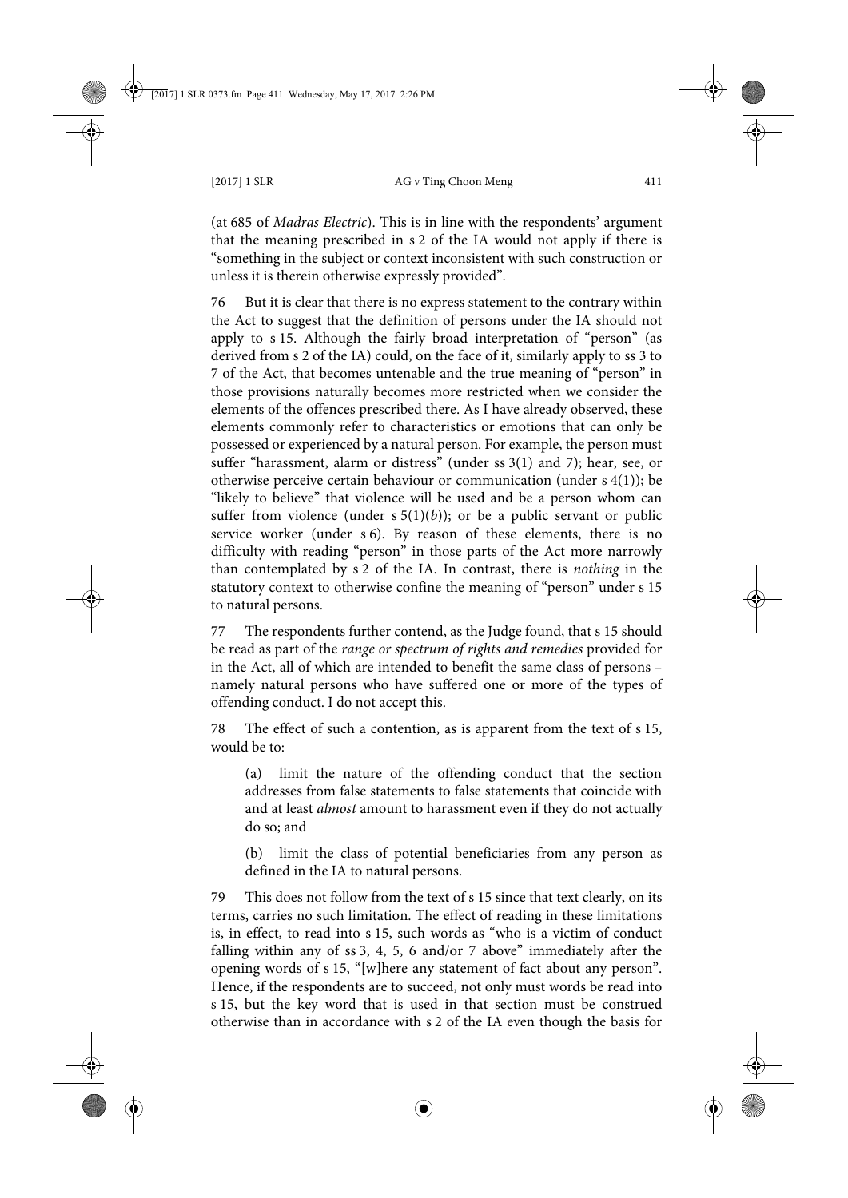(at 685 of *Madras Electric*). This is in line with the respondents' argument that the meaning prescribed in s 2 of the IA would not apply if there is "something in the subject or context inconsistent with such construction or unless it is therein otherwise expressly provided".

76 But it is clear that there is no express statement to the contrary within the Act to suggest that the definition of persons under the IA should not apply to s 15. Although the fairly broad interpretation of "person" (as derived from s 2 of the IA) could, on the face of it, similarly apply to ss 3 to 7 of the Act, that becomes untenable and the true meaning of "person" in those provisions naturally becomes more restricted when we consider the elements of the offences prescribed there. As I have already observed, these elements commonly refer to characteristics or emotions that can only be possessed or experienced by a natural person. For example, the person must suffer "harassment, alarm or distress" (under ss 3(1) and 7); hear, see, or otherwise perceive certain behaviour or communication (under s 4(1)); be "likely to believe" that violence will be used and be a person whom can suffer from violence (under s 5(1)(*b*)); or be a public servant or public service worker (under s 6). By reason of these elements, there is no difficulty with reading "person" in those parts of the Act more narrowly than contemplated by s 2 of the IA. In contrast, there is *nothing* in the statutory context to otherwise confine the meaning of "person" under s 15 to natural persons.

77 The respondents further contend, as the Judge found, that s 15 should be read as part of the *range or spectrum of rights and remedies* provided for in the Act, all of which are intended to benefit the same class of persons – namely natural persons who have suffered one or more of the types of offending conduct. I do not accept this.

78 The effect of such a contention, as is apparent from the text of s 15, would be to:

(a) limit the nature of the offending conduct that the section addresses from false statements to false statements that coincide with and at least *almost* amount to harassment even if they do not actually do so; and

(b) limit the class of potential beneficiaries from any person as defined in the IA to natural persons.

79 This does not follow from the text of s 15 since that text clearly, on its terms, carries no such limitation. The effect of reading in these limitations is, in effect, to read into s 15, such words as "who is a victim of conduct falling within any of ss 3, 4, 5, 6 and/or 7 above" immediately after the opening words of s 15, "[w]here any statement of fact about any person". Hence, if the respondents are to succeed, not only must words be read into s 15, but the key word that is used in that section must be construed otherwise than in accordance with s 2 of the IA even though the basis for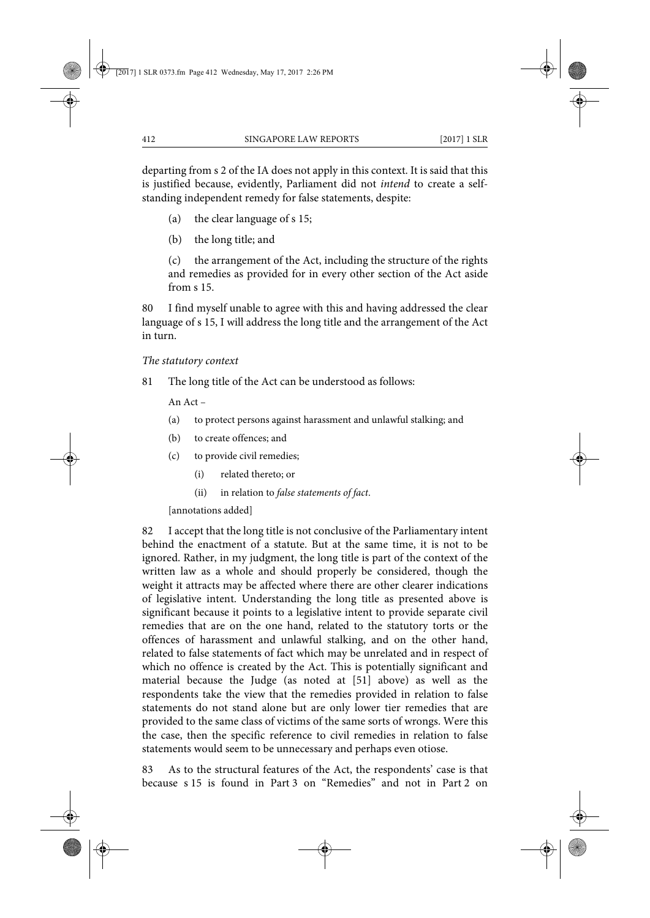departing from s 2 of the IA does not apply in this context. It is said that this is justified because, evidently, Parliament did not *intend* to create a self-standing independent remedy for false statements, despite:

(a) the clear language of s 15;

(b) the long title; and

(c) the arrangement of the Act, including the structure of the rights and remedies as provided for in every other section of the Act aside from s 15.

80 I find myself unable to agree with this and having addressed the clear language of s 15, I will address the long title and the arrangement of the Act in turn.

*The statutory context*

81 The long title of the Act can be understood as follows:

> An Act –
>
> (a) to protect persons against harassment and unlawful stalking; and
>
> (b) to create offences; and
>
> (c) to provide civil remedies;
>
> (i) related thereto; or
>
> (ii) in relation to *false statements of fact*.
>
> [annotations added]

82 I accept that the long title is not conclusive of the Parliamentary intent behind the enactment of a statute. But at the same time, it is not to be ignored. Rather, in my judgment, the long title is part of the context of the written law as a whole and should properly be considered, though the weight it attracts may be affected where there are other clearer indications of legislative intent. Understanding the long title as presented above is significant because it points to a legislative intent to provide separate civil remedies that are on the one hand, related to the statutory torts or the offences of harassment and unlawful stalking, and on the other hand, related to false statements of fact which may be unrelated and in respect of which no offence is created by the Act. This is potentially significant and material because the Judge (as noted at [51] above) as well as the respondents take the view that the remedies provided in relation to false statements do not stand alone but are only lower tier remedies that are provided to the same class of victims of the same sorts of wrongs. Were this the case, then the specific reference to civil remedies in relation to false statements would seem to be unnecessary and perhaps even otiose.

83 As to the structural features of the Act, the respondents' case is that because s 15 is found in Part 3 on "Remedies" and not in Part 2 on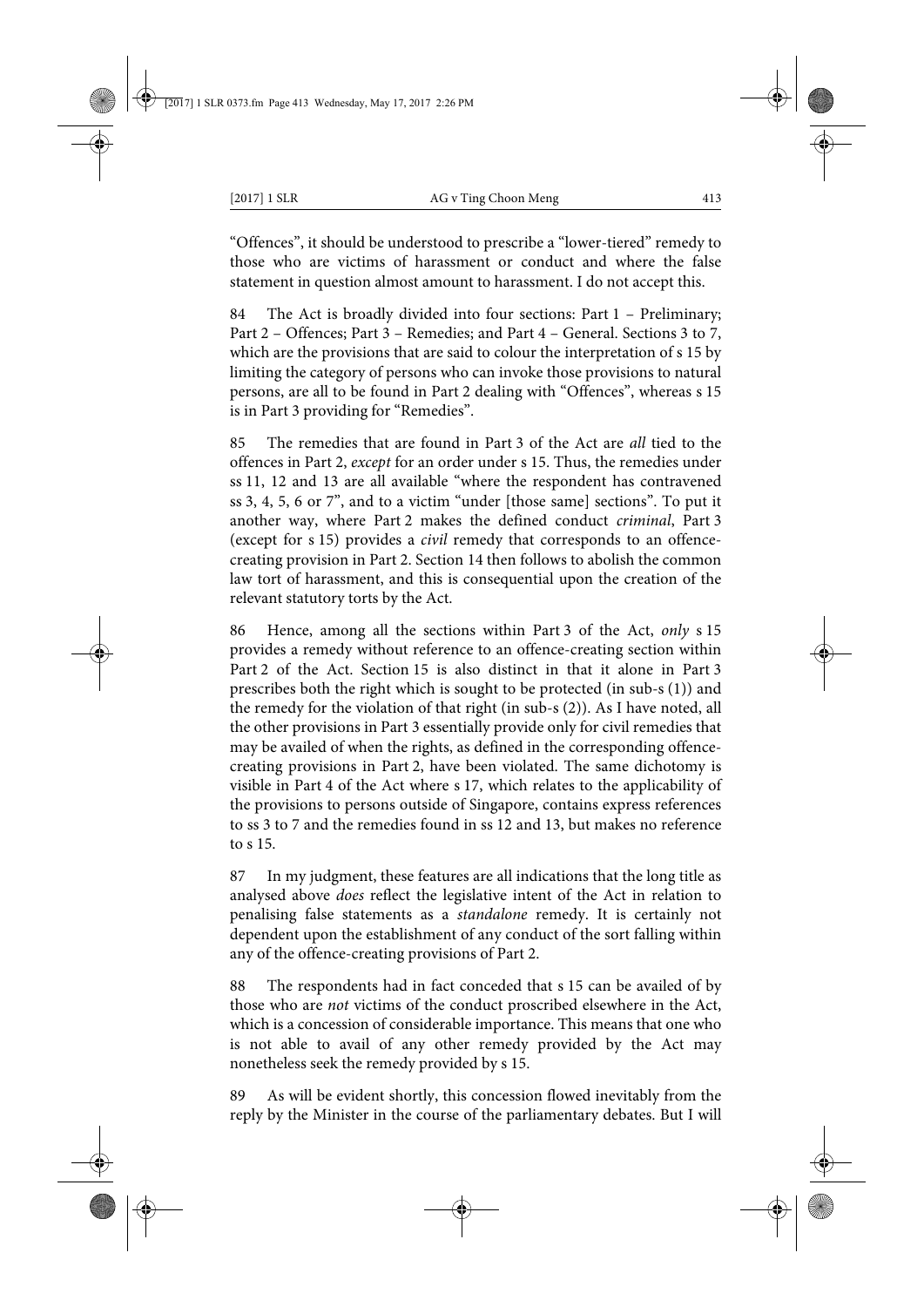"Offences", it should be understood to prescribe a "lower-tiered" remedy to those who are victims of harassment or conduct and where the false statement in question almost amount to harassment. I do not accept this.

84 The Act is broadly divided into four sections: Part 1 – Preliminary; Part 2 – Offences; Part 3 – Remedies; and Part 4 – General. Sections 3 to 7, which are the provisions that are said to colour the interpretation of s 15 by limiting the category of persons who can invoke those provisions to natural persons, are all to be found in Part 2 dealing with "Offences", whereas s 15 is in Part 3 providing for "Remedies".

85 The remedies that are found in Part 3 of the Act are *all* tied to the offences in Part 2, *except* for an order under s 15. Thus, the remedies under ss 11, 12 and 13 are all available "where the respondent has contravened ss 3, 4, 5, 6 or 7", and to a victim "under [those same] sections". To put it another way, where Part 2 makes the defined conduct *criminal*, Part 3 (except for s 15) provides a *civil* remedy that corresponds to an offence-creating provision in Part 2. Section 14 then follows to abolish the common law tort of harassment, and this is consequential upon the creation of the relevant statutory torts by the Act.

86 Hence, among all the sections within Part 3 of the Act, *only* s 15 provides a remedy without reference to an offence-creating section within Part 2 of the Act. Section 15 is also distinct in that it alone in Part 3 prescribes both the right which is sought to be protected (in sub-s (1)) and the remedy for the violation of that right (in sub-s (2)). As I have noted, all the other provisions in Part 3 essentially provide only for civil remedies that may be availed of when the rights, as defined in the corresponding offence-creating provisions in Part 2, have been violated. The same dichotomy is visible in Part 4 of the Act where s 17, which relates to the applicability of the provisions to persons outside of Singapore, contains express references to ss 3 to 7 and the remedies found in ss 12 and 13, but makes no reference to s 15.

87 In my judgment, these features are all indications that the long title as analysed above *does* reflect the legislative intent of the Act in relation to penalising false statements as a *standalone* remedy. It is certainly not dependent upon the establishment of any conduct of the sort falling within any of the offence-creating provisions of Part 2.

88 The respondents had in fact conceded that s 15 can be availed of by those who are *not* victims of the conduct proscribed elsewhere in the Act, which is a concession of considerable importance. This means that one who is not able to avail of any other remedy provided by the Act may nonetheless seek the remedy provided by s 15.

89 As will be evident shortly, this concession flowed inevitably from the reply by the Minister in the course of the parliamentary debates. But I will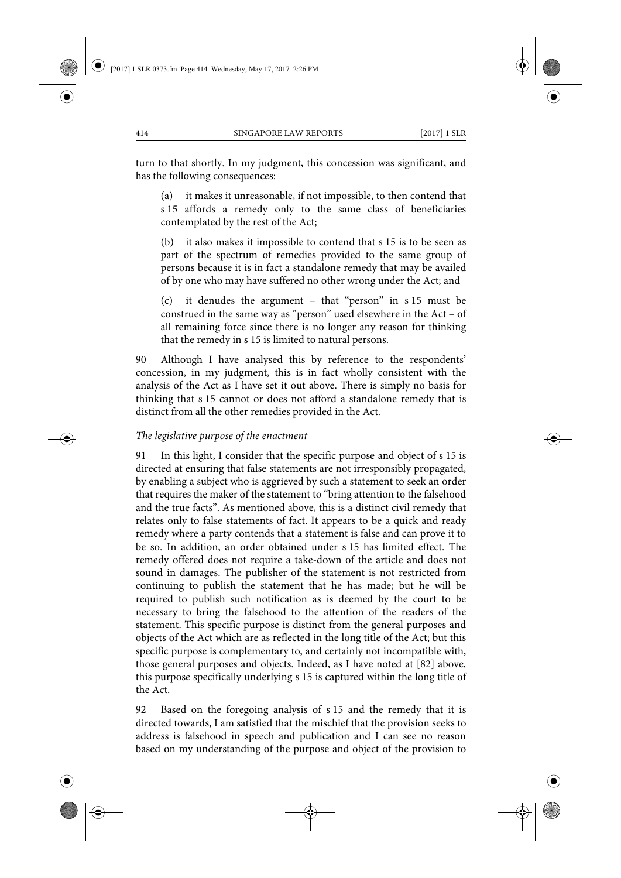turn to that shortly. In my judgment, this concession was significant, and has the following consequences:

(a) it makes it unreasonable, if not impossible, to then contend that s 15 affords a remedy only to the same class of beneficiaries contemplated by the rest of the Act;

(b) it also makes it impossible to contend that s 15 is to be seen as part of the spectrum of remedies provided to the same group of persons because it is in fact a standalone remedy that may be availed of by one who may have suffered no other wrong under the Act; and

(c) it denudes the argument – that "person" in s 15 must be construed in the same way as "person" used elsewhere in the Act – of all remaining force since there is no longer any reason for thinking that the remedy in s 15 is limited to natural persons.

90 Although I have analysed this by reference to the respondents' concession, in my judgment, this is in fact wholly consistent with the analysis of the Act as I have set it out above. There is simply no basis for thinking that s 15 cannot or does not afford a standalone remedy that is distinct from all the other remedies provided in the Act.

*The legislative purpose of the enactment*

91 In this light, I consider that the specific purpose and object of s 15 is directed at ensuring that false statements are not irresponsibly propagated, by enabling a subject who is aggrieved by such a statement to seek an order that requires the maker of the statement to "bring attention to the falsehood and the true facts". As mentioned above, this is a distinct civil remedy that relates only to false statements of fact. It appears to be a quick and ready remedy where a party contends that a statement is false and can prove it to be so. In addition, an order obtained under s 15 has limited effect. The remedy offered does not require a take-down of the article and does not sound in damages. The publisher of the statement is not restricted from continuing to publish the statement that he has made; but he will be required to publish such notification as is deemed by the court to be necessary to bring the falsehood to the attention of the readers of the statement. This specific purpose is distinct from the general purposes and objects of the Act which are as reflected in the long title of the Act; but this specific purpose is complementary to, and certainly not incompatible with, those general purposes and objects. Indeed, as I have noted at [82] above, this purpose specifically underlying s 15 is captured within the long title of the Act.

92 Based on the foregoing analysis of s 15 and the remedy that it is directed towards, I am satisfied that the mischief that the provision seeks to address is falsehood in speech and publication and I can see no reason based on my understanding of the purpose and object of the provision to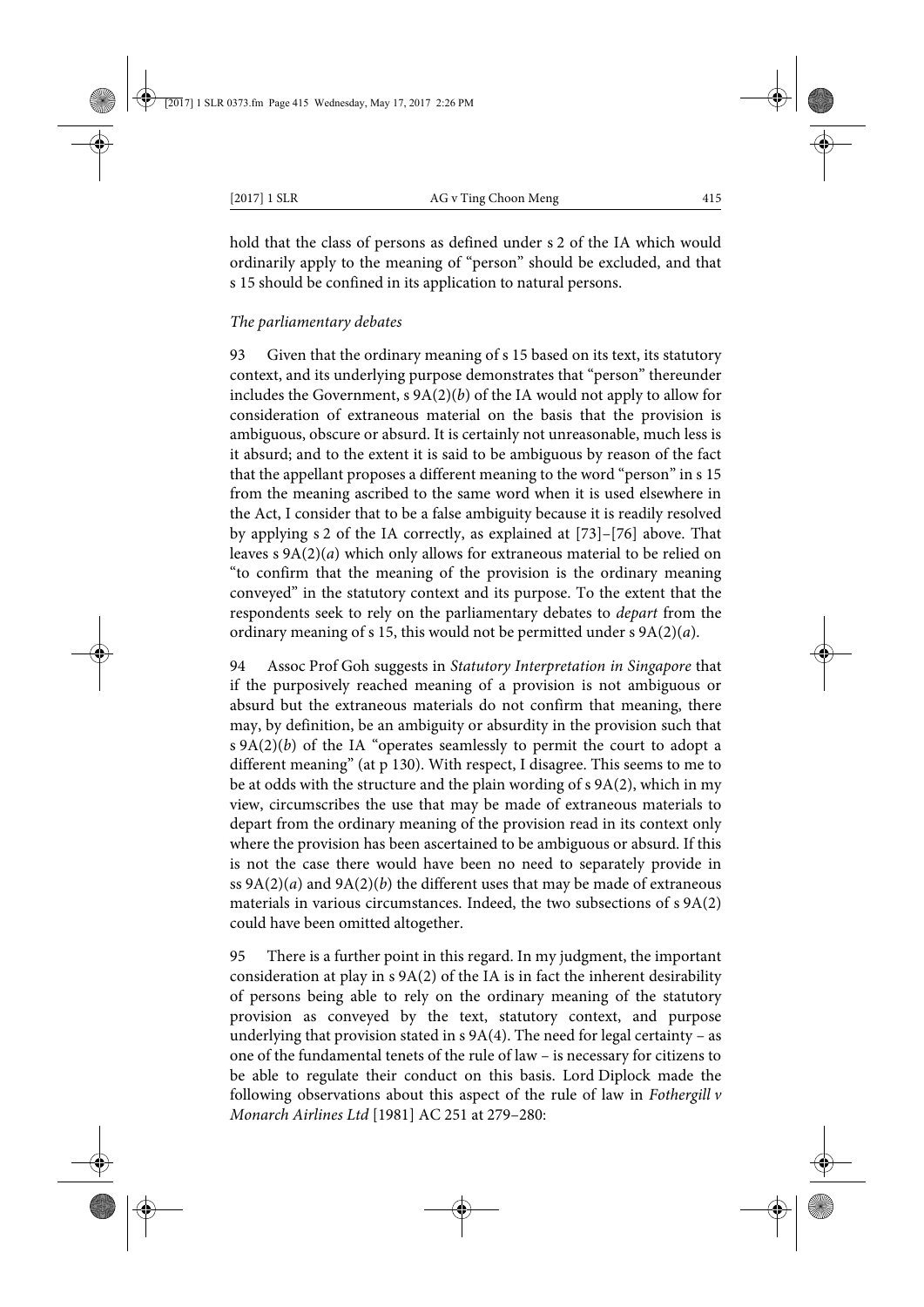hold that the class of persons as defined under s 2 of the IA which would ordinarily apply to the meaning of "person" should be excluded, and that s 15 should be confined in its application to natural persons.

*The parliamentary debates*

93 Given that the ordinary meaning of s 15 based on its text, its statutory context, and its underlying purpose demonstrates that "person" thereunder includes the Government, s 9A(2)(*b*) of the IA would not apply to allow for consideration of extraneous material on the basis that the provision is ambiguous, obscure or absurd. It is certainly not unreasonable, much less is it absurd; and to the extent it is said to be ambiguous by reason of the fact that the appellant proposes a different meaning to the word "person" in s 15 from the meaning ascribed to the same word when it is used elsewhere in the Act, I consider that to be a false ambiguity because it is readily resolved by applying s 2 of the IA correctly, as explained at [73]–[76] above. That leaves s 9A(2)(*a*) which only allows for extraneous material to be relied on "to confirm that the meaning of the provision is the ordinary meaning conveyed" in the statutory context and its purpose. To the extent that the respondents seek to rely on the parliamentary debates to *depart* from the ordinary meaning of s 15, this would not be permitted under s 9A(2)(*a*).

94 Assoc Prof Goh suggests in *Statutory Interpretation in Singapore* that if the purposively reached meaning of a provision is not ambiguous or absurd but the extraneous materials do not confirm that meaning, there may, by definition, be an ambiguity or absurdity in the provision such that s 9A(2)(*b*) of the IA "operates seamlessly to permit the court to adopt a different meaning" (at p 130). With respect, I disagree. This seems to me to be at odds with the structure and the plain wording of s 9A(2), which in my view, circumscribes the use that may be made of extraneous materials to depart from the ordinary meaning of the provision read in its context only where the provision has been ascertained to be ambiguous or absurd. If this is not the case there would have been no need to separately provide in ss 9A(2)(*a*) and 9A(2)(*b*) the different uses that may be made of extraneous materials in various circumstances. Indeed, the two subsections of s 9A(2) could have been omitted altogether.

95 There is a further point in this regard. In my judgment, the important consideration at play in s 9A(2) of the IA is in fact the inherent desirability of persons being able to rely on the ordinary meaning of the statutory provision as conveyed by the text, statutory context, and purpose underlying that provision stated in s 9A(4). The need for legal certainty – as one of the fundamental tenets of the rule of law – is necessary for citizens to be able to regulate their conduct on this basis. Lord Diplock made the following observations about this aspect of the rule of law in *Fothergill v Monarch Airlines Ltd* [1981] AC 251 at 279–280: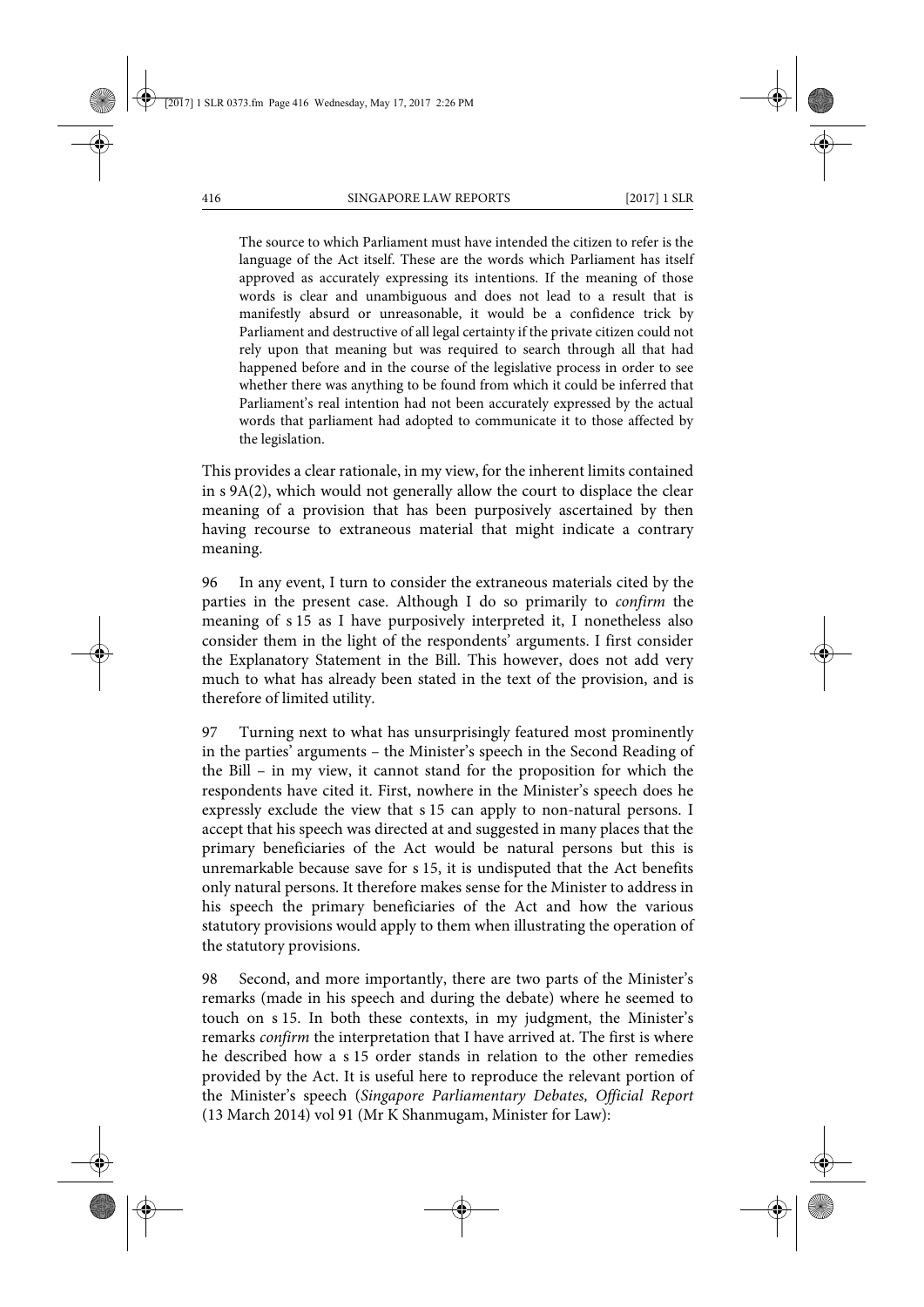> The source to which Parliament must have intended the citizen to refer is the language of the Act itself. These are the words which Parliament has itself approved as accurately expressing its intentions. If the meaning of those words is clear and unambiguous and does not lead to a result that is manifestly absurd or unreasonable, it would be a confidence trick by Parliament and destructive of all legal certainty if the private citizen could not rely upon that meaning but was required to search through all that had happened before and in the course of the legislative process in order to see whether there was anything to be found from which it could be inferred that Parliament's real intention had not been accurately expressed by the actual words that parliament had adopted to communicate it to those affected by the legislation.

This provides a clear rationale, in my view, for the inherent limits contained in s 9A(2), which would not generally allow the court to displace the clear meaning of a provision that has been purposively ascertained by then having recourse to extraneous material that might indicate a contrary meaning.

96 In any event, I turn to consider the extraneous materials cited by the parties in the present case. Although I do so primarily to *confirm* the meaning of s 15 as I have purposively interpreted it, I nonetheless also consider them in the light of the respondents' arguments. I first consider the Explanatory Statement in the Bill. This however, does not add very much to what has already been stated in the text of the provision, and is therefore of limited utility.

97 Turning next to what has unsurprisingly featured most prominently in the parties' arguments – the Minister's speech in the Second Reading of the Bill – in my view, it cannot stand for the proposition for which the respondents have cited it. First, nowhere in the Minister's speech does he expressly exclude the view that s 15 can apply to non-natural persons. I accept that his speech was directed at and suggested in many places that the primary beneficiaries of the Act would be natural persons but this is unremarkable because save for s 15, it is undisputed that the Act benefits only natural persons. It therefore makes sense for the Minister to address in his speech the primary beneficiaries of the Act and how the various statutory provisions would apply to them when illustrating the operation of the statutory provisions.

98 Second, and more importantly, there are two parts of the Minister's remarks (made in his speech and during the debate) where he seemed to touch on s 15. In both these contexts, in my judgment, the Minister's remarks *confirm* the interpretation that I have arrived at. The first is where he described how a s 15 order stands in relation to the other remedies provided by the Act. It is useful here to reproduce the relevant portion of the Minister's speech (*Singapore Parliamentary Debates, Official Report* (13 March 2014) vol 91 (Mr K Shanmugam, Minister for Law):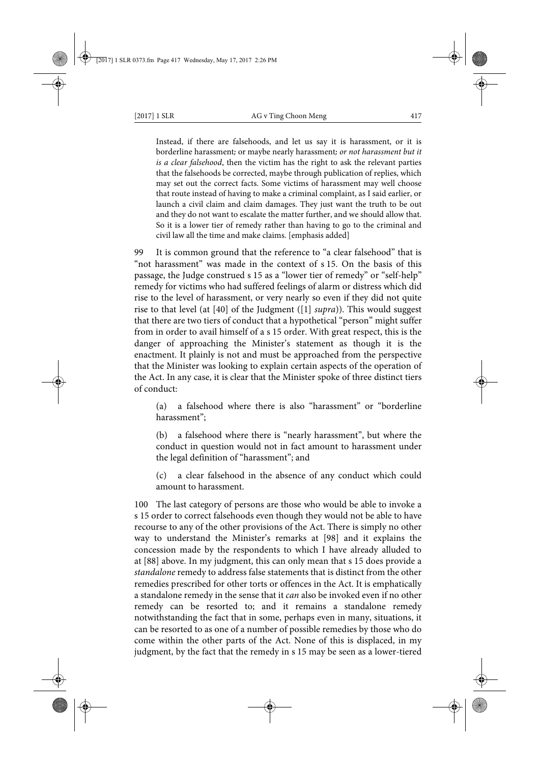> Instead, if there are falsehoods, and let us say it is harassment, or it is borderline harassment; or maybe nearly harassment; *or not harassment but it is a clear falsehood*, then the victim has the right to ask the relevant parties that the falsehoods be corrected, maybe through publication of replies, which may set out the correct facts. Some victims of harassment may well choose that route instead of having to make a criminal complaint, as I said earlier, or launch a civil claim and claim damages. They just want the truth to be out and they do not want to escalate the matter further, and we should allow that. So it is a lower tier of remedy rather than having to go to the criminal and civil law all the time and make claims. [emphasis added]

99 It is common ground that the reference to "a clear falsehood" that is "not harassment" was made in the context of s 15. On the basis of this passage, the Judge construed s 15 as a "lower tier of remedy" or "self-help" remedy for victims who had suffered feelings of alarm or distress which did rise to the level of harassment, or very nearly so even if they did not quite rise to that level (at [40] of the Judgment ([1] *supra*)). This would suggest that there are two tiers of conduct that a hypothetical "person" might suffer from in order to avail himself of a s 15 order. With great respect, this is the danger of approaching the Minister's statement as though it is the enactment. It plainly is not and must be approached from the perspective that the Minister was looking to explain certain aspects of the operation of the Act. In any case, it is clear that the Minister spoke of three distinct tiers of conduct:

> (a) a falsehood where there is also "harassment" or "borderline harassment";
>
> (b) a falsehood where there is "nearly harassment", but where the conduct in question would not in fact amount to harassment under the legal definition of "harassment"; and
>
> (c) a clear falsehood in the absence of any conduct which could amount to harassment.

100 The last category of persons are those who would be able to invoke a s 15 order to correct falsehoods even though they would not be able to have recourse to any of the other provisions of the Act. There is simply no other way to understand the Minister's remarks at [98] and it explains the concession made by the respondents to which I have already alluded to at [88] above. In my judgment, this can only mean that s 15 does provide a *standalone* remedy to address false statements that is distinct from the other remedies prescribed for other torts or offences in the Act. It is emphatically a standalone remedy in the sense that it *can* also be invoked even if no other remedy can be resorted to; and it remains a standalone remedy notwithstanding the fact that in some, perhaps even in many, situations, it can be resorted to as one of a number of possible remedies by those who do come within the other parts of the Act. None of this is displaced, in my judgment, by the fact that the remedy in s 15 may be seen as a lower-tiered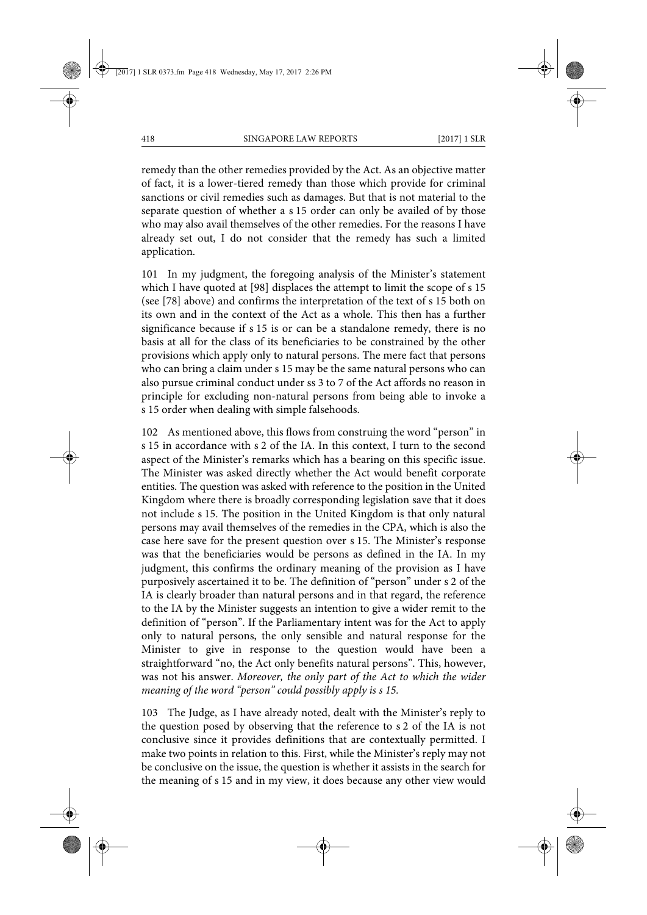remedy than the other remedies provided by the Act. As an objective matter of fact, it is a lower-tiered remedy than those which provide for criminal sanctions or civil remedies such as damages. But that is not material to the separate question of whether a s 15 order can only be availed of by those who may also avail themselves of the other remedies. For the reasons I have already set out, I do not consider that the remedy has such a limited application.

101 In my judgment, the foregoing analysis of the Minister's statement which I have quoted at [98] displaces the attempt to limit the scope of s 15 (see [78] above) and confirms the interpretation of the text of s 15 both on its own and in the context of the Act as a whole. This then has a further significance because if s 15 is or can be a standalone remedy, there is no basis at all for the class of its beneficiaries to be constrained by the other provisions which apply only to natural persons. The mere fact that persons who can bring a claim under s 15 may be the same natural persons who can also pursue criminal conduct under ss 3 to 7 of the Act affords no reason in principle for excluding non-natural persons from being able to invoke a s 15 order when dealing with simple falsehoods.

102 As mentioned above, this flows from construing the word "person" in s 15 in accordance with s 2 of the IA. In this context, I turn to the second aspect of the Minister's remarks which has a bearing on this specific issue. The Minister was asked directly whether the Act would benefit corporate entities. The question was asked with reference to the position in the United Kingdom where there is broadly corresponding legislation save that it does not include s 15. The position in the United Kingdom is that only natural persons may avail themselves of the remedies in the CPA, which is also the case here save for the present question over s 15. The Minister's response was that the beneficiaries would be persons as defined in the IA. In my judgment, this confirms the ordinary meaning of the provision as I have purposively ascertained it to be. The definition of "person" under s 2 of the IA is clearly broader than natural persons and in that regard, the reference to the IA by the Minister suggests an intention to give a wider remit to the definition of "person". If the Parliamentary intent was for the Act to apply only to natural persons, the only sensible and natural response for the Minister to give in response to the question would have been a straightforward "no, the Act only benefits natural persons". This, however, was not his answer. *Moreover, the only part of the Act to which the wider meaning of the word "person" could possibly apply is s 15.*

103 The Judge, as I have already noted, dealt with the Minister's reply to the question posed by observing that the reference to s 2 of the IA is not conclusive since it provides definitions that are contextually permitted. I make two points in relation to this. First, while the Minister's reply may not be conclusive on the issue, the question is whether it assists in the search for the meaning of s 15 and in my view, it does because any other view would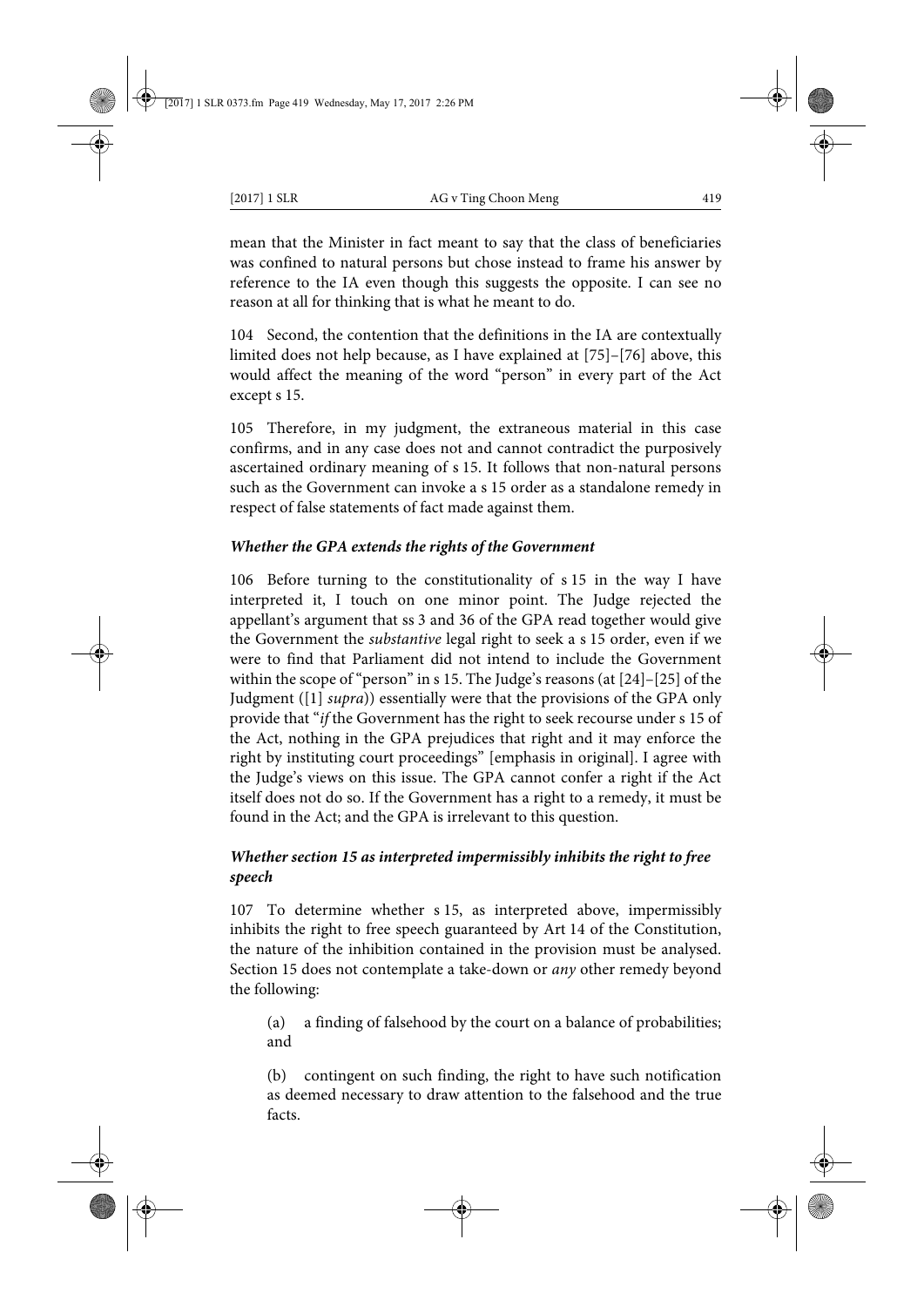mean that the Minister in fact meant to say that the class of beneficiaries was confined to natural persons but chose instead to frame his answer by reference to the IA even though this suggests the opposite. I can see no reason at all for thinking that is what he meant to do.

104 Second, the contention that the definitions in the IA are contextually limited does not help because, as I have explained at [75]–[76] above, this would affect the meaning of the word "person" in every part of the Act except s 15.

105 Therefore, in my judgment, the extraneous material in this case confirms, and in any case does not and cannot contradict the purposively ascertained ordinary meaning of s 15. It follows that non-natural persons such as the Government can invoke a s 15 order as a standalone remedy in respect of false statements of fact made against them.

### *Whether the GPA extends the rights of the Government*

106 Before turning to the constitutionality of s 15 in the way I have interpreted it, I touch on one minor point. The Judge rejected the appellant's argument that ss 3 and 36 of the GPA read together would give the Government the *substantive* legal right to seek a s 15 order, even if we were to find that Parliament did not intend to include the Government within the scope of "person" in s 15. The Judge's reasons (at [24]–[25] of the Judgment ([1] *supra*)) essentially were that the provisions of the GPA only provide that "*if* the Government has the right to seek recourse under s 15 of the Act, nothing in the GPA prejudices that right and it may enforce the right by instituting court proceedings" [emphasis in original]. I agree with the Judge's views on this issue. The GPA cannot confer a right if the Act itself does not do so. If the Government has a right to a remedy, it must be found in the Act; and the GPA is irrelevant to this question.

### *Whether section 15 as interpreted impermissibly inhibits the right to free speech*

107 To determine whether s 15, as interpreted above, impermissibly inhibits the right to free speech guaranteed by Art 14 of the Constitution, the nature of the inhibition contained in the provision must be analysed. Section 15 does not contemplate a take-down or *any* other remedy beyond the following:

(a) a finding of falsehood by the court on a balance of probabilities; and

(b) contingent on such finding, the right to have such notification as deemed necessary to draw attention to the falsehood and the true facts.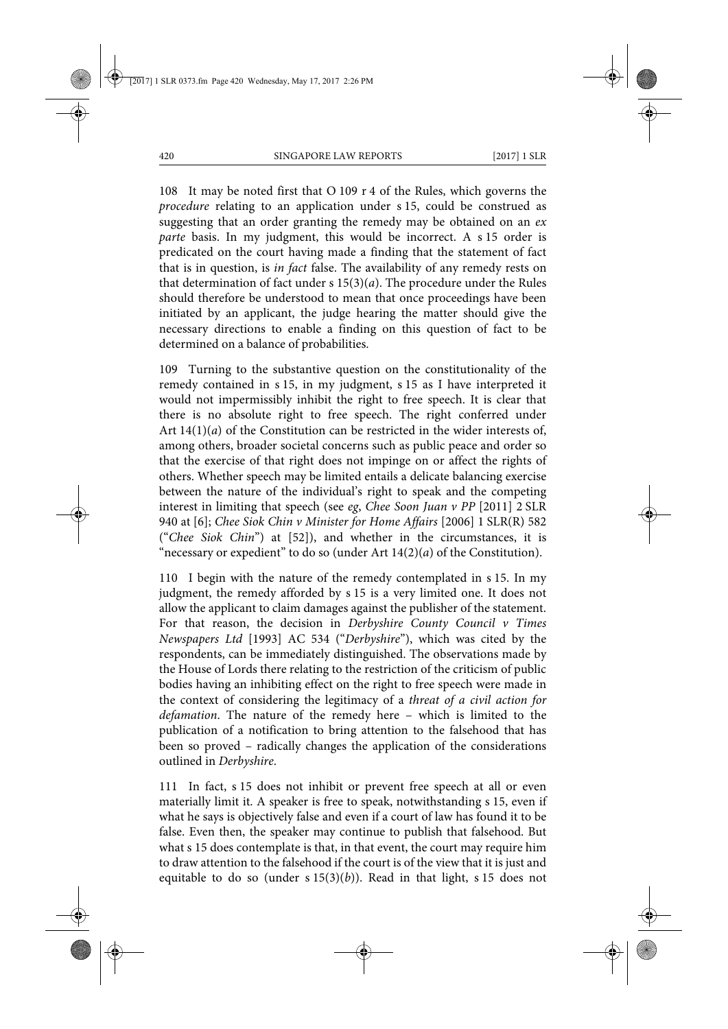108 It may be noted first that O 109 r 4 of the Rules, which governs the *procedure* relating to an application under s 15, could be construed as suggesting that an order granting the remedy may be obtained on an *ex parte* basis. In my judgment, this would be incorrect. A s 15 order is predicated on the court having made a finding that the statement of fact that is in question, is *in fact* false. The availability of any remedy rests on that determination of fact under s 15(3)(*a*). The procedure under the Rules should therefore be understood to mean that once proceedings have been initiated by an applicant, the judge hearing the matter should give the necessary directions to enable a finding on this question of fact to be determined on a balance of probabilities.

109 Turning to the substantive question on the constitutionality of the remedy contained in s 15, in my judgment, s 15 as I have interpreted it would not impermissibly inhibit the right to free speech. It is clear that there is no absolute right to free speech. The right conferred under Art 14(1)(*a*) of the Constitution can be restricted in the wider interests of, among others, broader societal concerns such as public peace and order so that the exercise of that right does not impinge on or affect the rights of others. Whether speech may be limited entails a delicate balancing exercise between the nature of the individual's right to speak and the competing interest in limiting that speech (see *eg*, *Chee Soon Juan v PP* [2011] 2 SLR 940 at [6]; *Chee Siok Chin v Minister for Home Affairs* [2006] 1 SLR(R) 582 ("*Chee Siok Chin*") at [52]), and whether in the circumstances, it is "necessary or expedient" to do so (under Art 14(2)(*a*) of the Constitution).

110 I begin with the nature of the remedy contemplated in s 15. In my judgment, the remedy afforded by s 15 is a very limited one. It does not allow the applicant to claim damages against the publisher of the statement. For that reason, the decision in *Derbyshire County Council v Times Newspapers Ltd* [1993] AC 534 ("*Derbyshire*"), which was cited by the respondents, can be immediately distinguished. The observations made by the House of Lords there relating to the restriction of the criticism of public bodies having an inhibiting effect on the right to free speech were made in the context of considering the legitimacy of a *threat of a civil action for defamation*. The nature of the remedy here – which is limited to the publication of a notification to bring attention to the falsehood that has been so proved – radically changes the application of the considerations outlined in *Derbyshire*.

111 In fact, s 15 does not inhibit or prevent free speech at all or even materially limit it. A speaker is free to speak, notwithstanding s 15, even if what he says is objectively false and even if a court of law has found it to be false. Even then, the speaker may continue to publish that falsehood. But what s 15 does contemplate is that, in that event, the court may require him to draw attention to the falsehood if the court is of the view that it is just and equitable to do so (under s 15(3)(*b*)). Read in that light, s 15 does not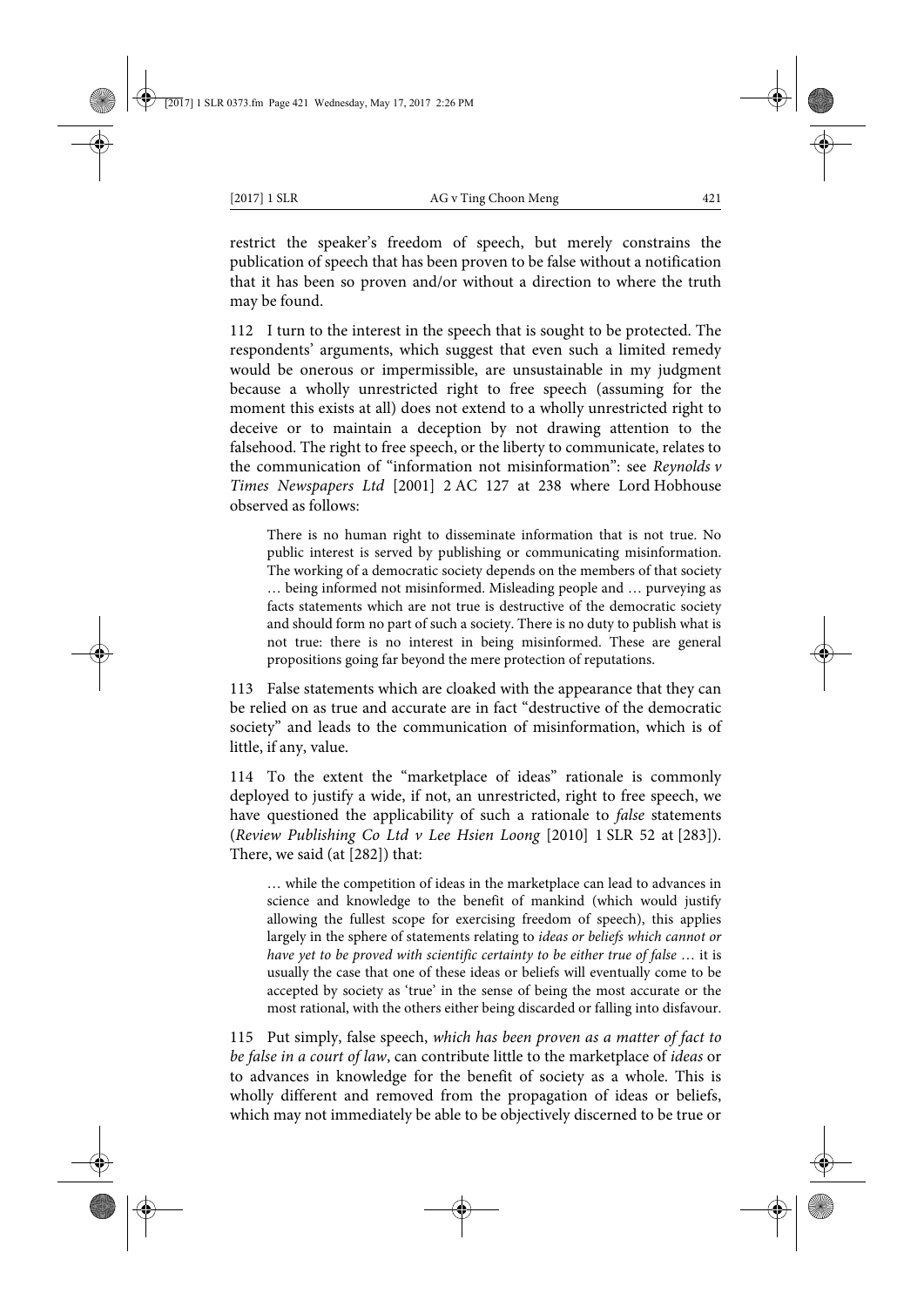restrict the speaker's freedom of speech, but merely constrains the publication of speech that has been proven to be false without a notification that it has been so proven and/or without a direction to where the truth may be found.

112 I turn to the interest in the speech that is sought to be protected. The respondents' arguments, which suggest that even such a limited remedy would be onerous or impermissible, are unsustainable in my judgment because a wholly unrestricted right to free speech (assuming for the moment this exists at all) does not extend to a wholly unrestricted right to deceive or to maintain a deception by not drawing attention to the falsehood. The right to free speech, or the liberty to communicate, relates to the communication of "information not misinformation": see *Reynolds v Times Newspapers Ltd* [2001] 2 AC 127 at 238 where Lord Hobhouse observed as follows:

> There is no human right to disseminate information that is not true. No public interest is served by publishing or communicating misinformation. The working of a democratic society depends on the members of that society … being informed not misinformed. Misleading people and … purveying as facts statements which are not true is destructive of the democratic society and should form no part of such a society. There is no duty to publish what is not true: there is no interest in being misinformed. These are general propositions going far beyond the mere protection of reputations.

113 False statements which are cloaked with the appearance that they can be relied on as true and accurate are in fact "destructive of the democratic society" and leads to the communication of misinformation, which is of little, if any, value.

114 To the extent the "marketplace of ideas" rationale is commonly deployed to justify a wide, if not, an unrestricted, right to free speech, we have questioned the applicability of such a rationale to *false* statements (*Review Publishing Co Ltd v Lee Hsien Loong* [2010] 1 SLR 52 at [283]). There, we said (at [282]) that:

> … while the competition of ideas in the marketplace can lead to advances in science and knowledge to the benefit of mankind (which would justify allowing the fullest scope for exercising freedom of speech), this applies largely in the sphere of statements relating to *ideas or beliefs which cannot or have yet to be proved with scientific certainty to be either true of false* … it is usually the case that one of these ideas or beliefs will eventually come to be accepted by society as 'true' in the sense of being the most accurate or the most rational, with the others either being discarded or falling into disfavour.

115 Put simply, false speech, *which has been proven as a matter of fact to be false in a court of law*, can contribute little to the marketplace of *ideas* or to advances in knowledge for the benefit of society as a whole. This is wholly different and removed from the propagation of ideas or beliefs, which may not immediately be able to be objectively discerned to be true or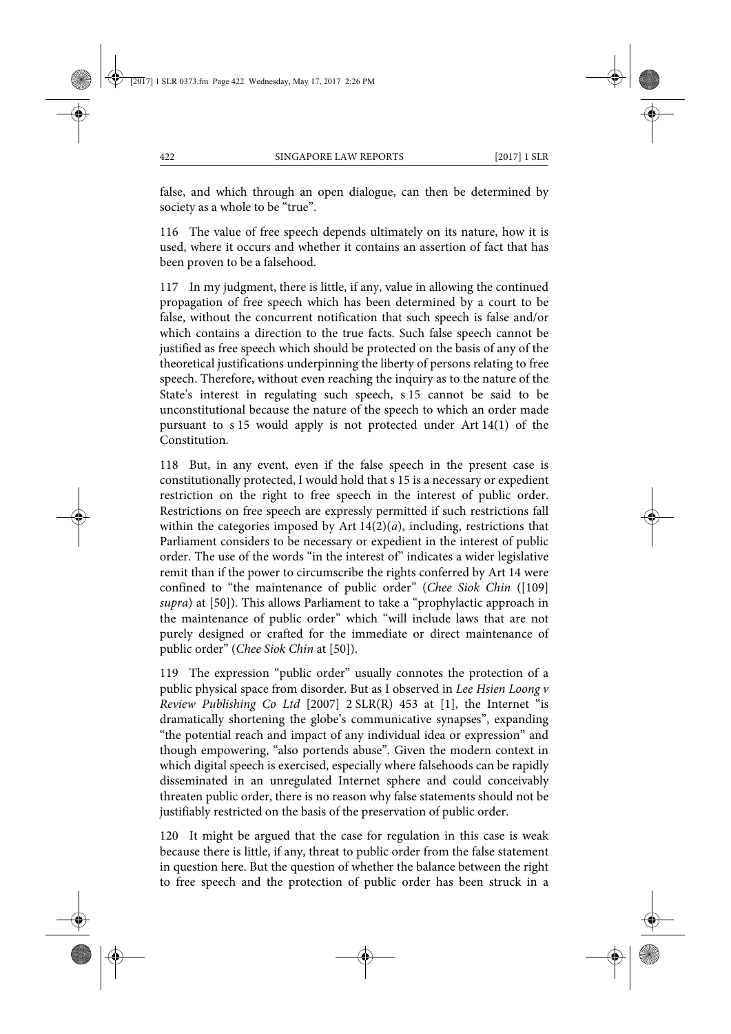false, and which through an open dialogue, can then be determined by society as a whole to be "true".

116 The value of free speech depends ultimately on its nature, how it is used, where it occurs and whether it contains an assertion of fact that has been proven to be a falsehood.

117 In my judgment, there is little, if any, value in allowing the continued propagation of free speech which has been determined by a court to be false, without the concurrent notification that such speech is false and/or which contains a direction to the true facts. Such false speech cannot be justified as free speech which should be protected on the basis of any of the theoretical justifications underpinning the liberty of persons relating to free speech. Therefore, without even reaching the inquiry as to the nature of the State's interest in regulating such speech, s 15 cannot be said to be unconstitutional because the nature of the speech to which an order made pursuant to s 15 would apply is not protected under Art 14(1) of the Constitution.

118 But, in any event, even if the false speech in the present case is constitutionally protected, I would hold that s 15 is a necessary or expedient restriction on the right to free speech in the interest of public order. Restrictions on free speech are expressly permitted if such restrictions fall within the categories imposed by Art 14(2)(*a*), including, restrictions that Parliament considers to be necessary or expedient in the interest of public order. The use of the words "in the interest of" indicates a wider legislative remit than if the power to circumscribe the rights conferred by Art 14 were confined to "the maintenance of public order" (*Chee Siok Chin* ([109] *supra*) at [50]). This allows Parliament to take a "prophylactic approach in the maintenance of public order" which "will include laws that are not purely designed or crafted for the immediate or direct maintenance of public order" (*Chee Siok Chin* at [50]).

119 The expression "public order" usually connotes the protection of a public physical space from disorder. But as I observed in *Lee Hsien Loong v Review Publishing Co Ltd* [2007] 2 SLR(R) 453 at [1], the Internet "is dramatically shortening the globe's communicative synapses", expanding "the potential reach and impact of any individual idea or expression" and though empowering, "also portends abuse". Given the modern context in which digital speech is exercised, especially where falsehoods can be rapidly disseminated in an unregulated Internet sphere and could conceivably threaten public order, there is no reason why false statements should not be justifiably restricted on the basis of the preservation of public order.

120 It might be argued that the case for regulation in this case is weak because there is little, if any, threat to public order from the false statement in question here. But the question of whether the balance between the right to free speech and the protection of public order has been struck in a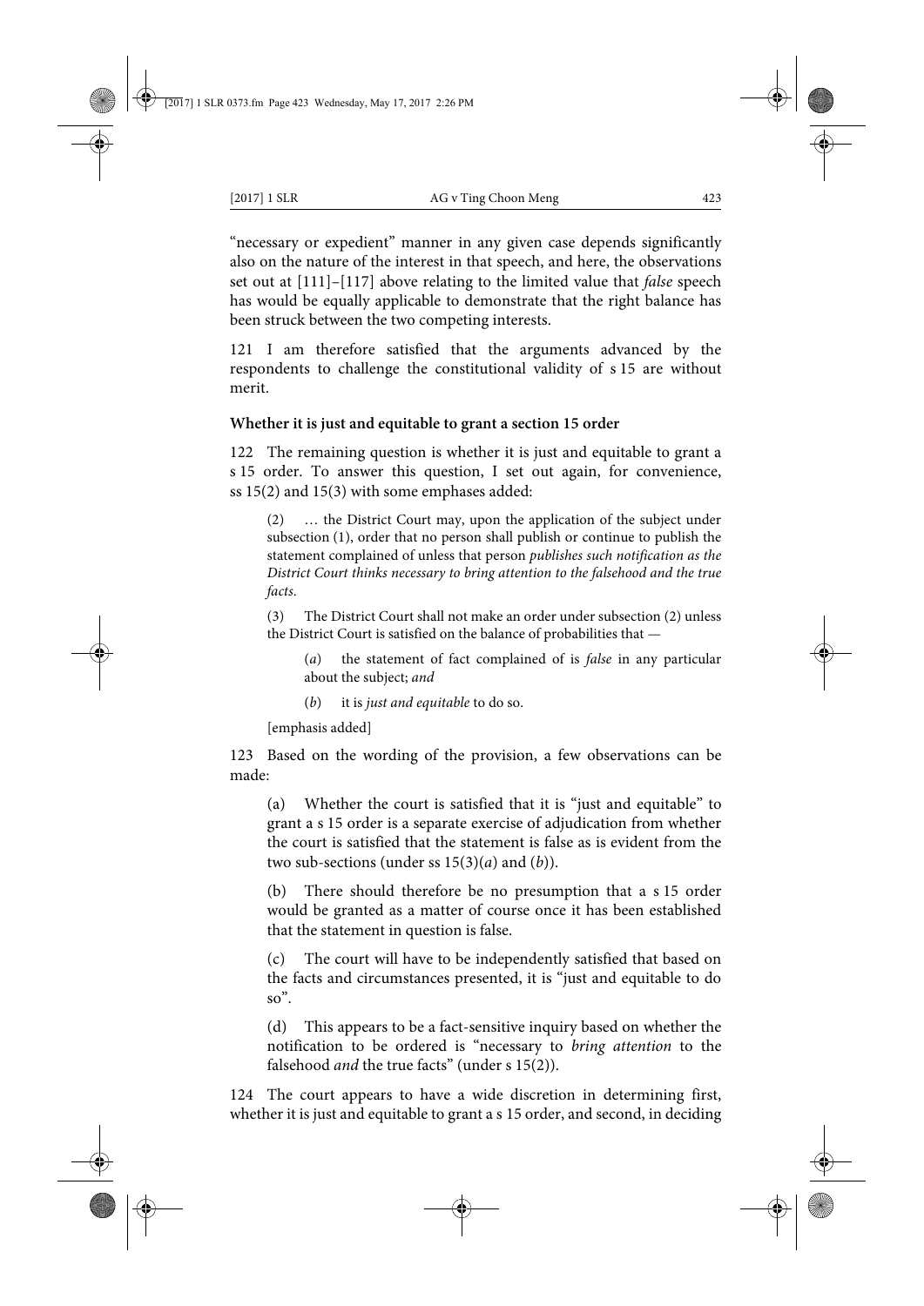"necessary or expedient" manner in any given case depends significantly also on the nature of the interest in that speech, and here, the observations set out at [111]–[117] above relating to the limited value that *false* speech has would be equally applicable to demonstrate that the right balance has been struck between the two competing interests.

121 I am therefore satisfied that the arguments advanced by the respondents to challenge the constitutional validity of s 15 are without merit.

**Whether it is just and equitable to grant a section 15 order**

122 The remaining question is whether it is just and equitable to grant a s 15 order. To answer this question, I set out again, for convenience, ss 15(2) and 15(3) with some emphases added:

> (2) … the District Court may, upon the application of the subject under subsection (1), order that no person shall publish or continue to publish the statement complained of unless that person *publishes such notification as the District Court thinks necessary to bring attention to the falsehood and the true facts*.
>
> (3) The District Court shall not make an order under subsection (2) unless the District Court is satisfied on the balance of probabilities that —
>
> > (*a*) the statement of fact complained of is *false* in any particular about the subject; *and*
> >
> > (*b*) it is *just and equitable* to do so.
>
> [emphasis added]

123 Based on the wording of the provision, a few observations can be made:

> (a) Whether the court is satisfied that it is "just and equitable" to grant a s 15 order is a separate exercise of adjudication from whether the court is satisfied that the statement is false as is evident from the two sub-sections (under ss 15(3)(*a*) and (*b*)).
>
> (b) There should therefore be no presumption that a s 15 order would be granted as a matter of course once it has been established that the statement in question is false.
>
> (c) The court will have to be independently satisfied that based on the facts and circumstances presented, it is "just and equitable to do so".
>
> (d) This appears to be a fact-sensitive inquiry based on whether the notification to be ordered is "necessary to *bring attention* to the falsehood *and* the true facts" (under s 15(2)).

124 The court appears to have a wide discretion in determining first, whether it is just and equitable to grant a s 15 order, and second, in deciding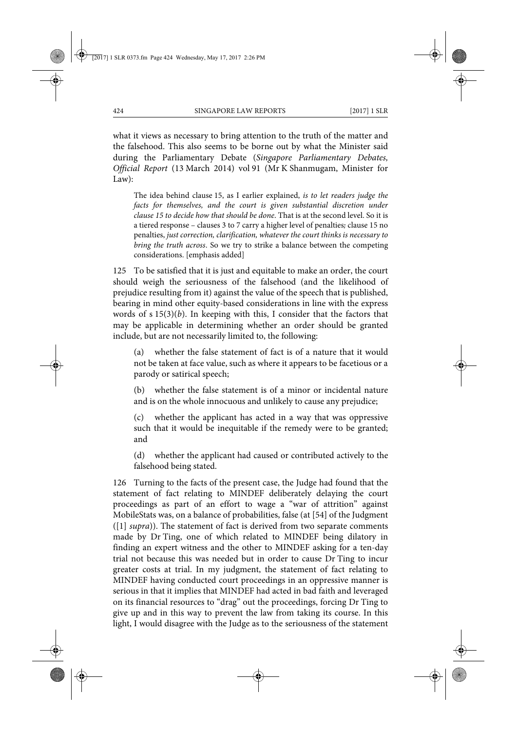what it views as necessary to bring attention to the truth of the matter and the falsehood. This also seems to be borne out by what the Minister said during the Parliamentary Debate (*Singapore Parliamentary Debates, Official Report* (13 March 2014) vol 91 (Mr K Shanmugam, Minister for Law):

> The idea behind clause 15, as I earlier explained, *is to let readers judge the facts for themselves, and the court is given substantial discretion under clause 15 to decide how that should be done*. That is at the second level. So it is a tiered response – clauses 3 to 7 carry a higher level of penalties; clause 15 no penalties, *just correction, clarification, whatever the court thinks is necessary to bring the truth across*. So we try to strike a balance between the competing considerations. [emphasis added]

125 To be satisfied that it is just and equitable to make an order, the court should weigh the seriousness of the falsehood (and the likelihood of prejudice resulting from it) against the value of the speech that is published, bearing in mind other equity-based considerations in line with the express words of s 15(3)(*b*). In keeping with this, I consider that the factors that may be applicable in determining whether an order should be granted include, but are not necessarily limited to, the following:

> (a) whether the false statement of fact is of a nature that it would not be taken at face value, such as where it appears to be facetious or a parody or satirical speech;
>
> (b) whether the false statement is of a minor or incidental nature and is on the whole innocuous and unlikely to cause any prejudice;
>
> (c) whether the applicant has acted in a way that was oppressive such that it would be inequitable if the remedy were to be granted; and
>
> (d) whether the applicant had caused or contributed actively to the falsehood being stated.

126 Turning to the facts of the present case, the Judge had found that the statement of fact relating to MINDEF deliberately delaying the court proceedings as part of an effort to wage a "war of attrition" against MobileStats was, on a balance of probabilities, false (at [54] of the Judgment ([1] *supra*)). The statement of fact is derived from two separate comments made by Dr Ting, one of which related to MINDEF being dilatory in finding an expert witness and the other to MINDEF asking for a ten-day trial not because this was needed but in order to cause Dr Ting to incur greater costs at trial. In my judgment, the statement of fact relating to MINDEF having conducted court proceedings in an oppressive manner is serious in that it implies that MINDEF had acted in bad faith and leveraged on its financial resources to "drag" out the proceedings, forcing Dr Ting to give up and in this way to prevent the law from taking its course. In this light, I would disagree with the Judge as to the seriousness of the statement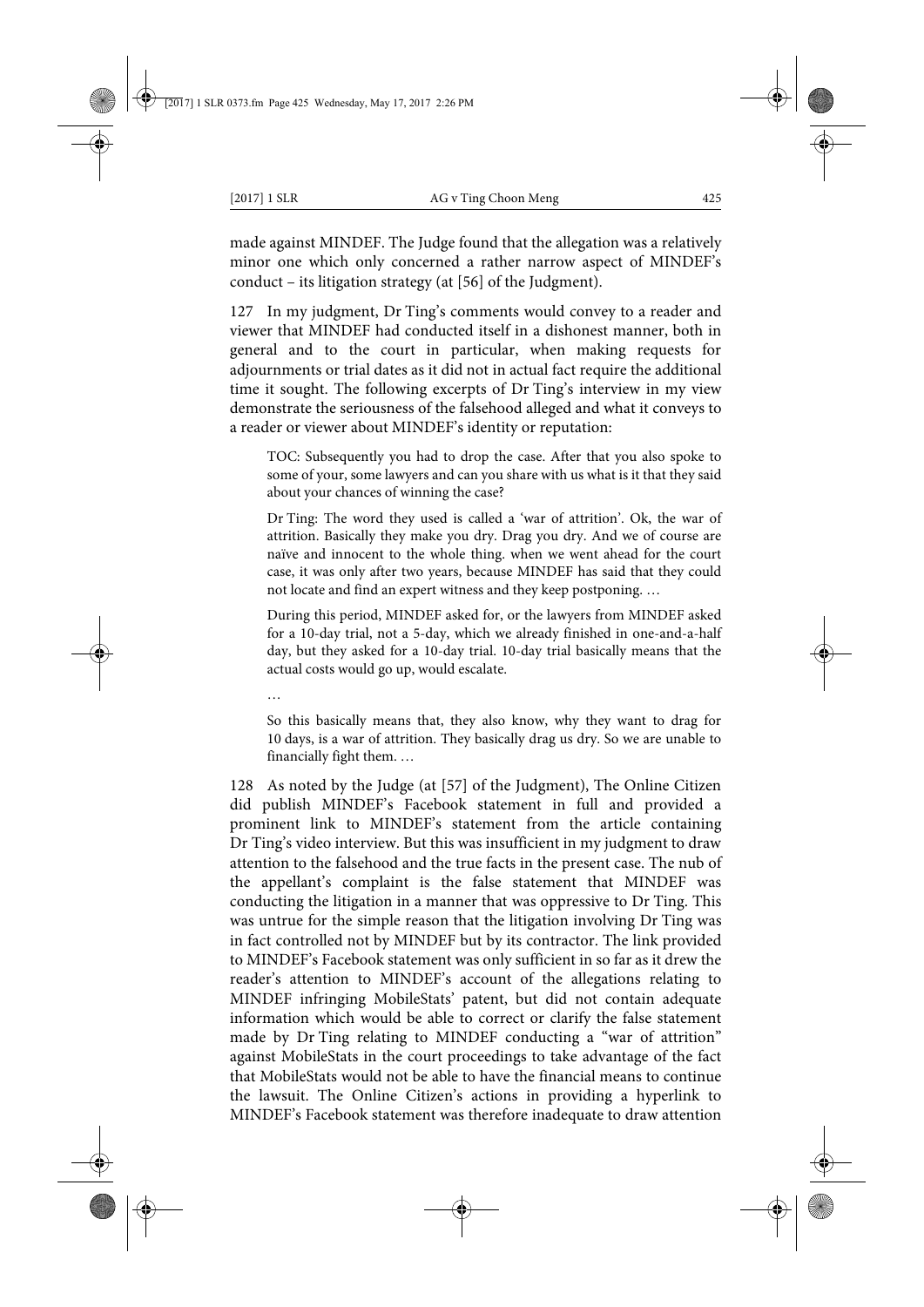made against MINDEF. The Judge found that the allegation was a relatively minor one which only concerned a rather narrow aspect of MINDEF's conduct – its litigation strategy (at [56] of the Judgment).

127 In my judgment, Dr Ting's comments would convey to a reader and viewer that MINDEF had conducted itself in a dishonest manner, both in general and to the court in particular, when making requests for adjournments or trial dates as it did not in actual fact require the additional time it sought. The following excerpts of Dr Ting's interview in my view demonstrate the seriousness of the falsehood alleged and what it conveys to a reader or viewer about MINDEF's identity or reputation:

> TOC: Subsequently you had to drop the case. After that you also spoke to some of your, some lawyers and can you share with us what is it that they said about your chances of winning the case?
>
> Dr Ting: The word they used is called a 'war of attrition'. Ok, the war of attrition. Basically they make you dry. Drag you dry. And we of course are naïve and innocent to the whole thing. when we went ahead for the court case, it was only after two years, because MINDEF has said that they could not locate and find an expert witness and they keep postponing. …
>
> During this period, MINDEF asked for, or the lawyers from MINDEF asked for a 10-day trial, not a 5-day, which we already finished in one-and-a-half day, but they asked for a 10-day trial. 10-day trial basically means that the actual costs would go up, would escalate.
>
> …
>
> So this basically means that, they also know, why they want to drag for 10 days, is a war of attrition. They basically drag us dry. So we are unable to financially fight them. …

128 As noted by the Judge (at [57] of the Judgment), The Online Citizen did publish MINDEF's Facebook statement in full and provided a prominent link to MINDEF's statement from the article containing Dr Ting's video interview. But this was insufficient in my judgment to draw attention to the falsehood and the true facts in the present case. The nub of the appellant's complaint is the false statement that MINDEF was conducting the litigation in a manner that was oppressive to Dr Ting. This was untrue for the simple reason that the litigation involving Dr Ting was in fact controlled not by MINDEF but by its contractor. The link provided to MINDEF's Facebook statement was only sufficient in so far as it drew the reader's attention to MINDEF's account of the allegations relating to MINDEF infringing MobileStats' patent, but did not contain adequate information which would be able to correct or clarify the false statement made by Dr Ting relating to MINDEF conducting a "war of attrition" against MobileStats in the court proceedings to take advantage of the fact that MobileStats would not be able to have the financial means to continue the lawsuit. The Online Citizen's actions in providing a hyperlink to MINDEF's Facebook statement was therefore inadequate to draw attention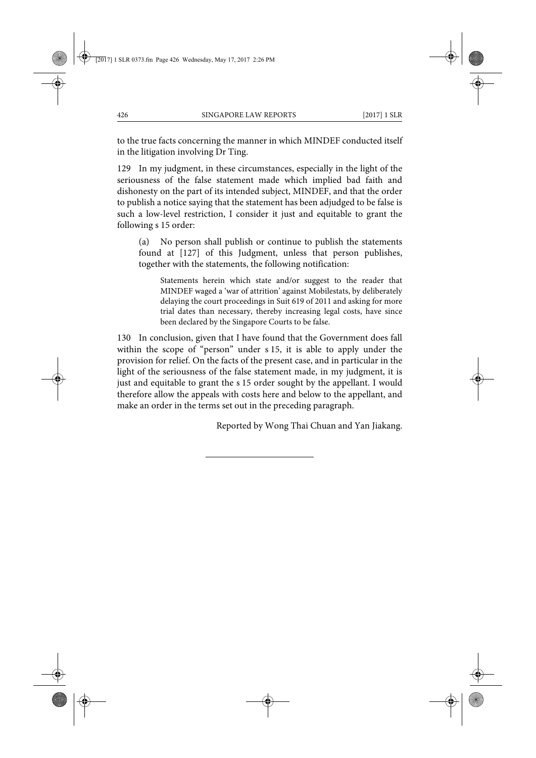to the true facts concerning the manner in which MINDEF conducted itself in the litigation involving Dr Ting.

129 In my judgment, in these circumstances, especially in the light of the seriousness of the false statement made which implied bad faith and dishonesty on the part of its intended subject, MINDEF, and that the order to publish a notice saying that the statement has been adjudged to be false is such a low-level restriction, I consider it just and equitable to grant the following s 15 order:

> (a) No person shall publish or continue to publish the statements found at [127] of this Judgment, unless that person publishes, together with the statements, the following notification:
>
> > Statements herein which state and/or suggest to the reader that MINDEF waged a 'war of attrition' against Mobilestats, by deliberately delaying the court proceedings in Suit 619 of 2011 and asking for more trial dates than necessary, thereby increasing legal costs, have since been declared by the Singapore Courts to be false.

130 In conclusion, given that I have found that the Government does fall within the scope of "person" under s 15, it is able to apply under the provision for relief. On the facts of the present case, and in particular in the light of the seriousness of the false statement made, in my judgment, it is just and equitable to grant the s 15 order sought by the appellant. I would therefore allow the appeals with costs here and below to the appellant, and make an order in the terms set out in the preceding paragraph.

Reported by Wong Thai Chuan and Yan Jiakang.